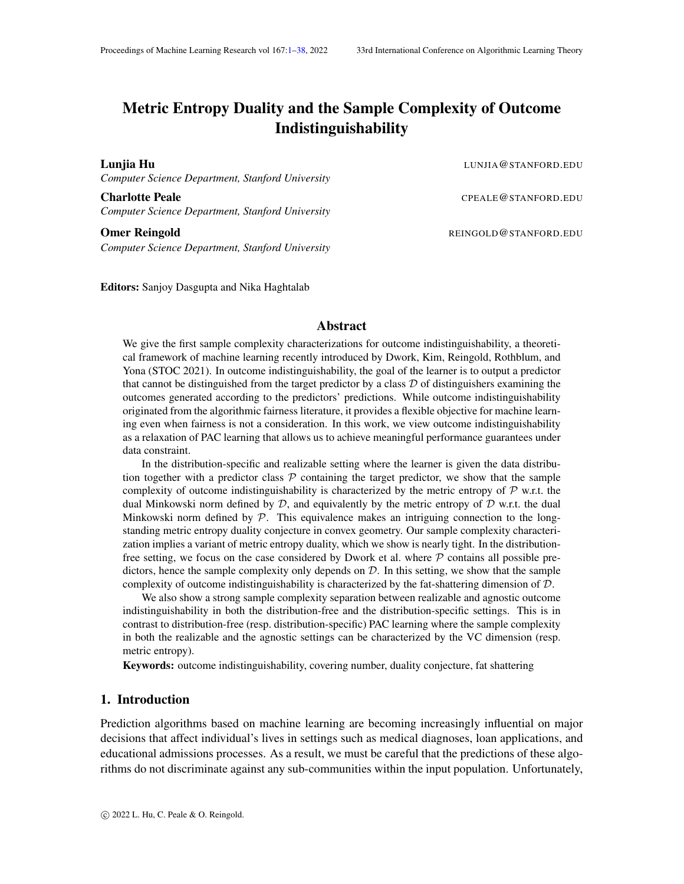# Metric Entropy Duality and the Sample Complexity of Outcome Indistinguishability

**Lunjia Hu** LUNJIA@STANFORD.EDU
*Computer Science Department, Stanford University*

**Charlotte Peale** CPEALE@STANFORD.EDU
*Computer Science Department, Stanford University*

**Omer Reingold** REINGOLD@STANFORD.EDU
*Computer Science Department, Stanford University*

**Editors:** Sanjoy Dasgupta and Nika Haghtalab

## Abstract

We give the first sample complexity characterizations for outcome indistinguishability, a theoretical framework of machine learning recently introduced by Dwork, Kim, Reingold, Rothblum, and Yona (STOC 2021). In outcome indistinguishability, the goal of the learner is to output a predictor that cannot be distinguished from the target predictor by a class $\mathcal{D}$ of distinguishers examining the outcomes generated according to the predictors' predictions. While outcome indistinguishability originated from the algorithmic fairness literature, it provides a flexible objective for machine learning even when fairness is not a consideration. In this work, we view outcome indistinguishability as a relaxation of PAC learning that allows us to achieve meaningful performance guarantees under data constraint.

In the distribution-specific and realizable setting where the learner is given the data distribution together with a predictor class $\mathcal{P}$ containing the target predictor, we show that the sample complexity of outcome indistinguishability is characterized by the metric entropy of $\mathcal{P}$ w.r.t. the dual Minkowski norm defined by $\mathcal{D}$, and equivalently by the metric entropy of $\mathcal{D}$ w.r.t. the dual Minkowski norm defined by $\mathcal{P}$. This equivalence makes an intriguing connection to the long-standing metric entropy duality conjecture in convex geometry. Our sample complexity characterization implies a variant of metric entropy duality, which we show is nearly tight. In the distribution-free setting, we focus on the case considered by Dwork et al. where $\mathcal{P}$ contains all possible predictors, hence the sample complexity only depends on $\mathcal{D}$. In this setting, we show that the sample complexity of outcome indistinguishability is characterized by the fat-shattering dimension of $\mathcal{D}$.

We also show a strong sample complexity separation between realizable and agnostic outcome indistinguishability in both the distribution-free and the distribution-specific settings. This is in contrast to distribution-free (resp. distribution-specific) PAC learning where the sample complexity in both the realizable and the agnostic settings can be characterized by the VC dimension (resp. metric entropy).

**Keywords:** outcome indistinguishability, covering number, duality conjecture, fat shattering

## 1. Introduction

Prediction algorithms based on machine learning are becoming increasingly influential on major decisions that affect individual's lives in settings such as medical diagnoses, loan applications, and educational admissions processes. As a result, we must be careful that the predictions of these algorithms do not discriminate against any sub-communities within the input population. Unfortunately,

© 2022 L. Hu, C. Peale & O. Reingold.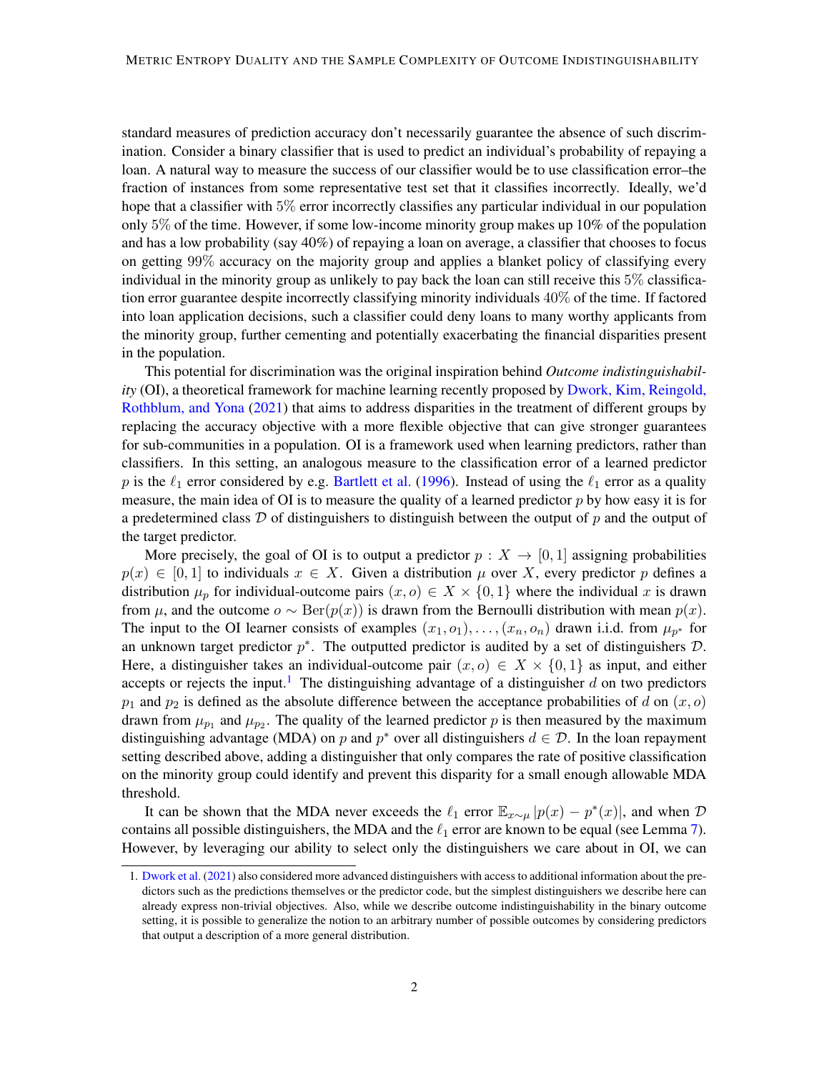standard measures of prediction accuracy don't necessarily guarantee the absence of such discrimination. Consider a binary classifier that is used to predict an individual's probability of repaying a loan. A natural way to measure the success of our classifier would be to use classification error–the fraction of instances from some representative test set that it classifies incorrectly. Ideally, we'd hope that a classifier with $5\%$ error incorrectly classifies any particular individual in our population only $5\%$ of the time. However, if some low-income minority group makes up 10% of the population and has a low probability (say 40%) of repaying a loan on average, a classifier that chooses to focus on getting $99\%$ accuracy on the majority group and applies a blanket policy of classifying every individual in the minority group as unlikely to pay back the loan can still receive this $5\%$ classification error guarantee despite incorrectly classifying minority individuals $40\%$ of the time. If factored into loan application decisions, such a classifier could deny loans to many worthy applicants from the minority group, further cementing and potentially exacerbating the financial disparities present in the population.

This potential for discrimination was the original inspiration behind *Outcome indistinguishability* (OI), a theoretical framework for machine learning recently proposed by Dwork, Kim, Reingold, Rothblum, and Yona (2021) that aims to address disparities in the treatment of different groups by replacing the accuracy objective with a more flexible objective that can give stronger guarantees for sub-communities in a population. OI is a framework used when learning predictors, rather than classifiers. In this setting, an analogous measure to the classification error of a learned predictor $p$ is the $\ell_1$ error considered by e.g. Bartlett et al. (1996). Instead of using the $\ell_1$ error as a quality measure, the main idea of OI is to measure the quality of a learned predictor $p$ by how easy it is for a predetermined class $\mathcal{D}$ of distinguishers to distinguish between the output of $p$ and the output of the target predictor.

More precisely, the goal of OI is to output a predictor $p : X \to [0, 1]$ assigning probabilities $p(x) \in [0, 1]$ to individuals $x \in X$. Given a distribution $\mu$ over $X$, every predictor $p$ defines a distribution $\mu_p$ for individual-outcome pairs $(x, o) \in X \times \{0, 1\}$ where the individual $x$ is drawn from $\mu$, and the outcome $o \sim \mathrm{Ber}(p(x))$ is drawn from the Bernoulli distribution with mean $p(x)$. The input to the OI learner consists of examples $(x_1, o_1), \ldots, (x_n, o_n)$ drawn i.i.d. from $\mu_{p^*}$ for an unknown target predictor $p^*$. The outputted predictor is audited by a set of distinguishers $\mathcal{D}$. Here, a distinguisher takes an individual-outcome pair $(x, o) \in X \times \{0, 1\}$ as input, and either accepts or rejects the input.[1] The distinguishing advantage of a distinguisher $d$ on two predictors $p_1$ and $p_2$ is defined as the absolute difference between the acceptance probabilities of $d$ on $(x, o)$ drawn from $\mu_{p_1}$ and $\mu_{p_2}$. The quality of the learned predictor $p$ is then measured by the maximum distinguishing advantage (MDA) on $p$ and $p^*$ over all distinguishers $d \in \mathcal{D}$. In the loan repayment setting described above, adding a distinguisher that only compares the rate of positive classification on the minority group could identify and prevent this disparity for a small enough allowable MDA threshold.

It can be shown that the MDA never exceeds the $\ell_1$ error $\mathbb{E}_{x\sim\mu} |p(x) - p^*(x)|$, and when $\mathcal{D}$ contains all possible distinguishers, the MDA and the $\ell_1$ error are known to be equal (see Lemma 7). However, by leveraging our ability to select only the distinguishers we care about in OI, we can

1. Dwork et al. (2021) also considered more advanced distinguishers with access to additional information about the predictors such as the predictions themselves or the predictor code, but the simplest distinguishers we describe here can already express non-trivial objectives. Also, while we describe outcome indistinguishability in the binary outcome setting, it is possible to generalize the notion to an arbitrary number of possible outcomes by considering predictors that output a description of a more general distribution.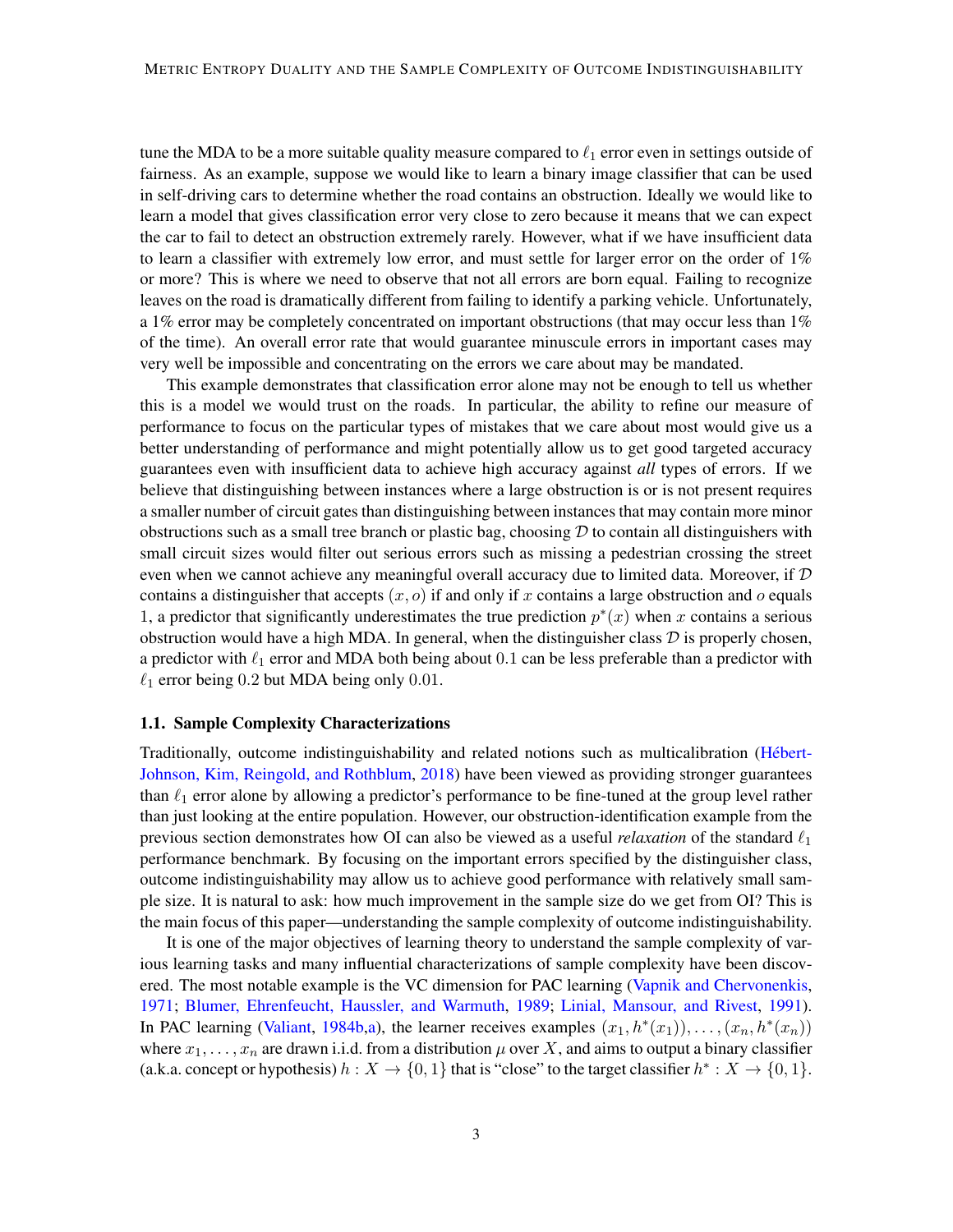tune the MDA to be a more suitable quality measure compared to $\ell_1$ error even in settings outside of fairness. As an example, suppose we would like to learn a binary image classifier that can be used in self-driving cars to determine whether the road contains an obstruction. Ideally we would like to learn a model that gives classification error very close to zero because it means that we can expect the car to fail to detect an obstruction extremely rarely. However, what if we have insufficient data to learn a classifier with extremely low error, and must settle for larger error on the order of $1\%$ or more? This is where we need to observe that not all errors are born equal. Failing to recognize leaves on the road is dramatically different from failing to identify a parking vehicle. Unfortunately, a $1\%$ error may be completely concentrated on important obstructions (that may occur less than $1\%$ of the time). An overall error rate that would guarantee minuscule errors in important cases may very well be impossible and concentrating on the errors we care about may be mandated.

This example demonstrates that classification error alone may not be enough to tell us whether this is a model we would trust on the roads. In particular, the ability to refine our measure of performance to focus on the particular types of mistakes that we care about most would give us a better understanding of performance and might potentially allow us to get good targeted accuracy guarantees even with insufficient data to achieve high accuracy against *all* types of errors. If we believe that distinguishing between instances where a large obstruction is or is not present requires a smaller number of circuit gates than distinguishing between instances that may contain more minor obstructions such as a small tree branch or plastic bag, choosing $\mathcal{D}$ to contain all distinguishers with small circuit sizes would filter out serious errors such as missing a pedestrian crossing the street even when we cannot achieve any meaningful overall accuracy due to limited data. Moreover, if $\mathcal{D}$ contains a distinguisher that accepts $(x, o)$ if and only if $x$ contains a large obstruction and $o$ equals 1, a predictor that significantly underestimates the true prediction $p^*(x)$ when $x$ contains a serious obstruction would have a high MDA. In general, when the distinguisher class $\mathcal{D}$ is properly chosen, a predictor with $\ell_1$ error and MDA both being about $0.1$ can be less preferable than a predictor with $\ell_1$ error being $0.2$ but MDA being only $0.01$.

### 1.1. Sample Complexity Characterizations

Traditionally, outcome indistinguishability and related notions such as multicalibration (Hébert-Johnson, Kim, Reingold, and Rothblum, 2018) have been viewed as providing stronger guarantees than $\ell_1$ error alone by allowing a predictor's performance to be fine-tuned at the group level rather than just looking at the entire population. However, our obstruction-identification example from the previous section demonstrates how OI can also be viewed as a useful *relaxation* of the standard $\ell_1$ performance benchmark. By focusing on the important errors specified by the distinguisher class, outcome indistinguishability may allow us to achieve good performance with relatively small sample size. It is natural to ask: how much improvement in the sample size do we get from OI? This is the main focus of this paper—understanding the sample complexity of outcome indistinguishability.

It is one of the major objectives of learning theory to understand the sample complexity of various learning tasks and many influential characterizations of sample complexity have been discovered. The most notable example is the VC dimension for PAC learning (Vapnik and Chervonenkis, 1971; Blumer, Ehrenfeucht, Haussler, and Warmuth, 1989; Linial, Mansour, and Rivest, 1991). In PAC learning (Valiant, 1984b,a), the learner receives examples $(x_1, h^*(x_1)), \ldots, (x_n, h^*(x_n))$ where $x_1, \ldots, x_n$ are drawn i.i.d. from a distribution $\mu$ over $X$, and aims to output a binary classifier (a.k.a. concept or hypothesis) $h : X \to \{0, 1\}$ that is "close" to the target classifier $h^* : X \to \{0, 1\}$.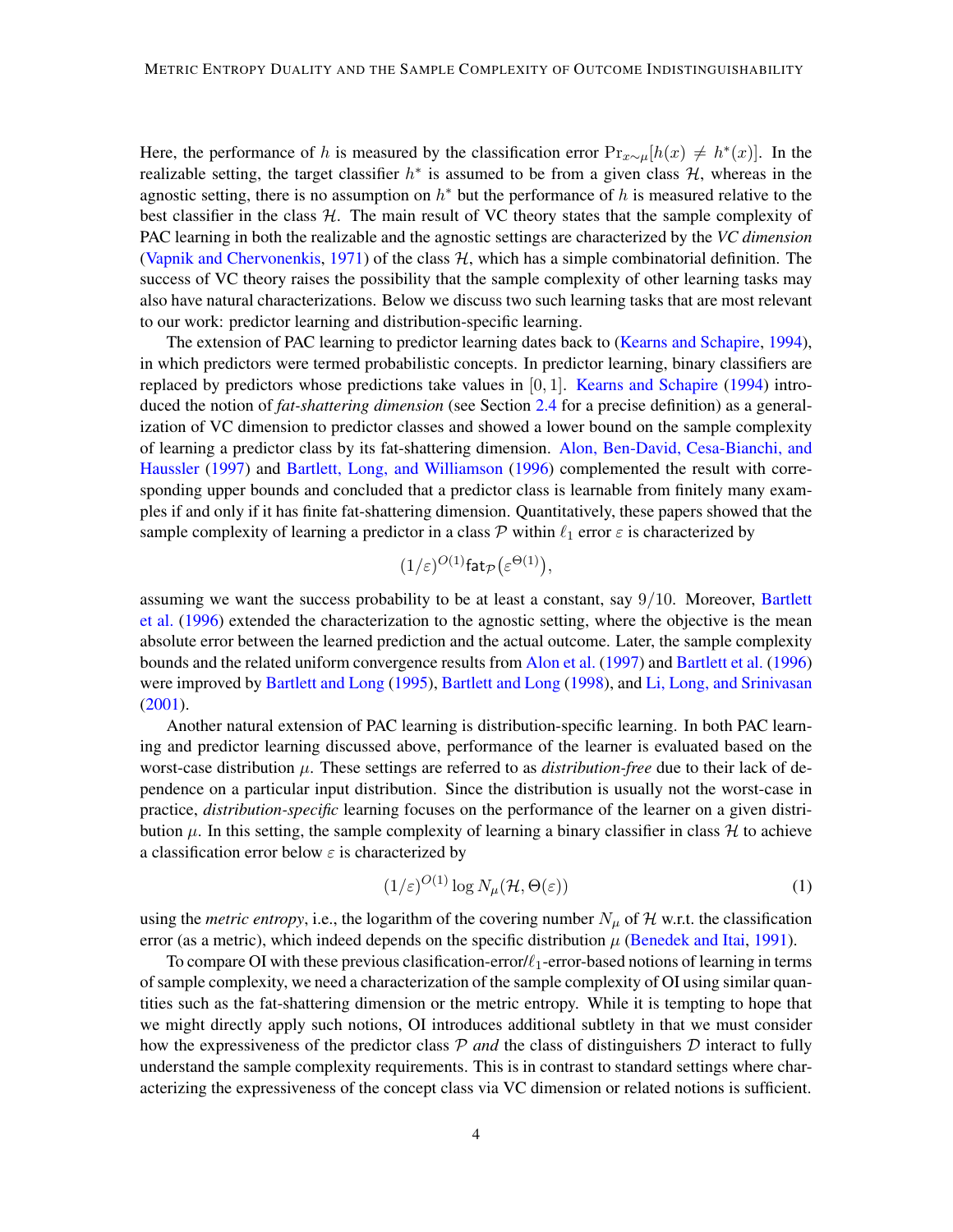Here, the performance of $h$ is measured by the classification error $\Pr_{x\sim\mu}[h(x) \neq h^*(x)]$. In the realizable setting, the target classifier $h^*$ is assumed to be from a given class $\mathcal{H}$, whereas in the agnostic setting, there is no assumption on $h^*$ but the performance of $h$ is measured relative to the best classifier in the class $\mathcal{H}$. The main result of VC theory states that the sample complexity of PAC learning in both the realizable and the agnostic settings are characterized by the *VC dimension* (Vapnik and Chervonenkis, 1971) of the class $\mathcal{H}$, which has a simple combinatorial definition. The success of VC theory raises the possibility that the sample complexity of other learning tasks may also have natural characterizations. Below we discuss two such learning tasks that are most relevant to our work: predictor learning and distribution-specific learning.

The extension of PAC learning to predictor learning dates back to (Kearns and Schapire, 1994), in which predictors were termed probabilistic concepts. In predictor learning, binary classifiers are replaced by predictors whose predictions take values in $[0,1]$. Kearns and Schapire (1994) introduced the notion of *fat-shattering dimension* (see Section 2.4 for a precise definition) as a generalization of VC dimension to predictor classes and showed a lower bound on the sample complexity of learning a predictor class by its fat-shattering dimension. Alon, Ben-David, Cesa-Bianchi, and Haussler (1997) and Bartlett, Long, and Williamson (1996) complemented the result with corresponding upper bounds and concluded that a predictor class is learnable from finitely many examples if and only if it has finite fat-shattering dimension. Quantitatively, these papers showed that the sample complexity of learning a predictor in a class $\mathcal{P}$ within $\ell_1$ error $\varepsilon$ is characterized by

$$(1/\varepsilon)^{O(1)}\mathsf{fat}_{\mathcal{P}}\big(\varepsilon^{\Theta(1)}\big),$$

assuming we want the success probability to be at least a constant, say $9/10$. Moreover, Bartlett et al. (1996) extended the characterization to the agnostic setting, where the objective is the mean absolute error between the learned prediction and the actual outcome. Later, the sample complexity bounds and the related uniform convergence results from Alon et al. (1997) and Bartlett et al. (1996) were improved by Bartlett and Long (1995), Bartlett and Long (1998), and Li, Long, and Srinivasan (2001).

Another natural extension of PAC learning is distribution-specific learning. In both PAC learning and predictor learning discussed above, performance of the learner is evaluated based on the worst-case distribution $\mu$. These settings are referred to as *distribution-free* due to their lack of dependence on a particular input distribution. Since the distribution is usually not the worst-case in practice, *distribution-specific* learning focuses on the performance of the learner on a given distribution $\mu$. In this setting, the sample complexity of learning a binary classifier in class $\mathcal{H}$ to achieve a classification error below $\varepsilon$ is characterized by

$$(1/\varepsilon)^{O(1)}\log N_\mu(\mathcal{H},\Theta(\varepsilon)) \tag{1}$$

using the *metric entropy*, i.e., the logarithm of the covering number $N_\mu$ of $\mathcal{H}$ w.r.t. the classification error (as a metric), which indeed depends on the specific distribution $\mu$ (Benedek and Itai, 1991).

To compare OI with these previous clasification-error/$\ell_1$-error-based notions of learning in terms of sample complexity, we need a characterization of the sample complexity of OI using similar quantities such as the fat-shattering dimension or the metric entropy. While it is tempting to hope that we might directly apply such notions, OI introduces additional subtlety in that we must consider how the expressiveness of the predictor class $\mathcal{P}$ *and* the class of distinguishers $\mathcal{D}$ interact to fully understand the sample complexity requirements. This is in contrast to standard settings where characterizing the expressiveness of the concept class via VC dimension or related notions is sufficient.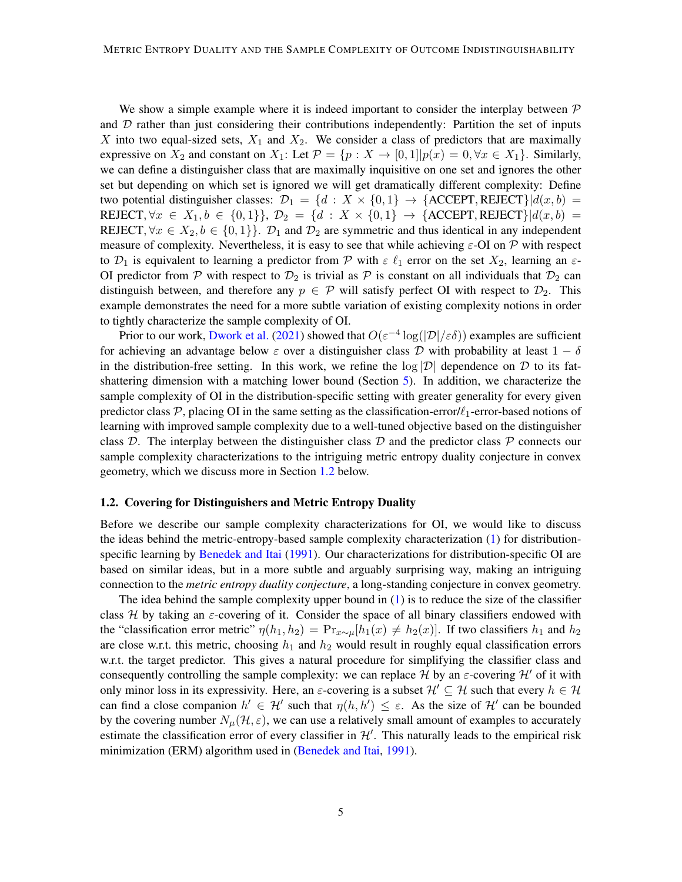We show a simple example where it is indeed important to consider the interplay between $\mathcal{P}$ and $\mathcal{D}$ rather than just considering their contributions independently: Partition the set of inputs $X$ into two equal-sized sets, $X_1$ and $X_2$. We consider a class of predictors that are maximally expressive on $X_2$ and constant on $X_1$: Let $\mathcal{P} = \{p : X \to [0,1] | p(x) = 0, \forall x \in X_1\}$. Similarly, we can define a distinguisher class that are maximally inquisitive on one set and ignores the other set but depending on which set is ignored we will get dramatically different complexity: Define two potential distinguisher classes: $\mathcal{D}_1 = \{d : X \times \{0,1\} \to \{\text{ACCEPT}, \text{REJECT}\} | d(x,b) = \text{REJECT}, \forall x \in X_1, b \in \{0,1\}\}$, $\mathcal{D}_2 = \{d : X \times \{0,1\} \to \{\text{ACCEPT}, \text{REJECT}\} | d(x,b) = \text{REJECT}, \forall x \in X_2, b \in \{0,1\}\}$. $\mathcal{D}_1$ and $\mathcal{D}_2$ are symmetric and thus identical in any independent measure of complexity. Nevertheless, it is easy to see that while achieving $\varepsilon$-OI on $\mathcal{P}$ with respect to $\mathcal{D}_1$ is equivalent to learning a predictor from $\mathcal{P}$ with $\varepsilon$ $\ell_1$ error on the set $X_2$, learning an $\varepsilon$-OI predictor from $\mathcal{P}$ with respect to $\mathcal{D}_2$ is trivial as $\mathcal{P}$ is constant on all individuals that $\mathcal{D}_2$ can distinguish between, and therefore any $p \in \mathcal{P}$ will satisfy perfect OI with respect to $\mathcal{D}_2$. This example demonstrates the need for a more subtle variation of existing complexity notions in order to tightly characterize the sample complexity of OI.

Prior to our work, Dwork et al. (2021) showed that $O(\varepsilon^{-4} \log(|\mathcal{D}|/\varepsilon\delta))$ examples are sufficient for achieving an advantage below $\varepsilon$ over a distinguisher class $\mathcal{D}$ with probability at least $1 - \delta$ in the distribution-free setting. In this work, we refine the $\log |\mathcal{D}|$ dependence on $\mathcal{D}$ to its fat-shattering dimension with a matching lower bound (Section 5). In addition, we characterize the sample complexity of OI in the distribution-specific setting with greater generality for every given predictor class $\mathcal{P}$, placing OI in the same setting as the classification-error/$\ell_1$-error-based notions of learning with improved sample complexity due to a well-tuned objective based on the distinguisher class $\mathcal{D}$. The interplay between the distinguisher class $\mathcal{D}$ and the predictor class $\mathcal{P}$ connects our sample complexity characterizations to the intriguing metric entropy duality conjecture in convex geometry, which we discuss more in Section 1.2 below.

### 1.2. Covering for Distinguishers and Metric Entropy Duality

Before we describe our sample complexity characterizations for OI, we would like to discuss the ideas behind the metric-entropy-based sample complexity characterization (1) for distribution-specific learning by Benedek and Itai (1991). Our characterizations for distribution-specific OI are based on similar ideas, but in a more subtle and arguably surprising way, making an intriguing connection to the *metric entropy duality conjecture*, a long-standing conjecture in convex geometry.

The idea behind the sample complexity upper bound in (1) is to reduce the size of the classifier class $\mathcal{H}$ by taking an $\varepsilon$-covering of it. Consider the space of all binary classifiers endowed with the "classification error metric" $\eta(h_1, h_2) = \Pr_{x \sim \mu}[h_1(x) \neq h_2(x)]$. If two classifiers $h_1$ and $h_2$ are close w.r.t. this metric, choosing $h_1$ and $h_2$ would result in roughly equal classification errors w.r.t. the target predictor. This gives a natural procedure for simplifying the classifier class and consequently controlling the sample complexity: we can replace $\mathcal{H}$ by an $\varepsilon$-covering $\mathcal{H}'$ of it with only minor loss in its expressivity. Here, an $\varepsilon$-covering is a subset $\mathcal{H}' \subseteq \mathcal{H}$ such that every $h \in \mathcal{H}$ can find a close companion $h' \in \mathcal{H}'$ such that $\eta(h, h') \leq \varepsilon$. As the size of $\mathcal{H}'$ can be bounded by the covering number $N_\mu(\mathcal{H}, \varepsilon)$, we can use a relatively small amount of examples to accurately estimate the classification error of every classifier in $\mathcal{H}'$. This naturally leads to the empirical risk minimization (ERM) algorithm used in (Benedek and Itai, 1991).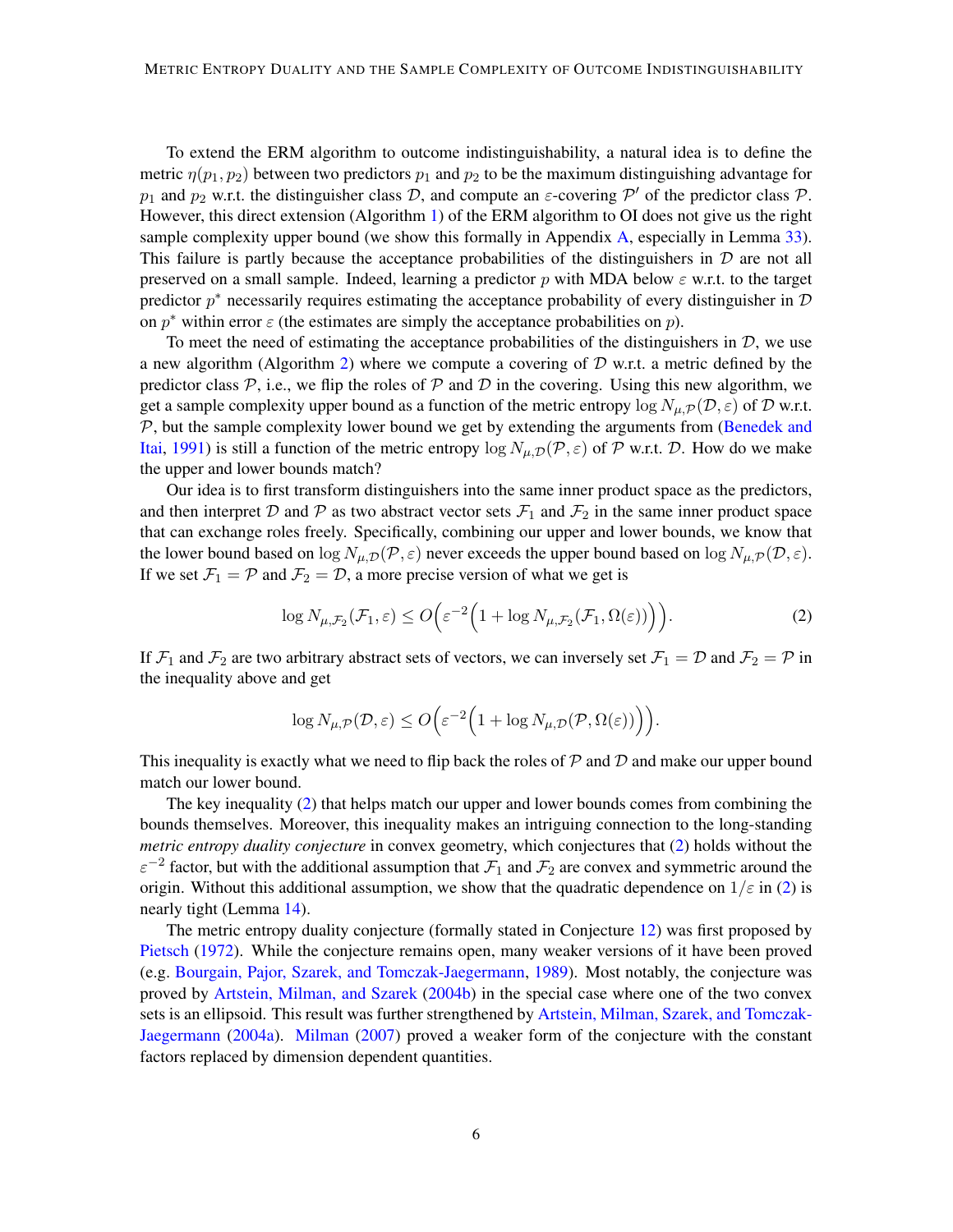To extend the ERM algorithm to outcome indistinguishability, a natural idea is to define the metric $\eta(p_1, p_2)$ between two predictors $p_1$ and $p_2$ to be the maximum distinguishing advantage for $p_1$ and $p_2$ w.r.t. the distinguisher class $\mathcal{D}$, and compute an $\varepsilon$-covering $\mathcal{P}'$ of the predictor class $\mathcal{P}$. However, this direct extension (Algorithm 1) of the ERM algorithm to OI does not give us the right sample complexity upper bound (we show this formally in Appendix A, especially in Lemma 33). This failure is partly because the acceptance probabilities of the distinguishers in $\mathcal{D}$ are not all preserved on a small sample. Indeed, learning a predictor $p$ with MDA below $\varepsilon$ w.r.t. to the target predictor $p^*$ necessarily requires estimating the acceptance probability of every distinguisher in $\mathcal{D}$ on $p^*$ within error $\varepsilon$ (the estimates are simply the acceptance probabilities on $p$).

To meet the need of estimating the acceptance probabilities of the distinguishers in $\mathcal{D}$, we use a new algorithm (Algorithm 2) where we compute a covering of $\mathcal{D}$ w.r.t. a metric defined by the predictor class $\mathcal{P}$, i.e., we flip the roles of $\mathcal{P}$ and $\mathcal{D}$ in the covering. Using this new algorithm, we get a sample complexity upper bound as a function of the metric entropy $\log N_{\mu,\mathcal{P}}(\mathcal{D}, \varepsilon)$ of $\mathcal{D}$ w.r.t. $\mathcal{P}$, but the sample complexity lower bound we get by extending the arguments from (Benedek and Itai, 1991) is still a function of the metric entropy $\log N_{\mu,\mathcal{D}}(\mathcal{P}, \varepsilon)$ of $\mathcal{P}$ w.r.t. $\mathcal{D}$. How do we make the upper and lower bounds match?

Our idea is to first transform distinguishers into the same inner product space as the predictors, and then interpret $\mathcal{D}$ and $\mathcal{P}$ as two abstract vector sets $\mathcal{F}_1$ and $\mathcal{F}_2$ in the same inner product space that can exchange roles freely. Specifically, combining our upper and lower bounds, we know that the lower bound based on $\log N_{\mu,\mathcal{D}}(\mathcal{P}, \varepsilon)$ never exceeds the upper bound based on $\log N_{\mu,\mathcal{P}}(\mathcal{D}, \varepsilon)$. If we set $\mathcal{F}_1 = \mathcal{P}$ and $\mathcal{F}_2 = \mathcal{D}$, a more precise version of what we get is

$$\log N_{\mu,\mathcal{F}_2}(\mathcal{F}_1, \varepsilon) \le O\Big(\varepsilon^{-2}\Big(1 + \log N_{\mu,\mathcal{F}_2}(\mathcal{F}_1, \Omega(\varepsilon))\Big)\Big). \tag{2}$$

If $\mathcal{F}_1$ and $\mathcal{F}_2$ are two arbitrary abstract sets of vectors, we can inversely set $\mathcal{F}_1 = \mathcal{D}$ and $\mathcal{F}_2 = \mathcal{P}$ in the inequality above and get

$$\log N_{\mu,\mathcal{P}}(\mathcal{D}, \varepsilon) \le O\Big(\varepsilon^{-2}\Big(1 + \log N_{\mu,\mathcal{D}}(\mathcal{P}, \Omega(\varepsilon))\Big)\Big).$$

This inequality is exactly what we need to flip back the roles of $\mathcal{P}$ and $\mathcal{D}$ and make our upper bound match our lower bound.

The key inequality (2) that helps match our upper and lower bounds comes from combining the bounds themselves. Moreover, this inequality makes an intriguing connection to the long-standing *metric entropy duality conjecture* in convex geometry, which conjectures that (2) holds without the $\varepsilon^{-2}$ factor, but with the additional assumption that $\mathcal{F}_1$ and $\mathcal{F}_2$ are convex and symmetric around the origin. Without this additional assumption, we show that the quadratic dependence on $1/\varepsilon$ in (2) is nearly tight (Lemma 14).

The metric entropy duality conjecture (formally stated in Conjecture 12) was first proposed by Pietsch (1972). While the conjecture remains open, many weaker versions of it have been proved (e.g. Bourgain, Pajor, Szarek, and Tomczak-Jaegermann, 1989). Most notably, the conjecture was proved by Artstein, Milman, and Szarek (2004b) in the special case where one of the two convex sets is an ellipsoid. This result was further strengthened by Artstein, Milman, Szarek, and Tomczak-Jaegermann (2004a). Milman (2007) proved a weaker form of the conjecture with the constant factors replaced by dimension dependent quantities.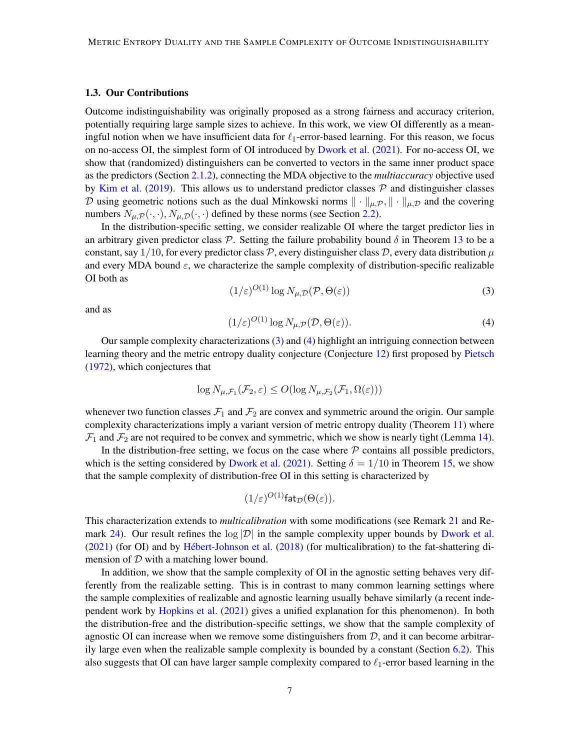### 1.3. Our Contributions

Outcome indistinguishability was originally proposed as a strong fairness and accuracy criterion, potentially requiring large sample sizes to achieve. In this work, we view OI differently as a meaningful notion when we have insufficient data for $\ell_1$-error-based learning. For this reason, we focus on no-access OI, the simplest form of OI introduced by Dwork et al. (2021). For no-access OI, we show that (randomized) distinguishers can be converted to vectors in the same inner product space as the predictors (Section 2.1.2), connecting the MDA objective to the *multiaccuracy* objective used by Kim et al. (2019). This allows us to understand predictor classes $\mathcal{P}$ and distinguisher classes $\mathcal{D}$ using geometric notions such as the dual Minkowski norms $\|\cdot\|_{\mu,\mathcal{P}}, \|\cdot\|_{\mu,\mathcal{D}}$ and the covering numbers $N_{\mu,\mathcal{P}}(\cdot,\cdot), N_{\mu,\mathcal{D}}(\cdot,\cdot)$ defined by these norms (see Section 2.2).

In the distribution-specific setting, we consider realizable OI where the target predictor lies in an arbitrary given predictor class $\mathcal{P}$. Setting the failure probability bound $\delta$ in Theorem 13 to be a constant, say $1/10$, for every predictor class $\mathcal{P}$, every distinguisher class $\mathcal{D}$, every data distribution $\mu$ and every MDA bound $\varepsilon$, we characterize the sample complexity of distribution-specific realizable OI both as

$$(1/\varepsilon)^{O(1)} \log N_{\mu,\mathcal{D}}(\mathcal{P}, \Theta(\varepsilon)) \tag{3}$$

and as

$$(1/\varepsilon)^{O(1)} \log N_{\mu,\mathcal{P}}(\mathcal{D}, \Theta(\varepsilon)). \tag{4}$$

Our sample complexity characterizations (3) and (4) highlight an intriguing connection between learning theory and the metric entropy duality conjecture (Conjecture 12) first proposed by Pietsch (1972), which conjectures that

$$\log N_{\mu,\mathcal{F}_1}(\mathcal{F}_2, \varepsilon) \le O(\log N_{\mu,\mathcal{F}_2}(\mathcal{F}_1, \Omega(\varepsilon)))$$

whenever two function classes $\mathcal{F}_1$ and $\mathcal{F}_2$ are convex and symmetric around the origin. Our sample complexity characterizations imply a variant version of metric entropy duality (Theorem 11) where $\mathcal{F}_1$ and $\mathcal{F}_2$ are not required to be convex and symmetric, which we show is nearly tight (Lemma 14).

In the distribution-free setting, we focus on the case where $\mathcal{P}$ contains all possible predictors, which is the setting considered by Dwork et al. (2021). Setting $\delta = 1/10$ in Theorem 15, we show that the sample complexity of distribution-free OI in this setting is characterized by

$$(1/\varepsilon)^{O(1)} \mathsf{fat}_{\mathcal{D}}(\Theta(\varepsilon)).$$

This characterization extends to *multicalibration* with some modifications (see Remark 21 and Remark 24). Our result refines the $\log|\mathcal{D}|$ in the sample complexity upper bounds by Dwork et al. (2021) (for OI) and by Hébert-Johnson et al. (2018) (for multicalibration) to the fat-shattering dimension of $\mathcal{D}$ with a matching lower bound.

In addition, we show that the sample complexity of OI in the agnostic setting behaves very differently from the realizable setting. This is in contrast to many common learning settings where the sample complexities of realizable and agnostic learning usually behave similarly (a recent independent work by Hopkins et al. (2021) gives a unified explanation for this phenomenon). In both the distribution-free and the distribution-specific settings, we show that the sample complexity of agnostic OI can increase when we remove some distinguishers from $\mathcal{D}$, and it can become arbitrarily large even when the realizable sample complexity is bounded by a constant (Section 6.2). This also suggests that OI can have larger sample complexity compared to $\ell_1$-error based learning in the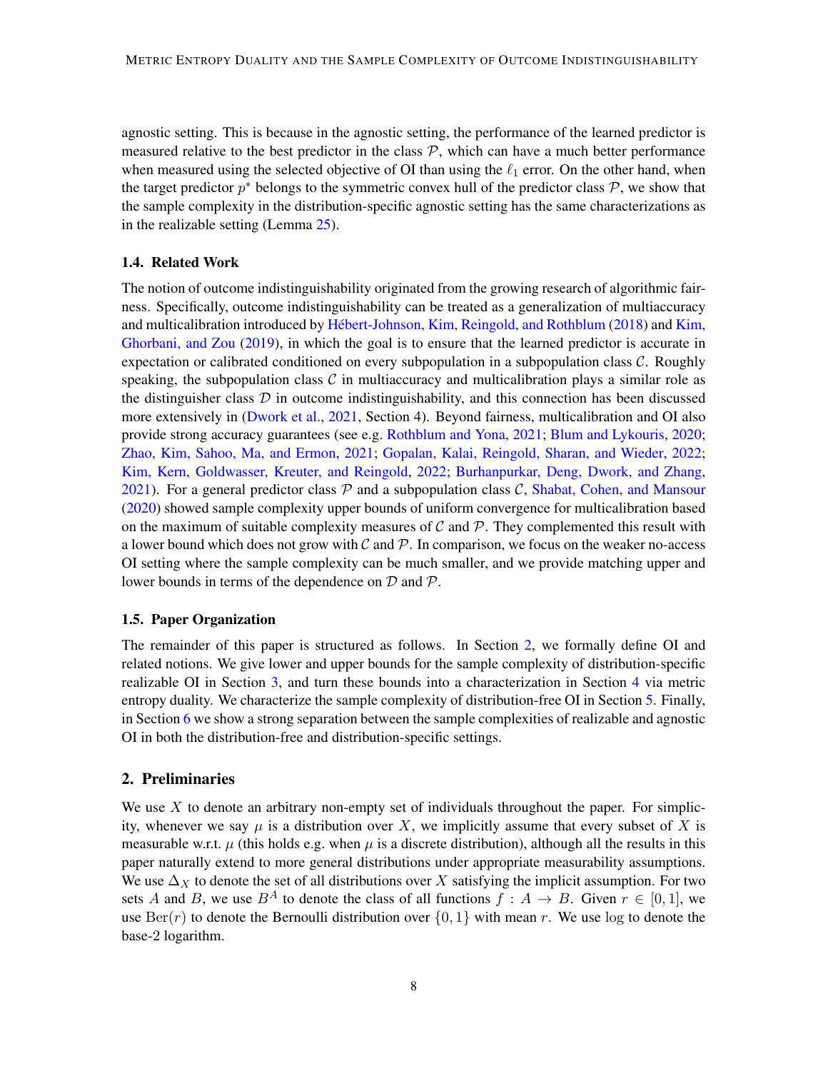agnostic setting. This is because in the agnostic setting, the performance of the learned predictor is measured relative to the best predictor in the class $\mathcal{P}$, which can have a much better performance when measured using the selected objective of OI than using the $\ell_1$ error. On the other hand, when the target predictor $p^*$ belongs to the symmetric convex hull of the predictor class $\mathcal{P}$, we show that the sample complexity in the distribution-specific agnostic setting has the same characterizations as in the realizable setting (Lemma 25).

### 1.4. Related Work

The notion of outcome indistinguishability originated from the growing research of algorithmic fairness. Specifically, outcome indistinguishability can be treated as a generalization of multiaccuracy and multicalibration introduced by Hébert-Johnson, Kim, Reingold, and Rothblum (2018) and Kim, Ghorbani, and Zou (2019), in which the goal is to ensure that the learned predictor is accurate in expectation or calibrated conditioned on every subpopulation in a subpopulation class $\mathcal{C}$. Roughly speaking, the subpopulation class $\mathcal{C}$ in multiaccuracy and multicalibration plays a similar role as the distinguisher class $\mathcal{D}$ in outcome indistinguishability, and this connection has been discussed more extensively in (Dwork et al., 2021, Section 4). Beyond fairness, multicalibration and OI also provide strong accuracy guarantees (see e.g. Rothblum and Yona, 2021; Blum and Lykouris, 2020; Zhao, Kim, Sahoo, Ma, and Ermon, 2021; Gopalan, Kalai, Reingold, Sharan, and Wieder, 2022; Kim, Kern, Goldwasser, Kreuter, and Reingold, 2022; Burhanpurkar, Deng, Dwork, and Zhang, 2021). For a general predictor class $\mathcal{P}$ and a subpopulation class $\mathcal{C}$, Shabat, Cohen, and Mansour (2020) showed sample complexity upper bounds of uniform convergence for multicalibration based on the maximum of suitable complexity measures of $\mathcal{C}$ and $\mathcal{P}$. They complemented this result with a lower bound which does not grow with $\mathcal{C}$ and $\mathcal{P}$. In comparison, we focus on the weaker no-access OI setting where the sample complexity can be much smaller, and we provide matching upper and lower bounds in terms of the dependence on $\mathcal{D}$ and $\mathcal{P}$.

### 1.5. Paper Organization

The remainder of this paper is structured as follows. In Section 2, we formally define OI and related notions. We give lower and upper bounds for the sample complexity of distribution-specific realizable OI in Section 3, and turn these bounds into a characterization in Section 4 via metric entropy duality. We characterize the sample complexity of distribution-free OI in Section 5. Finally, in Section 6 we show a strong separation between the sample complexities of realizable and agnostic OI in both the distribution-free and distribution-specific settings.

## 2. Preliminaries

We use $X$ to denote an arbitrary non-empty set of individuals throughout the paper. For simplicity, whenever we say $\mu$ is a distribution over $X$, we implicitly assume that every subset of $X$ is measurable w.r.t. $\mu$ (this holds e.g. when $\mu$ is a discrete distribution), although all the results in this paper naturally extend to more general distributions under appropriate measurability assumptions. We use $\Delta_X$ to denote the set of all distributions over $X$ satisfying the implicit assumption. For two sets $A$ and $B$, we use $B^A$ to denote the class of all functions $f : A \to B$. Given $r \in [0,1]$, we use $\mathrm{Ber}(r)$ to denote the Bernoulli distribution over $\{0,1\}$ with mean $r$. We use $\log$ to denote the base-2 logarithm.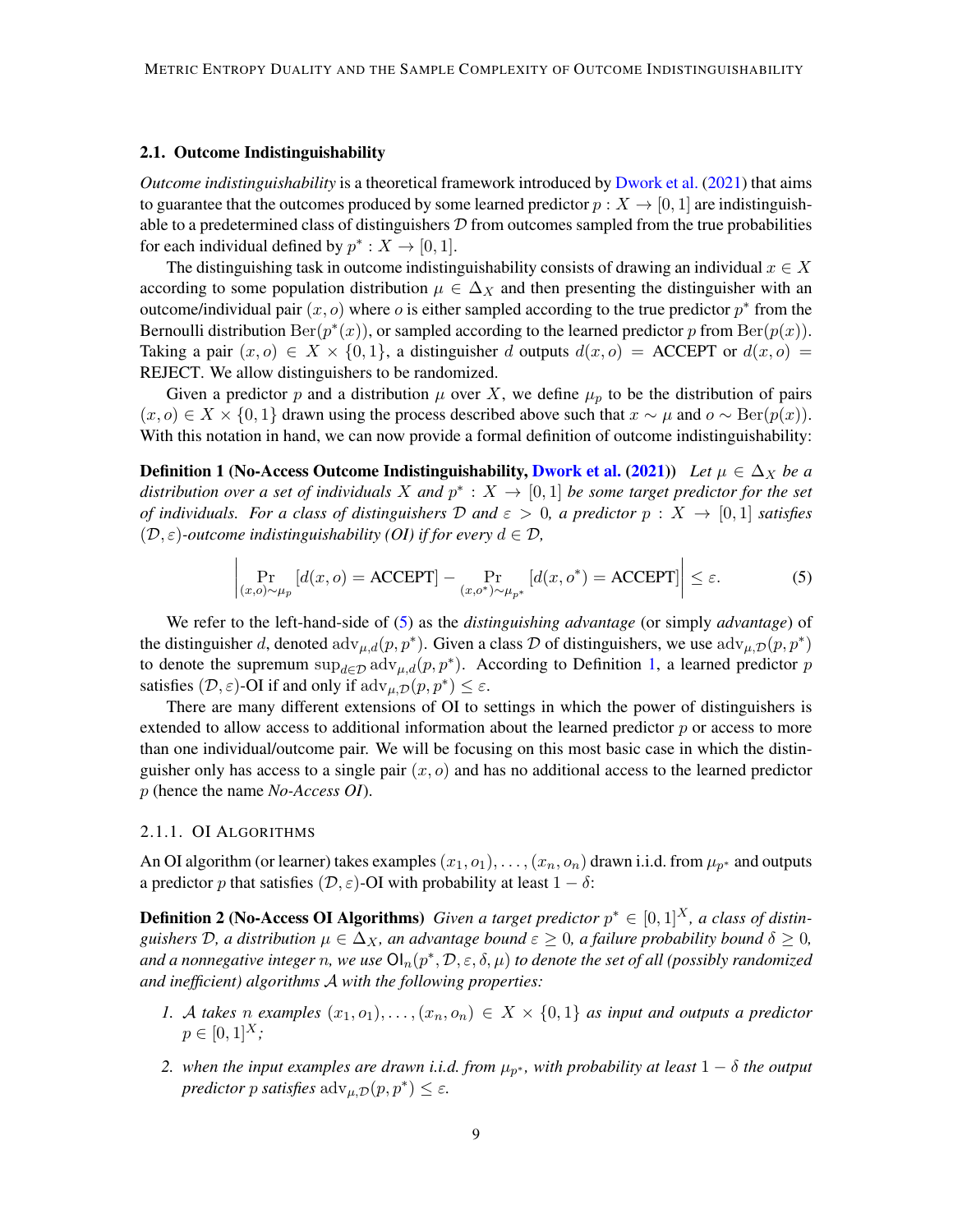### 2.1. Outcome Indistinguishability

*Outcome indistinguishability* is a theoretical framework introduced by Dwork et al. (2021) that aims to guarantee that the outcomes produced by some learned predictor $p : X \to [0,1]$ are indistinguishable to a predetermined class of distinguishers $\mathcal{D}$ from outcomes sampled from the true probabilities for each individual defined by $p^* : X \to [0,1]$.

The distinguishing task in outcome indistinguishability consists of drawing an individual $x \in X$ according to some population distribution $\mu \in \Delta_X$ and then presenting the distinguisher with an outcome/individual pair $(x, o)$ where $o$ is either sampled according to the true predictor $p^*$ from the Bernoulli distribution $\mathrm{Ber}(p^*(x))$, or sampled according to the learned predictor $p$ from $\mathrm{Ber}(p(x))$. Taking a pair $(x, o) \in X \times \{0,1\}$, a distinguisher $d$ outputs $d(x,o) = \text{ACCEPT}$ or $d(x,o) = \text{REJECT}$. We allow distinguishers to be randomized.

Given a predictor $p$ and a distribution $\mu$ over $X$, we define $\mu_p$ to be the distribution of pairs $(x, o) \in X \times \{0,1\}$ drawn using the process described above such that $x \sim \mu$ and $o \sim \mathrm{Ber}(p(x))$. With this notation in hand, we can now provide a formal definition of outcome indistinguishability:

**Definition 1 (No-Access Outcome Indistinguishability, Dwork et al. (2021))** *Let $\mu \in \Delta_X$ be a distribution over a set of individuals $X$ and $p^* : X \to [0,1]$ be some target predictor for the set of individuals. For a class of distinguishers $\mathcal{D}$ and $\varepsilon > 0$, a predictor $p : X \to [0,1]$ satisfies $(\mathcal{D}, \varepsilon)$-outcome indistinguishability (OI) if for every $d \in \mathcal{D}$,*

$$\left| \Pr_{(x,o)\sim\mu_p}[d(x,o) = \text{ACCEPT}] - \Pr_{(x,o^*)\sim\mu_{p^*}}[d(x,o^*) = \text{ACCEPT}] \right| \le \varepsilon. \tag{5}$$

We refer to the left-hand-side of (5) as the *distinguishing advantage* (or simply *advantage*) of the distinguisher $d$, denoted $\mathrm{adv}_{\mu,d}(p, p^*)$. Given a class $\mathcal{D}$ of distinguishers, we use $\mathrm{adv}_{\mu,\mathcal{D}}(p, p^*)$ to denote the supremum $\sup_{d\in\mathcal{D}} \mathrm{adv}_{\mu,d}(p, p^*)$. According to Definition 1, a learned predictor $p$ satisfies $(\mathcal{D}, \varepsilon)$-OI if and only if $\mathrm{adv}_{\mu,\mathcal{D}}(p, p^*) \le \varepsilon$.

There are many different extensions of OI to settings in which the power of distinguishers is extended to allow access to additional information about the learned predictor $p$ or access to more than one individual/outcome pair. We will be focusing on this most basic case in which the distinguisher only has access to a single pair $(x, o)$ and has no additional access to the learned predictor $p$ (hence the name *No-Access OI*).

#### 2.1.1. OI Algorithms

An OI algorithm (or learner) takes examples $(x_1, o_1), \ldots, (x_n, o_n)$ drawn i.i.d. from $\mu_{p^*}$ and outputs a predictor $p$ that satisfies $(\mathcal{D}, \varepsilon)$-OI with probability at least $1 - \delta$:

**Definition 2 (No-Access OI Algorithms)** *Given a target predictor $p^* \in [0,1]^X$, a class of distinguishers $\mathcal{D}$, a distribution $\mu \in \Delta_X$, an advantage bound $\varepsilon \ge 0$, a failure probability bound $\delta \ge 0$, and a nonnegative integer $n$, we use $\mathsf{OI}_n(p^*, \mathcal{D}, \varepsilon, \delta, \mu)$ to denote the set of all (possibly randomized and inefficient) algorithms $\mathcal{A}$ with the following properties:*

1. *$\mathcal{A}$ takes $n$ examples $(x_1, o_1), \ldots, (x_n, o_n) \in X \times \{0,1\}$ as input and outputs a predictor $p \in [0,1]^X$;*
2. *when the input examples are drawn i.i.d. from $\mu_{p^*}$, with probability at least $1 - \delta$ the output predictor $p$ satisfies $\mathrm{adv}_{\mu,\mathcal{D}}(p, p^*) \le \varepsilon$.*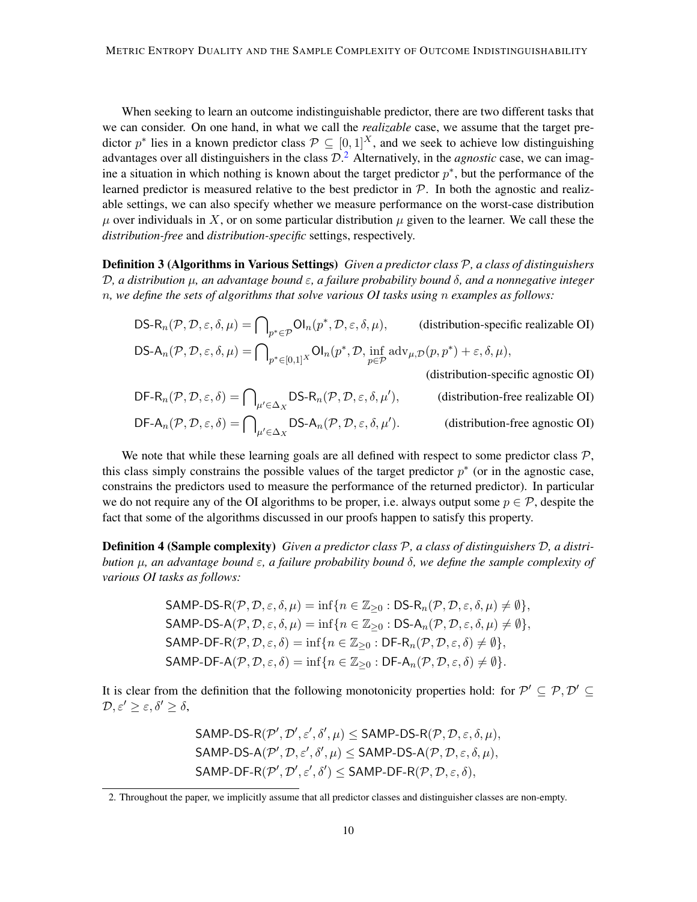When seeking to learn an outcome indistinguishable predictor, there are two different tasks that we can consider. On one hand, in what we call the *realizable* case, we assume that the target predictor $p^*$ lies in a known predictor class $\mathcal{P} \subseteq [0,1]^X$, and we seek to achieve low distinguishing advantages over all distinguishers in the class $\mathcal{D}$.[2] Alternatively, in the *agnostic* case, we can imagine a situation in which nothing is known about the target predictor $p^*$, but the performance of the learned predictor is measured relative to the best predictor in $\mathcal{P}$. In both the agnostic and realizable settings, we can also specify whether we measure performance on the worst-case distribution $\mu$ over individuals in $X$, or on some particular distribution $\mu$ given to the learner. We call these the *distribution-free* and *distribution-specific* settings, respectively.

**Definition 3 (Algorithms in Various Settings)** *Given a predictor class $\mathcal{P}$, a class of distinguishers $\mathcal{D}$, a distribution $\mu$, an advantage bound $\varepsilon$, a failure probability bound $\delta$, and a nonnegative integer $n$, we define the sets of algorithms that solve various OI tasks using $n$ examples as follows:*

$$\mathsf{DS\text{-}R}_n(\mathcal{P}, \mathcal{D}, \varepsilon, \delta, \mu) = \bigcap\nolimits_{p^* \in \mathcal{P}} \mathsf{OI}_n(p^*, \mathcal{D}, \varepsilon, \delta, \mu), \qquad \text{(distribution-specific realizable OI)}$$

$$\mathsf{DS\text{-}A}_n(\mathcal{P}, \mathcal{D}, \varepsilon, \delta, \mu) = \bigcap\nolimits_{p^* \in [0,1]^X} \mathsf{OI}_n(p^*, \mathcal{D}, \inf_{p \in \mathcal{P}} \mathrm{adv}_{\mu,\mathcal{D}}(p, p^*) + \varepsilon, \delta, \mu),$$

$$\text{(distribution-specific agnostic OI)}$$

$$\mathsf{DF\text{-}R}_n(\mathcal{P}, \mathcal{D}, \varepsilon, \delta) = \bigcap\nolimits_{\mu' \in \Delta_X} \mathsf{DS\text{-}R}_n(\mathcal{P}, \mathcal{D}, \varepsilon, \delta, \mu'), \qquad \text{(distribution-free realizable OI)}$$

$$\mathsf{DF\text{-}A}_n(\mathcal{P}, \mathcal{D}, \varepsilon, \delta) = \bigcap\nolimits_{\mu' \in \Delta_X} \mathsf{DS\text{-}A}_n(\mathcal{P}, \mathcal{D}, \varepsilon, \delta, \mu'). \qquad \text{(distribution-free agnostic OI)}$$

We note that while these learning goals are all defined with respect to some predictor class $\mathcal{P}$, this class simply constrains the possible values of the target predictor $p^*$ (or in the agnostic case, constrains the predictors used to measure the performance of the returned predictor). In particular we do not require any of the OI algorithms to be proper, i.e. always output some $p \in \mathcal{P}$, despite the fact that some of the algorithms discussed in our proofs happen to satisfy this property.

**Definition 4 (Sample complexity)** *Given a predictor class $\mathcal{P}$, a class of distinguishers $\mathcal{D}$, a distribution $\mu$, an advantage bound $\varepsilon$, a failure probability bound $\delta$, we define the sample complexity of various OI tasks as follows:*

$$\mathsf{SAMP\text{-}DS\text{-}R}(\mathcal{P}, \mathcal{D}, \varepsilon, \delta, \mu) = \inf\{n \in \mathbb{Z}_{\geq 0} : \mathsf{DS\text{-}R}_n(\mathcal{P}, \mathcal{D}, \varepsilon, \delta, \mu) \neq \emptyset\},$$
$$\mathsf{SAMP\text{-}DS\text{-}A}(\mathcal{P}, \mathcal{D}, \varepsilon, \delta, \mu) = \inf\{n \in \mathbb{Z}_{\geq 0} : \mathsf{DS\text{-}A}_n(\mathcal{P}, \mathcal{D}, \varepsilon, \delta, \mu) \neq \emptyset\},$$
$$\mathsf{SAMP\text{-}DF\text{-}R}(\mathcal{P}, \mathcal{D}, \varepsilon, \delta) = \inf\{n \in \mathbb{Z}_{\geq 0} : \mathsf{DF\text{-}R}_n(\mathcal{P}, \mathcal{D}, \varepsilon, \delta) \neq \emptyset\},$$
$$\mathsf{SAMP\text{-}DF\text{-}A}(\mathcal{P}, \mathcal{D}, \varepsilon, \delta) = \inf\{n \in \mathbb{Z}_{\geq 0} : \mathsf{DF\text{-}A}_n(\mathcal{P}, \mathcal{D}, \varepsilon, \delta) \neq \emptyset\}.$$

It is clear from the definition that the following monotonicity properties hold: for $\mathcal{P}' \subseteq \mathcal{P}, \mathcal{D}' \subseteq \mathcal{D}, \varepsilon' \geq \varepsilon, \delta' \geq \delta$,

$$\mathsf{SAMP\text{-}DS\text{-}R}(\mathcal{P}', \mathcal{D}', \varepsilon', \delta', \mu) \leq \mathsf{SAMP\text{-}DS\text{-}R}(\mathcal{P}, \mathcal{D}, \varepsilon, \delta, \mu),$$
$$\mathsf{SAMP\text{-}DS\text{-}A}(\mathcal{P}', \mathcal{D}, \varepsilon', \delta', \mu) \leq \mathsf{SAMP\text{-}DS\text{-}A}(\mathcal{P}, \mathcal{D}, \varepsilon, \delta, \mu),$$
$$\mathsf{SAMP\text{-}DF\text{-}R}(\mathcal{P}', \mathcal{D}', \varepsilon', \delta') \leq \mathsf{SAMP\text{-}DF\text{-}R}(\mathcal{P}, \mathcal{D}, \varepsilon, \delta),$$

2. Throughout the paper, we implicitly assume that all predictor classes and distinguisher classes are non-empty.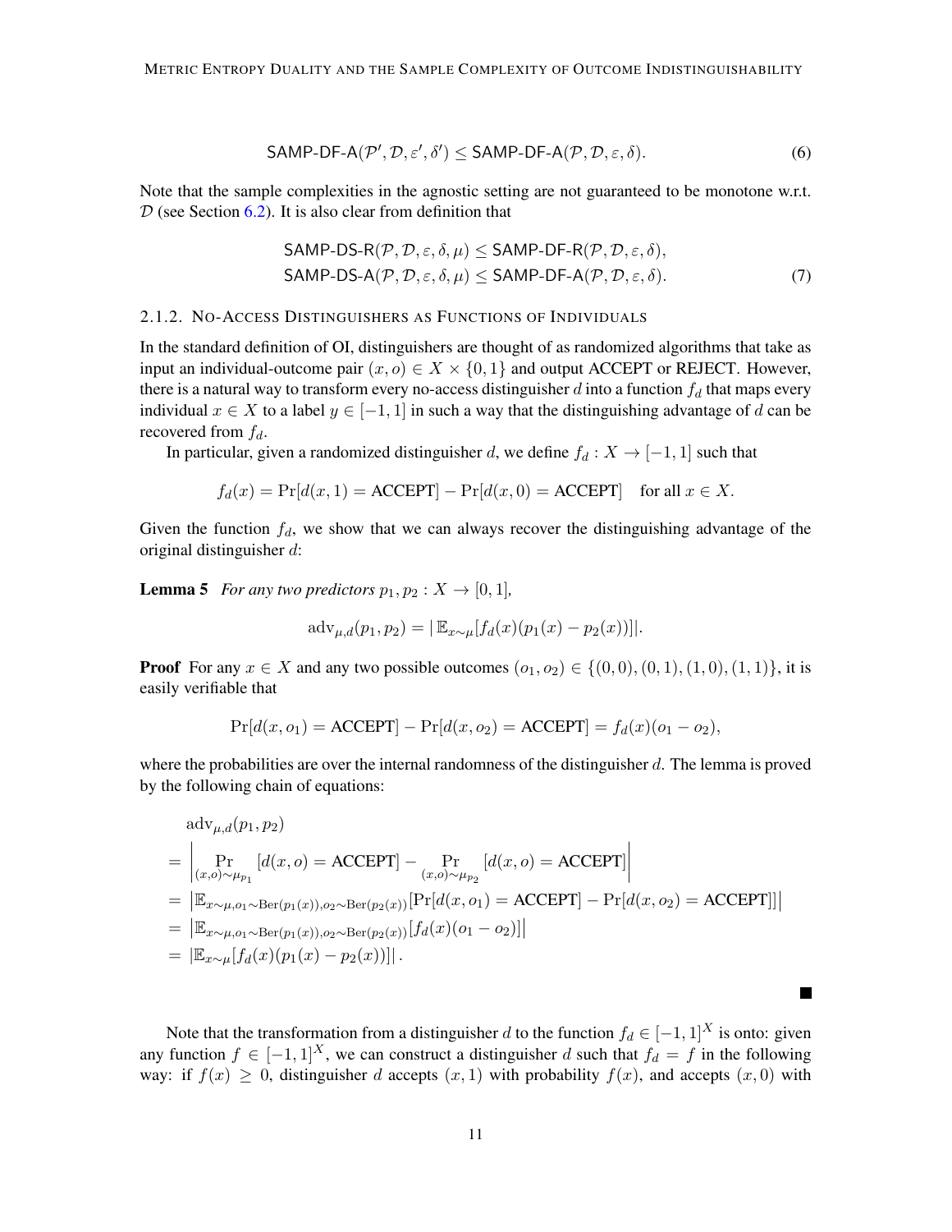$$\mathsf{SAMP\text{-}DF\text{-}A}(\mathcal{P}', \mathcal{D}, \varepsilon', \delta') \le \mathsf{SAMP\text{-}DF\text{-}A}(\mathcal{P}, \mathcal{D}, \varepsilon, \delta). \tag{6}$$

Note that the sample complexities in the agnostic setting are not guaranteed to be monotone w.r.t. $\mathcal{D}$ (see Section 6.2). It is also clear from definition that

$$\begin{aligned}
&\mathsf{SAMP\text{-}DS\text{-}R}(\mathcal{P}, \mathcal{D}, \varepsilon, \delta, \mu) \le \mathsf{SAMP\text{-}DF\text{-}R}(\mathcal{P}, \mathcal{D}, \varepsilon, \delta),\\
&\mathsf{SAMP\text{-}DS\text{-}A}(\mathcal{P}, \mathcal{D}, \varepsilon, \delta, \mu) \le \mathsf{SAMP\text{-}DF\text{-}A}(\mathcal{P}, \mathcal{D}, \varepsilon, \delta).
\end{aligned} \tag{7}$$

#### 2.1.2. No-Access Distinguishers as Functions of Individuals

In the standard definition of OI, distinguishers are thought of as randomized algorithms that take as input an individual-outcome pair $(x, o) \in X \times \{0, 1\}$ and output ACCEPT or REJECT. However, there is a natural way to transform every no-access distinguisher $d$ into a function $f_d$ that maps every individual $x \in X$ to a label $y \in [-1, 1]$ in such a way that the distinguishing advantage of $d$ can be recovered from $f_d$.

In particular, given a randomized distinguisher $d$, we define $f_d : X \to [-1, 1]$ such that

$$f_d(x) = \Pr[d(x, 1) = \text{ACCEPT}] - \Pr[d(x, 0) = \text{ACCEPT}] \quad \text{for all } x \in X.$$

Given the function $f_d$, we show that we can always recover the distinguishing advantage of the original distinguisher $d$:

**Lemma 5** *For any two predictors $p_1, p_2 : X \to [0, 1]$,*

$$\text{adv}_{\mu,d}(p_1, p_2) = |\,\mathbb{E}_{x\sim\mu}[f_d(x)(p_1(x) - p_2(x))]|.$$

**Proof** For any $x \in X$ and any two possible outcomes $(o_1, o_2) \in \{(0, 0), (0, 1), (1, 0), (1, 1)\}$, it is easily verifiable that

$$\Pr[d(x, o_1) = \text{ACCEPT}] - \Pr[d(x, o_2) = \text{ACCEPT}] = f_d(x)(o_1 - o_2),$$

where the probabilities are over the internal randomness of the distinguisher $d$. The lemma is proved by the following chain of equations:

$$\begin{aligned}
&\text{adv}_{\mu,d}(p_1, p_2)\\
=\ & \left| \Pr_{(x,o)\sim\mu_{p_1}}[d(x, o) = \text{ACCEPT}] - \Pr_{(x,o)\sim\mu_{p_2}}[d(x, o) = \text{ACCEPT}] \right|\\
=\ & \left|\mathbb{E}_{x\sim\mu, o_1\sim\text{Ber}(p_1(x)), o_2\sim\text{Ber}(p_2(x))}[\Pr[d(x, o_1) = \text{ACCEPT}] - \Pr[d(x, o_2) = \text{ACCEPT}]]\right|\\
=\ & \left|\mathbb{E}_{x\sim\mu, o_1\sim\text{Ber}(p_1(x)), o_2\sim\text{Ber}(p_2(x))}[f_d(x)(o_1 - o_2)]\right|\\
=\ & \left|\mathbb{E}_{x\sim\mu}[f_d(x)(p_1(x) - p_2(x))]\right|.
\end{aligned}$$

■

Note that the transformation from a distinguisher $d$ to the function $f_d \in [-1, 1]^X$ is onto: given any function $f \in [-1, 1]^X$, we can construct a distinguisher $d$ such that $f_d = f$ in the following way: if $f(x) \ge 0$, distinguisher $d$ accepts $(x, 1)$ with probability $f(x)$, and accepts $(x, 0)$ with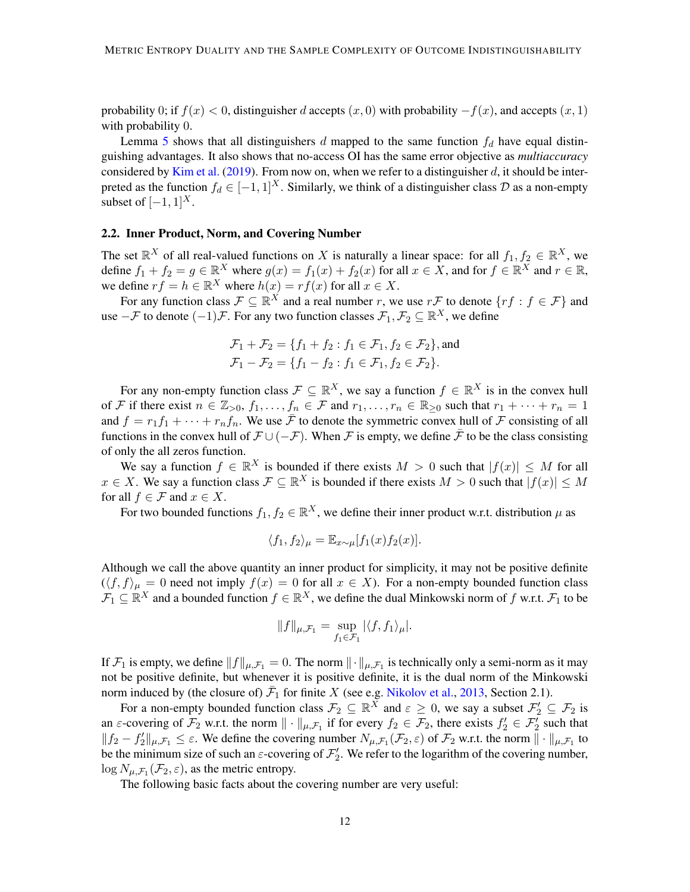probability 0; if $f(x) < 0$, distinguisher $d$ accepts $(x, 0)$ with probability $-f(x)$, and accepts $(x, 1)$ with probability 0.

Lemma 5 shows that all distinguishers $d$ mapped to the same function $f_d$ have equal distinguishing advantages. It also shows that no-access OI has the same error objective as *multiaccuracy* considered by Kim et al. (2019). From now on, when we refer to a distinguisher $d$, it should be interpreted as the function $f_d \in [-1, 1]^X$. Similarly, we think of a distinguisher class $\mathcal{D}$ as a non-empty subset of $[-1, 1]^X$.

### 2.2. Inner Product, Norm, and Covering Number

The set $\mathbb{R}^X$ of all real-valued functions on $X$ is naturally a linear space: for all $f_1, f_2 \in \mathbb{R}^X$, we define $f_1 + f_2 = g \in \mathbb{R}^X$ where $g(x) = f_1(x) + f_2(x)$ for all $x \in X$, and for $f \in \mathbb{R}^X$ and $r \in \mathbb{R}$, we define $rf = h \in \mathbb{R}^X$ where $h(x) = rf(x)$ for all $x \in X$.

For any function class $\mathcal{F} \subseteq \mathbb{R}^X$ and a real number $r$, we use $r\mathcal{F}$ to denote $\{rf : f \in \mathcal{F}\}$ and use $-\mathcal{F}$ to denote $(-1)\mathcal{F}$. For any two function classes $\mathcal{F}_1, \mathcal{F}_2 \subseteq \mathbb{R}^X$, we define

$$
\begin{aligned}
\mathcal{F}_1 + \mathcal{F}_2 &= \{f_1 + f_2 : f_1 \in \mathcal{F}_1, f_2 \in \mathcal{F}_2\}, \text{and} \\
\mathcal{F}_1 - \mathcal{F}_2 &= \{f_1 - f_2 : f_1 \in \mathcal{F}_1, f_2 \in \mathcal{F}_2\}.
\end{aligned}
$$

For any non-empty function class $\mathcal{F} \subseteq \mathbb{R}^X$, we say a function $f \in \mathbb{R}^X$ is in the convex hull of $\mathcal{F}$ if there exist $n \in \mathbb{Z}_{>0}$, $f_1, \ldots, f_n \in \mathcal{F}$ and $r_1, \ldots, r_n \in \mathbb{R}_{\geq 0}$ such that $r_1 + \cdots + r_n = 1$ and $f = r_1 f_1 + \cdots + r_n f_n$. We use $\bar{\mathcal{F}}$ to denote the symmetric convex hull of $\mathcal{F}$ consisting of all functions in the convex hull of $\mathcal{F} \cup (-\mathcal{F})$. When $\mathcal{F}$ is empty, we define $\bar{\mathcal{F}}$ to be the class consisting of only the all zeros function.

We say a function $f \in \mathbb{R}^X$ is bounded if there exists $M > 0$ such that $|f(x)| \leq M$ for all $x \in X$. We say a function class $\mathcal{F} \subseteq \mathbb{R}^X$ is bounded if there exists $M > 0$ such that $|f(x)| \leq M$ for all $f \in \mathcal{F}$ and $x \in X$.

For two bounded functions $f_1, f_2 \in \mathbb{R}^X$, we define their inner product w.r.t. distribution $\mu$ as

$$
\langle f_1, f_2 \rangle_\mu = \mathbb{E}_{x \sim \mu}[f_1(x) f_2(x)].
$$

Although we call the above quantity an inner product for simplicity, it may not be positive definite ($\langle f, f \rangle_\mu = 0$ need not imply $f(x) = 0$ for all $x \in X$). For a non-empty bounded function class $\mathcal{F}_1 \subseteq \mathbb{R}^X$ and a bounded function $f \in \mathbb{R}^X$, we define the dual Minkowski norm of $f$ w.r.t. $\mathcal{F}_1$ to be

$$
\|f\|_{\mu, \mathcal{F}_1} = \sup_{f_1 \in \mathcal{F}_1} |\langle f, f_1 \rangle_\mu|.
$$

If $\mathcal{F}_1$ is empty, we define $\|f\|_{\mu, \mathcal{F}_1} = 0$. The norm $\|\cdot\|_{\mu, \mathcal{F}_1}$ is technically only a semi-norm as it may not be positive definite, but whenever it is positive definite, it is the dual norm of the Minkowski norm induced by (the closure of) $\bar{\mathcal{F}}_1$ for finite $X$ (see e.g. Nikolov et al., 2013, Section 2.1).

For a non-empty bounded function class $\mathcal{F}_2 \subseteq \mathbb{R}^X$ and $\varepsilon \geq 0$, we say a subset $\mathcal{F}_2' \subseteq \mathcal{F}_2$ is an $\varepsilon$-covering of $\mathcal{F}_2$ w.r.t. the norm $\|\cdot\|_{\mu, \mathcal{F}_1}$ if for every $f_2 \in \mathcal{F}_2$, there exists $f_2' \in \mathcal{F}_2'$ such that $\|f_2 - f_2'\|_{\mu, \mathcal{F}_1} \leq \varepsilon$. We define the covering number $N_{\mu, \mathcal{F}_1}(\mathcal{F}_2, \varepsilon)$ of $\mathcal{F}_2$ w.r.t. the norm $\|\cdot\|_{\mu, \mathcal{F}_1}$ to be the minimum size of such an $\varepsilon$-covering of $\mathcal{F}_2'$. We refer to the logarithm of the covering number, $\log N_{\mu, \mathcal{F}_1}(\mathcal{F}_2, \varepsilon)$, as the metric entropy.

The following basic facts about the covering number are very useful: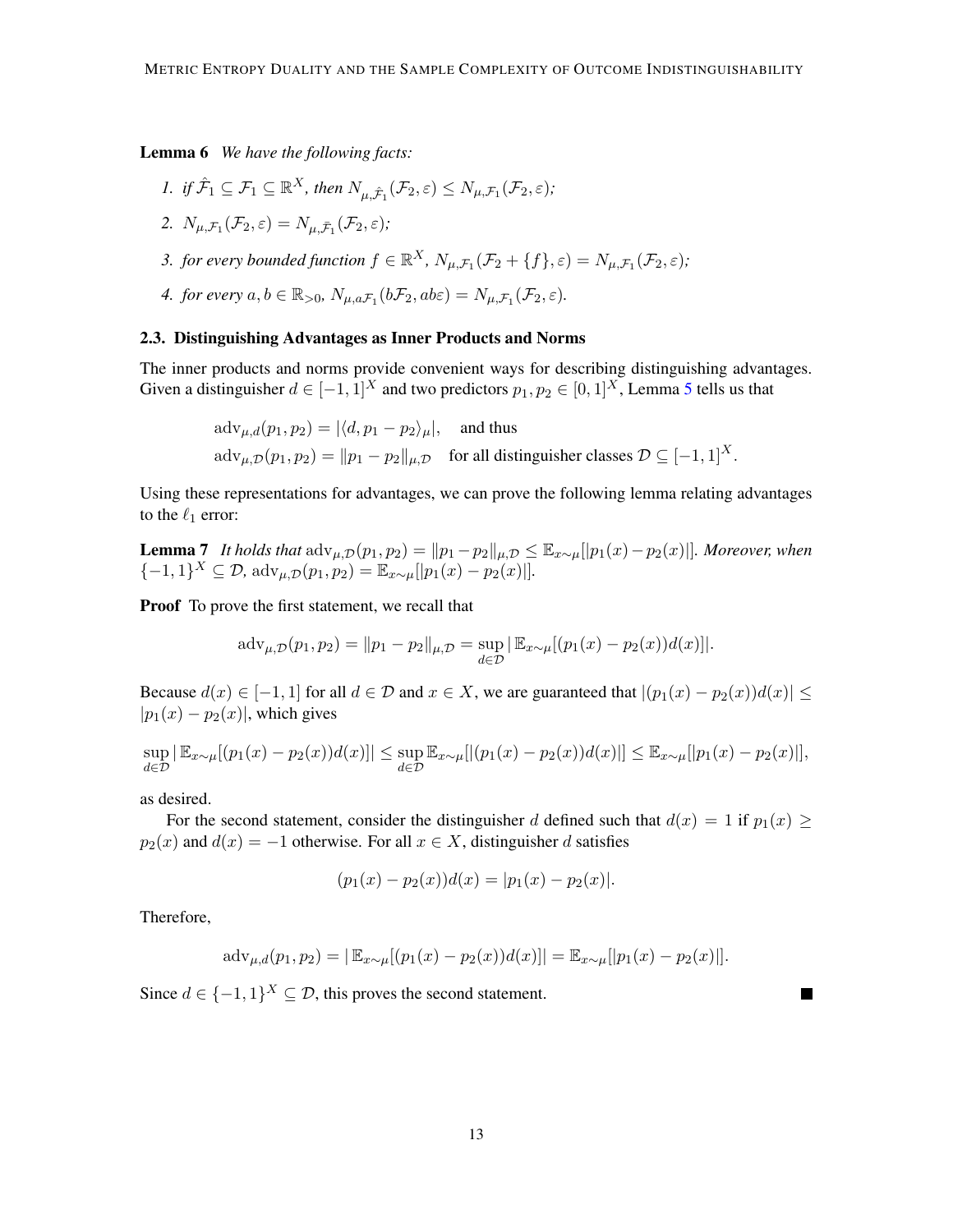**Lemma 6** *We have the following facts:*

1. *if $\hat{\mathcal{F}}_1 \subseteq \mathcal{F}_1 \subseteq \mathbb{R}^X$, then $N_{\mu,\hat{\mathcal{F}}_1}(\mathcal{F}_2, \varepsilon) \le N_{\mu,\mathcal{F}_1}(\mathcal{F}_2, \varepsilon)$;*
2. *$N_{\mu,\mathcal{F}_1}(\mathcal{F}_2, \varepsilon) = N_{\mu,\bar{\mathcal{F}}_1}(\mathcal{F}_2, \varepsilon)$;*
3. *for every bounded function $f \in \mathbb{R}^X$, $N_{\mu,\mathcal{F}_1}(\mathcal{F}_2 + \{f\}, \varepsilon) = N_{\mu,\mathcal{F}_1}(\mathcal{F}_2, \varepsilon)$;*
4. *for every $a, b \in \mathbb{R}_{>0}$, $N_{\mu,a\mathcal{F}_1}(b\mathcal{F}_2, ab\varepsilon) = N_{\mu,\mathcal{F}_1}(\mathcal{F}_2, \varepsilon)$.*

### 2.3. Distinguishing Advantages as Inner Products and Norms

The inner products and norms provide convenient ways for describing distinguishing advantages. Given a distinguisher $d \in [-1, 1]^X$ and two predictors $p_1, p_2 \in [0, 1]^X$, Lemma 5 tells us that

$$
\begin{aligned}
&\mathrm{adv}_{\mu,d}(p_1, p_2) = |\langle d, p_1 - p_2 \rangle_\mu|, \quad \text{and thus} \\
&\mathrm{adv}_{\mu,\mathcal{D}}(p_1, p_2) = \|p_1 - p_2\|_{\mu,\mathcal{D}} \quad \text{for all distinguisher classes } \mathcal{D} \subseteq [-1, 1]^X.
\end{aligned}
$$

Using these representations for advantages, we can prove the following lemma relating advantages to the $\ell_1$ error:

**Lemma 7** *It holds that $\mathrm{adv}_{\mu,\mathcal{D}}(p_1, p_2) = \|p_1 - p_2\|_{\mu,\mathcal{D}} \le \mathbb{E}_{x\sim\mu}[|p_1(x) - p_2(x)|]$. Moreover, when $\{-1, 1\}^X \subseteq \mathcal{D}$, $\mathrm{adv}_{\mu,\mathcal{D}}(p_1, p_2) = \mathbb{E}_{x\sim\mu}[|p_1(x) - p_2(x)|]$.*

**Proof** To prove the first statement, we recall that

$$
\mathrm{adv}_{\mu,\mathcal{D}}(p_1, p_2) = \|p_1 - p_2\|_{\mu,\mathcal{D}} = \sup_{d\in\mathcal{D}} |\,\mathbb{E}_{x\sim\mu}[(p_1(x) - p_2(x))d(x)]|.
$$

Because $d(x) \in [-1, 1]$ for all $d \in \mathcal{D}$ and $x \in X$, we are guaranteed that $|(p_1(x) - p_2(x))d(x)| \le |p_1(x) - p_2(x)|$, which gives

$$
\sup_{d\in\mathcal{D}} |\,\mathbb{E}_{x\sim\mu}[(p_1(x) - p_2(x))d(x)]| \le \sup_{d\in\mathcal{D}} \mathbb{E}_{x\sim\mu}[|(p_1(x) - p_2(x))d(x)|] \le \mathbb{E}_{x\sim\mu}[|p_1(x) - p_2(x)|],
$$

as desired.

For the second statement, consider the distinguisher $d$ defined such that $d(x) = 1$ if $p_1(x) \ge p_2(x)$ and $d(x) = -1$ otherwise. For all $x \in X$, distinguisher $d$ satisfies

$$
(p_1(x) - p_2(x))d(x) = |p_1(x) - p_2(x)|.
$$

Therefore,

$$
\mathrm{adv}_{\mu,d}(p_1, p_2) = |\,\mathbb{E}_{x\sim\mu}[(p_1(x) - p_2(x))d(x)]| = \mathbb{E}_{x\sim\mu}[|p_1(x) - p_2(x)|].
$$

Since $d \in \{-1, 1\}^X \subseteq \mathcal{D}$, this proves the second statement. ■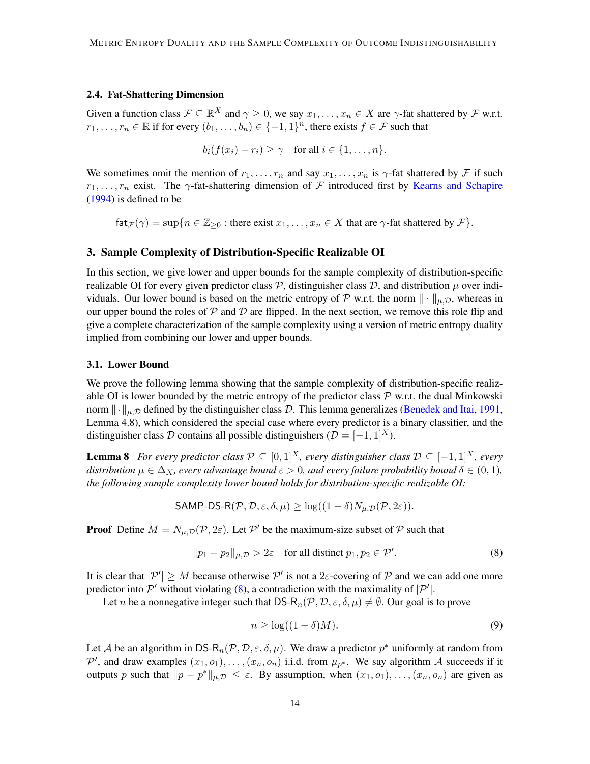### 2.4. Fat-Shattering Dimension

Given a function class $\mathcal{F} \subseteq \mathbb{R}^X$ and $\gamma \geq 0$, we say $x_1, \ldots, x_n \in X$ are $\gamma$-fat shattered by $\mathcal{F}$ w.r.t. $r_1, \ldots, r_n \in \mathbb{R}$ if for every $(b_1, \ldots, b_n) \in \{-1, 1\}^n$, there exists $f \in \mathcal{F}$ such that

$$b_i(f(x_i) - r_i) \geq \gamma \quad \text{for all } i \in \{1, \ldots, n\}.$$

We sometimes omit the mention of $r_1, \ldots, r_n$ and say $x_1, \ldots, x_n$ is $\gamma$-fat shattered by $\mathcal{F}$ if such $r_1, \ldots, r_n$ exist. The $\gamma$-fat-shattering dimension of $\mathcal{F}$ introduced first by Kearns and Schapire (1994) is defined to be

$$\mathsf{fat}_{\mathcal{F}}(\gamma) = \sup\{n \in \mathbb{Z}_{\geq 0} : \text{there exist } x_1, \ldots, x_n \in X \text{ that are } \gamma\text{-fat shattered by } \mathcal{F}\}.$$

## 3. Sample Complexity of Distribution-Specific Realizable OI

In this section, we give lower and upper bounds for the sample complexity of distribution-specific realizable OI for every given predictor class $\mathcal{P}$, distinguisher class $\mathcal{D}$, and distribution $\mu$ over individuals. Our lower bound is based on the metric entropy of $\mathcal{P}$ w.r.t. the norm $\|\cdot\|_{\mu,\mathcal{D}}$, whereas in our upper bound the roles of $\mathcal{P}$ and $\mathcal{D}$ are flipped. In the next section, we remove this role flip and give a complete characterization of the sample complexity using a version of metric entropy duality implied from combining our lower and upper bounds.

### 3.1. Lower Bound

We prove the following lemma showing that the sample complexity of distribution-specific realizable OI is lower bounded by the metric entropy of the predictor class $\mathcal{P}$ w.r.t. the dual Minkowski norm $\|\cdot\|_{\mu,\mathcal{D}}$ defined by the distinguisher class $\mathcal{D}$. This lemma generalizes (Benedek and Itai, 1991, Lemma 4.8), which considered the special case where every predictor is a binary classifier, and the distinguisher class $\mathcal{D}$ contains all possible distinguishers ($\mathcal{D} = [-1, 1]^X$).

**Lemma 8** *For every predictor class $\mathcal{P} \subseteq [0, 1]^X$, every distinguisher class $\mathcal{D} \subseteq [-1, 1]^X$, every distribution $\mu \in \Delta_X$, every advantage bound $\varepsilon > 0$, and every failure probability bound $\delta \in (0, 1)$, the following sample complexity lower bound holds for distribution-specific realizable OI:*

$$\mathsf{SAMP\text{-}DS\text{-}R}(\mathcal{P}, \mathcal{D}, \varepsilon, \delta, \mu) \geq \log((1 - \delta)N_{\mu,\mathcal{D}}(\mathcal{P}, 2\varepsilon)).$$

**Proof** Define $M = N_{\mu,\mathcal{D}}(\mathcal{P}, 2\varepsilon)$. Let $\mathcal{P}'$ be the maximum-size subset of $\mathcal{P}$ such that

$$\|p_1 - p_2\|_{\mu,\mathcal{D}} > 2\varepsilon \quad \text{for all distinct } p_1, p_2 \in \mathcal{P}'. \tag{8}$$

It is clear that $|\mathcal{P}'| \geq M$ because otherwise $\mathcal{P}'$ is not a $2\varepsilon$-covering of $\mathcal{P}$ and we can add one more predictor into $\mathcal{P}'$ without violating (8), a contradiction with the maximality of $|\mathcal{P}'|$.

Let $n$ be a nonnegative integer such that $\mathsf{DS\text{-}R}_n(\mathcal{P}, \mathcal{D}, \varepsilon, \delta, \mu) \neq \emptyset$. Our goal is to prove

$$n \geq \log((1 - \delta)M). \tag{9}$$

Let $\mathcal{A}$ be an algorithm in $\mathsf{DS\text{-}R}_n(\mathcal{P}, \mathcal{D}, \varepsilon, \delta, \mu)$. We draw a predictor $p^*$ uniformly at random from $\mathcal{P}'$, and draw examples $(x_1, o_1), \ldots, (x_n, o_n)$ i.i.d. from $\mu_{p^*}$. We say algorithm $\mathcal{A}$ succeeds if it outputs $p$ such that $\|p - p^*\|_{\mu,\mathcal{D}} \leq \varepsilon$. By assumption, when $(x_1, o_1), \ldots, (x_n, o_n)$ are given as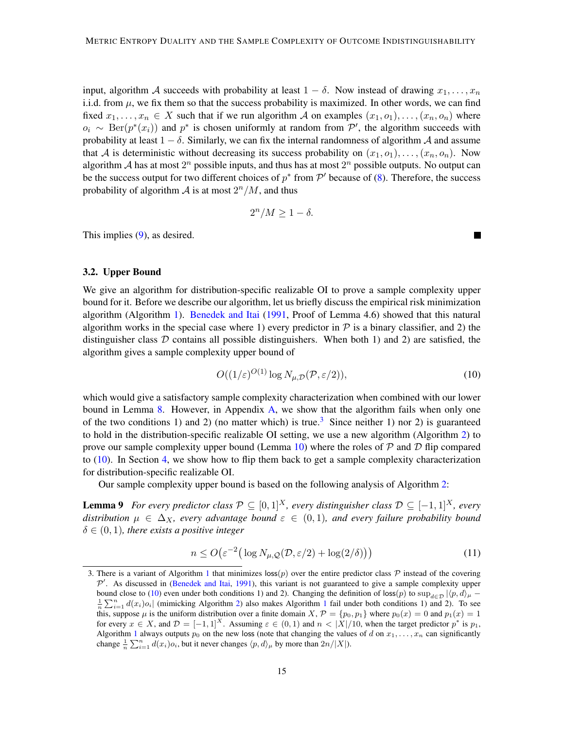input, algorithm $\mathcal{A}$ succeeds with probability at least $1-\delta$. Now instead of drawing $x_1, \ldots, x_n$ i.i.d. from $\mu$, we fix them so that the success probability is maximized. In other words, we can find fixed $x_1, \ldots, x_n \in X$ such that if we run algorithm $\mathcal{A}$ on examples $(x_1, o_1), \ldots, (x_n, o_n)$ where $o_i \sim \mathrm{Ber}(p^*(x_i))$ and $p^*$ is chosen uniformly at random from $\mathcal{P}'$, the algorithm succeeds with probability at least $1-\delta$. Similarly, we can fix the internal randomness of algorithm $\mathcal{A}$ and assume that $\mathcal{A}$ is deterministic without decreasing its success probability on $(x_1, o_1), \ldots, (x_n, o_n)$. Now algorithm $\mathcal{A}$ has at most $2^n$ possible inputs, and thus has at most $2^n$ possible outputs. No output can be the success output for two different choices of $p^*$ from $\mathcal{P}'$ because of (8). Therefore, the success probability of algorithm $\mathcal{A}$ is at most $2^n/M$, and thus

$$2^n/M \geq 1 - \delta.$$

This implies (9), as desired. ■

### 3.2. Upper Bound

We give an algorithm for distribution-specific realizable OI to prove a sample complexity upper bound for it. Before we describe our algorithm, let us briefly discuss the empirical risk minimization algorithm (Algorithm 1). Benedek and Itai (1991, Proof of Lemma 4.6) showed that this natural algorithm works in the special case where 1) every predictor in $\mathcal{P}$ is a binary classifier, and 2) the distinguisher class $\mathcal{D}$ contains all possible distinguishers. When both 1) and 2) are satisfied, the algorithm gives a sample complexity upper bound of

$$O((1/\varepsilon)^{O(1)} \log N_{\mu,\mathcal{D}}(\mathcal{P}, \varepsilon/2)), \tag{10}$$

which would give a satisfactory sample complexity characterization when combined with our lower bound in Lemma 8. However, in Appendix A, we show that the algorithm fails when only one of the two conditions 1) and 2) (no matter which) is true.[3] Since neither 1) nor 2) is guaranteed to hold in the distribution-specific realizable OI setting, we use a new algorithm (Algorithm 2) to prove our sample complexity upper bound (Lemma 10) where the roles of $\mathcal{P}$ and $\mathcal{D}$ flip compared to (10). In Section 4, we show how to flip them back to get a sample complexity characterization for distribution-specific realizable OI.

Our sample complexity upper bound is based on the following analysis of Algorithm 2:

**Lemma 9** *For every predictor class $\mathcal{P} \subseteq [0,1]^X$, every distinguisher class $\mathcal{D} \subseteq [-1,1]^X$, every distribution $\mu \in \Delta_X$, every advantage bound $\varepsilon \in (0,1)$, and every failure probability bound $\delta \in (0,1)$, there exists a positive integer*

$$n \leq O\big(\varepsilon^{-2}\big(\log N_{\mu,\mathcal{Q}}(\mathcal{D}, \varepsilon/2) + \log(2/\delta)\big)\big) \tag{11}$$

[3] There is a variant of Algorithm 1 that minimizes $\mathsf{loss}(p)$ over the entire predictor class $\mathcal{P}$ instead of the covering $\mathcal{P}'$. As discussed in (Benedek and Itai, 1991), this variant is not guaranteed to give a sample complexity upper bound close to (10) even under both conditions 1) and 2). Changing the definition of $\mathsf{loss}(p)$ to $\sup_{d\in\mathcal{D}} |\langle p, d\rangle_\mu - \frac{1}{n}\sum_{i=1}^n d(x_i)o_i|$ (mimicking Algorithm 2) also makes Algorithm 1 fail under both conditions 1) and 2). To see this, suppose $\mu$ is the uniform distribution over a finite domain $X$, $\mathcal{P} = \{p_0, p_1\}$ where $p_0(x) = 0$ and $p_1(x) = 1$ for every $x \in X$, and $\mathcal{D} = [-1,1]^X$. Assuming $\varepsilon \in (0,1)$ and $n < |X|/10$, when the target predictor $p^*$ is $p_1$, Algorithm 1 always outputs $p_0$ on the new loss (note that changing the values of $d$ on $x_1, \ldots, x_n$ can significantly change $\frac{1}{n}\sum_{i=1}^n d(x_i)o_i$, but it never changes $\langle p, d\rangle_\mu$ by more than $2n/|X|$).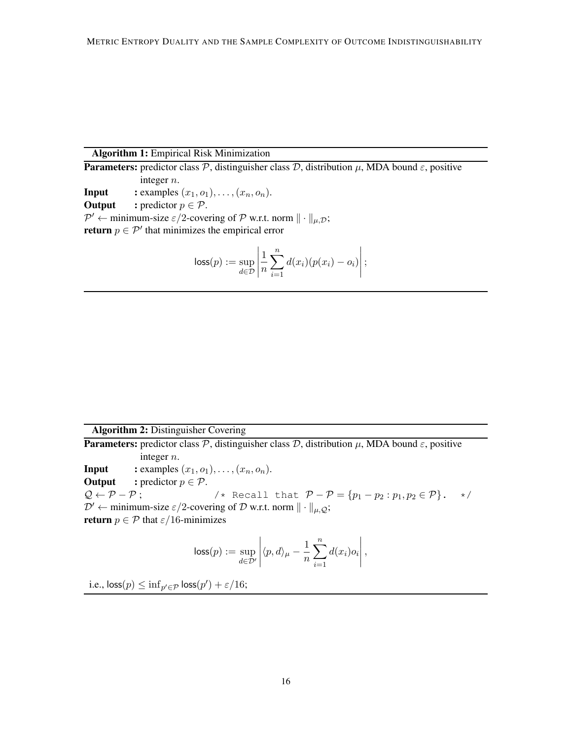**Algorithm 1:** Empirical Risk Minimization

**Parameters:** predictor class $\mathcal{P}$, distinguisher class $\mathcal{D}$, distribution $\mu$, MDA bound $\varepsilon$, positive integer $n$.

**Input** : examples $(x_1, o_1), \ldots, (x_n, o_n)$.

**Output** : predictor $p \in \mathcal{P}$.

$\mathcal{P}' \leftarrow$ minimum-size $\varepsilon/2$-covering of $\mathcal{P}$ w.r.t. norm $\|\cdot\|_{\mu,\mathcal{D}}$;

**return** $p \in \mathcal{P}'$ that minimizes the empirical error

$$\mathsf{loss}(p) := \sup_{d \in \mathcal{D}} \left| \frac{1}{n} \sum_{i=1}^{n} d(x_i)(p(x_i) - o_i) \right|;$$

---

**Algorithm 2:** Distinguisher Covering

**Parameters:** predictor class $\mathcal{P}$, distinguisher class $\mathcal{D}$, distribution $\mu$, MDA bound $\varepsilon$, positive integer $n$.

**Input** : examples $(x_1, o_1), \ldots, (x_n, o_n)$.

**Output** : predictor $p \in \mathcal{P}$.

$\mathcal{Q} \leftarrow \mathcal{P} - \mathcal{P}$ ; /* Recall that $\mathcal{P} - \mathcal{P} = \{p_1 - p_2 : p_1, p_2 \in \mathcal{P}\}$. */

$\mathcal{D}' \leftarrow$ minimum-size $\varepsilon/2$-covering of $\mathcal{D}$ w.r.t. norm $\|\cdot\|_{\mu,\mathcal{Q}}$;

**return** $p \in \mathcal{P}$ that $\varepsilon/16$-minimizes

$$\mathsf{loss}(p) := \sup_{d \in \mathcal{D}'} \left| \langle p, d \rangle_\mu - \frac{1}{n} \sum_{i=1}^{n} d(x_i) o_i \right|,$$

i.e., $\mathsf{loss}(p) \leq \inf_{p' \in \mathcal{P}} \mathsf{loss}(p') + \varepsilon/16$;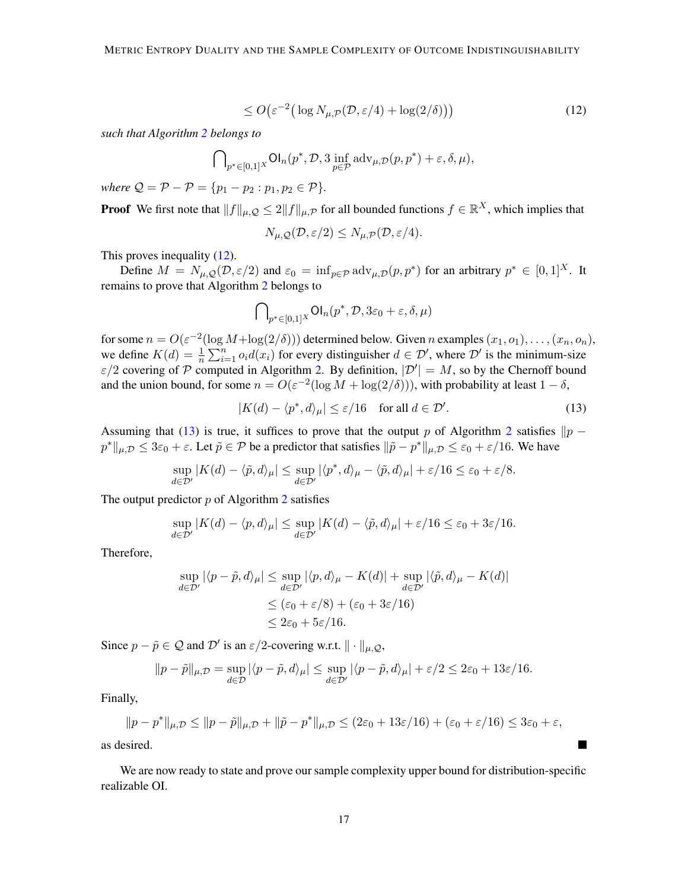$$\leq O\big(\varepsilon^{-2}\big(\log N_{\mu,\mathcal{P}}(\mathcal{D},\varepsilon/4)+\log(2/\delta)\big)\big) \tag{12}$$

*such that Algorithm 2 belongs to*

$$\bigcap\nolimits_{p^*\in[0,1]^X}\mathsf{OI}_n(p^*,\mathcal{D},3\inf_{p\in\mathcal{P}}\mathrm{adv}_{\mu,\mathcal{D}}(p,p^*)+\varepsilon,\delta,\mu),$$

*where* $\mathcal{Q}=\mathcal{P}-\mathcal{P}=\{p_1-p_2:p_1,p_2\in\mathcal{P}\}$.

**Proof** We first note that $\|f\|_{\mu,\mathcal{Q}}\leq 2\|f\|_{\mu,\mathcal{P}}$ for all bounded functions $f\in\mathbb{R}^X$, which implies that

$$N_{\mu,\mathcal{Q}}(\mathcal{D},\varepsilon/2)\leq N_{\mu,\mathcal{P}}(\mathcal{D},\varepsilon/4).$$

This proves inequality (12).

Define $M=N_{\mu,\mathcal{Q}}(\mathcal{D},\varepsilon/2)$ and $\varepsilon_0=\inf_{p\in\mathcal{P}}\mathrm{adv}_{\mu,\mathcal{D}}(p,p^*)$ for an arbitrary $p^*\in[0,1]^X$. It remains to prove that Algorithm 2 belongs to

$$\bigcap\nolimits_{p^*\in[0,1]^X}\mathsf{OI}_n(p^*,\mathcal{D},3\varepsilon_0+\varepsilon,\delta,\mu)$$

for some $n=O(\varepsilon^{-2}(\log M+\log(2/\delta)))$ determined below. Given $n$ examples $(x_1,o_1),\dots,(x_n,o_n)$, we define $K(d)=\frac{1}{n}\sum_{i=1}^n o_i d(x_i)$ for every distinguisher $d\in\mathcal{D}'$, where $\mathcal{D}'$ is the minimum-size $\varepsilon/2$ covering of $\mathcal{P}$ computed in Algorithm 2. By definition, $|\mathcal{D}'|=M$, so by the Chernoff bound and the union bound, for some $n=O(\varepsilon^{-2}(\log M+\log(2/\delta)))$, with probability at least $1-\delta$,

$$|K(d)-\langle p^*,d\rangle_\mu|\leq\varepsilon/16\quad\text{for all } d\in\mathcal{D}'. \tag{13}$$

Assuming that (13) is true, it suffices to prove that the output $p$ of Algorithm 2 satisfies $\|p-p^*\|_{\mu,\mathcal{D}}\leq 3\varepsilon_0+\varepsilon$. Let $\tilde{p}\in\mathcal{P}$ be a predictor that satisfies $\|\tilde{p}-p^*\|_{\mu,\mathcal{D}}\leq\varepsilon_0+\varepsilon/16$. We have

$$\sup_{d\in\mathcal{D}'}|K(d)-\langle\tilde{p},d\rangle_\mu|\leq\sup_{d\in\mathcal{D}'}|\langle p^*,d\rangle_\mu-\langle\tilde{p},d\rangle_\mu|+\varepsilon/16\leq\varepsilon_0+\varepsilon/8.$$

The output predictor $p$ of Algorithm 2 satisfies

$$\sup_{d\in\mathcal{D}'}|K(d)-\langle p,d\rangle_\mu|\leq\sup_{d\in\mathcal{D}'}|K(d)-\langle\tilde{p},d\rangle_\mu|+\varepsilon/16\leq\varepsilon_0+3\varepsilon/16.$$

Therefore,

$$\begin{aligned}\sup_{d\in\mathcal{D}'}|\langle p-\tilde{p},d\rangle_\mu|&\leq\sup_{d\in\mathcal{D}'}|\langle p,d\rangle_\mu-K(d)|+\sup_{d\in\mathcal{D}'}|\langle\tilde{p},d\rangle_\mu-K(d)|\\&\leq(\varepsilon_0+\varepsilon/8)+(\varepsilon_0+3\varepsilon/16)\\&\leq 2\varepsilon_0+5\varepsilon/16.\end{aligned}$$

Since $p-\tilde{p}\in\mathcal{Q}$ and $\mathcal{D}'$ is an $\varepsilon/2$-covering w.r.t. $\|\cdot\|_{\mu,\mathcal{Q}}$,

$$\|p-\tilde{p}\|_{\mu,\mathcal{D}}=\sup_{d\in\mathcal{D}}|\langle p-\tilde{p},d\rangle_\mu|\leq\sup_{d\in\mathcal{D}'}|\langle p-\tilde{p},d\rangle_\mu|+\varepsilon/2\leq 2\varepsilon_0+13\varepsilon/16.$$

Finally,

$$\|p-p^*\|_{\mu,\mathcal{D}}\leq\|p-\tilde{p}\|_{\mu,\mathcal{D}}+\|\tilde{p}-p^*\|_{\mu,\mathcal{D}}\leq(2\varepsilon_0+13\varepsilon/16)+(\varepsilon_0+\varepsilon/16)\leq 3\varepsilon_0+\varepsilon,$$

as desired. ∎

We are now ready to state and prove our sample complexity upper bound for distribution-specific realizable OI.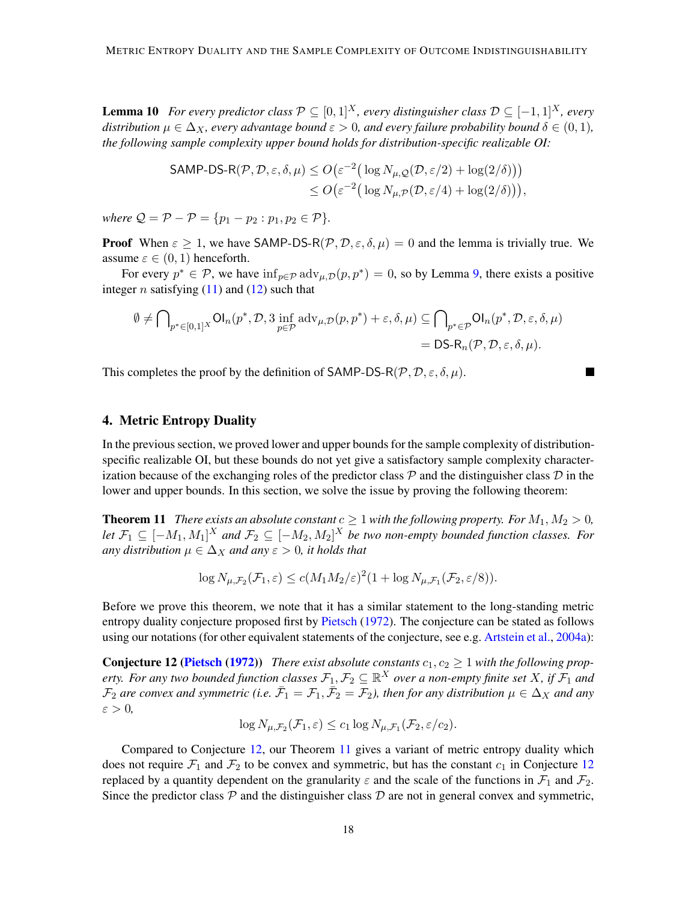**Lemma 10** *For every predictor class $\mathcal{P} \subseteq [0,1]^X$, every distinguisher class $\mathcal{D} \subseteq [-1,1]^X$, every distribution $\mu \in \Delta_X$, every advantage bound $\varepsilon > 0$, and every failure probability bound $\delta \in (0,1)$, the following sample complexity upper bound holds for distribution-specific realizable OI:*

$$\begin{aligned}\mathsf{SAMP\text{-}DS\text{-}R}(\mathcal{P}, \mathcal{D}, \varepsilon, \delta, \mu) &\le O\big(\varepsilon^{-2}\big(\log N_{\mu,\mathcal{Q}}(\mathcal{D}, \varepsilon/2) + \log(2/\delta)\big)\big)\\ &\le O\big(\varepsilon^{-2}\big(\log N_{\mu,\mathcal{P}}(\mathcal{D}, \varepsilon/4) + \log(2/\delta)\big)\big),\end{aligned}$$

*where $\mathcal{Q} = \mathcal{P} - \mathcal{P} = \{p_1 - p_2 : p_1, p_2 \in \mathcal{P}\}$.*

**Proof** When $\varepsilon \ge 1$, we have $\mathsf{SAMP\text{-}DS\text{-}R}(\mathcal{P}, \mathcal{D}, \varepsilon, \delta, \mu) = 0$ and the lemma is trivially true. We assume $\varepsilon \in (0,1)$ henceforth.

For every $p^* \in \mathcal{P}$, we have $\inf_{p \in \mathcal{P}} \mathrm{adv}_{\mu,\mathcal{D}}(p, p^*) = 0$, so by Lemma 9, there exists a positive integer $n$ satisfying (11) and (12) such that

$$\begin{aligned}\emptyset \ne \bigcap\nolimits_{p^* \in [0,1]^X} \mathsf{OI}_n(p^*, \mathcal{D}, 3\inf_{p \in \mathcal{P}} \mathrm{adv}_{\mu,\mathcal{D}}(p, p^*) + \varepsilon, \delta, \mu) &\subseteq \bigcap\nolimits_{p^* \in \mathcal{P}} \mathsf{OI}_n(p^*, \mathcal{D}, \varepsilon, \delta, \mu)\\ &= \mathsf{DS\text{-}R}_n(\mathcal{P}, \mathcal{D}, \varepsilon, \delta, \mu).\end{aligned}$$

This completes the proof by the definition of $\mathsf{SAMP\text{-}DS\text{-}R}(\mathcal{P}, \mathcal{D}, \varepsilon, \delta, \mu)$. ∎

## 4. Metric Entropy Duality

In the previous section, we proved lower and upper bounds for the sample complexity of distribution-specific realizable OI, but these bounds do not yet give a satisfactory sample complexity characterization because of the exchanging roles of the predictor class $\mathcal{P}$ and the distinguisher class $\mathcal{D}$ in the lower and upper bounds. In this section, we solve the issue by proving the following theorem:

**Theorem 11** *There exists an absolute constant $c \ge 1$ with the following property. For $M_1, M_2 > 0$, let $\mathcal{F}_1 \subseteq [-M_1, M_1]^X$ and $\mathcal{F}_2 \subseteq [-M_2, M_2]^X$ be two non-empty bounded function classes. For any distribution $\mu \in \Delta_X$ and any $\varepsilon > 0$, it holds that*

$$\log N_{\mu,\mathcal{F}_2}(\mathcal{F}_1, \varepsilon) \le c(M_1 M_2/\varepsilon)^2 (1 + \log N_{\mu,\mathcal{F}_1}(\mathcal{F}_2, \varepsilon/8)).$$

Before we prove this theorem, we note that it has a similar statement to the long-standing metric entropy duality conjecture proposed first by Pietsch (1972). The conjecture can be stated as follows using our notations (for other equivalent statements of the conjecture, see e.g. Artstein et al., 2004a):

**Conjecture 12 (Pietsch (1972))** *There exist absolute constants $c_1, c_2 \ge 1$ with the following property. For any two bounded function classes $\mathcal{F}_1, \mathcal{F}_2 \subseteq \mathbb{R}^X$ over a non-empty finite set $X$, if $\mathcal{F}_1$ and $\mathcal{F}_2$ are convex and symmetric (i.e. $\bar{\mathcal{F}}_1 = \mathcal{F}_1, \bar{\mathcal{F}}_2 = \mathcal{F}_2$), then for any distribution $\mu \in \Delta_X$ and any $\varepsilon > 0$,*

$$\log N_{\mu,\mathcal{F}_2}(\mathcal{F}_1, \varepsilon) \le c_1 \log N_{\mu,\mathcal{F}_1}(\mathcal{F}_2, \varepsilon/c_2).$$

Compared to Conjecture 12, our Theorem 11 gives a variant of metric entropy duality which does not require $\mathcal{F}_1$ and $\mathcal{F}_2$ to be convex and symmetric, but has the constant $c_1$ in Conjecture 12 replaced by a quantity dependent on the granularity $\varepsilon$ and the scale of the functions in $\mathcal{F}_1$ and $\mathcal{F}_2$. Since the predictor class $\mathcal{P}$ and the distinguisher class $\mathcal{D}$ are not in general convex and symmetric,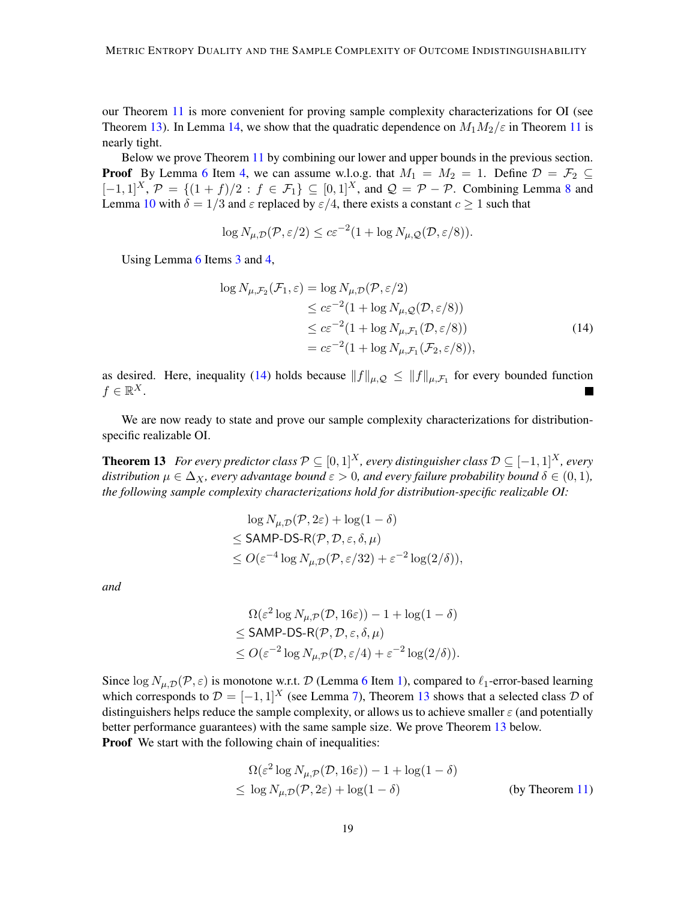our Theorem 11 is more convenient for proving sample complexity characterizations for OI (see Theorem 13). In Lemma 14, we show that the quadratic dependence on $M_1 M_2/\varepsilon$ in Theorem 11 is nearly tight.

Below we prove Theorem 11 by combining our lower and upper bounds in the previous section.

**Proof** By Lemma 6 Item 4, we can assume w.l.o.g. that $M_1 = M_2 = 1$. Define $\mathcal{D} = \mathcal{F}_2 \subseteq [-1,1]^X$, $\mathcal{P} = \{(1+f)/2 : f \in \mathcal{F}_1\} \subseteq [0,1]^X$, and $\mathcal{Q} = \mathcal{P} - \mathcal{P}$. Combining Lemma 8 and Lemma 10 with $\delta = 1/3$ and $\varepsilon$ replaced by $\varepsilon/4$, there exists a constant $c \geq 1$ such that

$$\log N_{\mu,\mathcal{D}}(\mathcal{P}, \varepsilon/2) \leq c\varepsilon^{-2}(1 + \log N_{\mu,\mathcal{Q}}(\mathcal{D}, \varepsilon/8)).$$

Using Lemma 6 Items 3 and 4,

$$\begin{aligned}
\log N_{\mu,\mathcal{F}_2}(\mathcal{F}_1, \varepsilon) &= \log N_{\mu,\mathcal{D}}(\mathcal{P}, \varepsilon/2) \\
&\leq c\varepsilon^{-2}(1 + \log N_{\mu,\mathcal{Q}}(\mathcal{D}, \varepsilon/8)) \\
&\leq c\varepsilon^{-2}(1 + \log N_{\mu,\mathcal{F}_1}(\mathcal{D}, \varepsilon/8)) \qquad (14) \\
&= c\varepsilon^{-2}(1 + \log N_{\mu,\mathcal{F}_1}(\mathcal{F}_2, \varepsilon/8)),
\end{aligned}$$

as desired. Here, inequality (14) holds because $\|f\|_{\mu,\mathcal{Q}} \leq \|f\|_{\mu,\mathcal{F}_1}$ for every bounded function $f \in \mathbb{R}^X$. ■

We are now ready to state and prove our sample complexity characterizations for distribution-specific realizable OI.

**Theorem 13** *For every predictor class $\mathcal{P} \subseteq [0,1]^X$, every distinguisher class $\mathcal{D} \subseteq [-1,1]^X$, every distribution $\mu \in \Delta_X$, every advantage bound $\varepsilon > 0$, and every failure probability bound $\delta \in (0,1)$, the following sample complexity characterizations hold for distribution-specific realizable OI:*

$$\begin{aligned}
&\log N_{\mu,\mathcal{D}}(\mathcal{P}, 2\varepsilon) + \log(1-\delta) \\
\leq\ &\mathsf{SAMP\text{-}DS\text{-}R}(\mathcal{P}, \mathcal{D}, \varepsilon, \delta, \mu) \\
\leq\ &O(\varepsilon^{-4} \log N_{\mu,\mathcal{D}}(\mathcal{P}, \varepsilon/32) + \varepsilon^{-2}\log(2/\delta)),
\end{aligned}$$

*and*

$$\begin{aligned}
&\Omega(\varepsilon^2 \log N_{\mu,\mathcal{P}}(\mathcal{D}, 16\varepsilon)) - 1 + \log(1-\delta) \\
\leq\ &\mathsf{SAMP\text{-}DS\text{-}R}(\mathcal{P}, \mathcal{D}, \varepsilon, \delta, \mu) \\
\leq\ &O(\varepsilon^{-2} \log N_{\mu,\mathcal{P}}(\mathcal{D}, \varepsilon/4) + \varepsilon^{-2}\log(2/\delta)).
\end{aligned}$$

Since $\log N_{\mu,\mathcal{D}}(\mathcal{P}, \varepsilon)$ is monotone w.r.t. $\mathcal{D}$ (Lemma 6 Item 1), compared to $\ell_1$-error-based learning which corresponds to $\mathcal{D} = [-1,1]^X$ (see Lemma 7), Theorem 13 shows that a selected class $\mathcal{D}$ of distinguishers helps reduce the sample complexity, or allows us to achieve smaller $\varepsilon$ (and potentially better performance guarantees) with the same sample size. We prove Theorem 13 below.

**Proof** We start with the following chain of inequalities:

$$\begin{aligned}
&\Omega(\varepsilon^2 \log N_{\mu,\mathcal{P}}(\mathcal{D}, 16\varepsilon)) - 1 + \log(1-\delta) \\
\leq\ &\log N_{\mu,\mathcal{D}}(\mathcal{P}, 2\varepsilon) + \log(1-\delta) \qquad \text{(by Theorem 11)}
\end{aligned}$$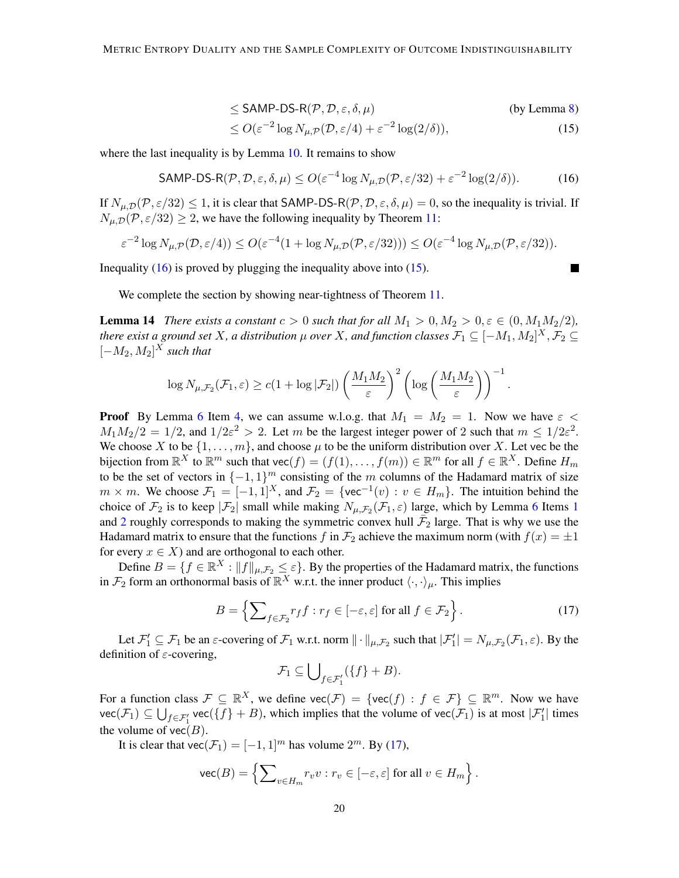$$\le \mathsf{SAMP\text{-}DS\text{-}R}(\mathcal{P}, \mathcal{D}, \varepsilon, \delta, \mu) \quad \text{(by Lemma 8)}$$

$$\le O(\varepsilon^{-2} \log N_{\mu,\mathcal{P}}(\mathcal{D}, \varepsilon/4) + \varepsilon^{-2} \log(2/\delta)), \tag{15}$$

where the last inequality is by Lemma 10. It remains to show

$$\mathsf{SAMP\text{-}DS\text{-}R}(\mathcal{P}, \mathcal{D}, \varepsilon, \delta, \mu) \le O(\varepsilon^{-4} \log N_{\mu,\mathcal{D}}(\mathcal{P}, \varepsilon/32) + \varepsilon^{-2} \log(2/\delta)). \tag{16}$$

If $N_{\mu,\mathcal{D}}(\mathcal{P}, \varepsilon/32) \le 1$, it is clear that $\mathsf{SAMP\text{-}DS\text{-}R}(\mathcal{P}, \mathcal{D}, \varepsilon, \delta, \mu) = 0$, so the inequality is trivial. If $N_{\mu,\mathcal{D}}(\mathcal{P}, \varepsilon/32) \ge 2$, we have the following inequality by Theorem 11:

$$\varepsilon^{-2} \log N_{\mu,\mathcal{P}}(\mathcal{D}, \varepsilon/4)) \le O(\varepsilon^{-4}(1 + \log N_{\mu,\mathcal{D}}(\mathcal{P}, \varepsilon/32))) \le O(\varepsilon^{-4} \log N_{\mu,\mathcal{D}}(\mathcal{P}, \varepsilon/32)).$$

Inequality (16) is proved by plugging the inequality above into (15). ■

We complete the section by showing near-tightness of Theorem 11.

**Lemma 14** *There exists a constant $c > 0$ such that for all $M_1 > 0, M_2 > 0, \varepsilon \in (0, M_1 M_2/2)$, there exist a ground set $X$, a distribution $\mu$ over $X$, and function classes $\mathcal{F}_1 \subseteq [-M_1, M_2]^X, \mathcal{F}_2 \subseteq [-M_2, M_2]^X$ such that*

$$\log N_{\mu,\mathcal{F}_2}(\mathcal{F}_1, \varepsilon) \ge c(1 + \log |\mathcal{F}_2|) \left(\frac{M_1 M_2}{\varepsilon}\right)^2 \left(\log\left(\frac{M_1 M_2}{\varepsilon}\right)\right)^{-1}.$$

**Proof** By Lemma 6 Item 4, we can assume w.l.o.g. that $M_1 = M_2 = 1$. Now we have $\varepsilon < M_1 M_2/2 = 1/2$, and $1/2\varepsilon^2 > 2$. Let $m$ be the largest integer power of 2 such that $m \le 1/2\varepsilon^2$. We choose $X$ to be $\{1, \dots, m\}$, and choose $\mu$ to be the uniform distribution over $X$. Let $\mathsf{vec}$ be the bijection from $\mathbb{R}^X$ to $\mathbb{R}^m$ such that $\mathsf{vec}(f) = (f(1), \dots, f(m)) \in \mathbb{R}^m$ for all $f \in \mathbb{R}^X$. Define $H_m$ to be the set of vectors in $\{-1, 1\}^m$ consisting of the $m$ columns of the Hadamard matrix of size $m \times m$. We choose $\mathcal{F}_1 = [-1, 1]^X$, and $\mathcal{F}_2 = \{\mathsf{vec}^{-1}(v) : v \in H_m\}$. The intuition behind the choice of $\mathcal{F}_2$ is to keep $|\mathcal{F}_2|$ small while making $N_{\mu,\mathcal{F}_2}(\mathcal{F}_1, \varepsilon)$ large, which by Lemma 6 Items 1 and 2 roughly corresponds to making the symmetric convex hull $\bar{\mathcal{F}}_2$ large. That is why we use the Hadamard matrix to ensure that the functions $f$ in $\mathcal{F}_2$ achieve the maximum norm (with $f(x) = \pm 1$ for every $x \in X$) and are orthogonal to each other.

Define $B = \{f \in \mathbb{R}^X : \|f\|_{\mu,\mathcal{F}_2} \le \varepsilon\}$. By the properties of the Hadamard matrix, the functions in $\mathcal{F}_2$ form an orthonormal basis of $\mathbb{R}^X$ w.r.t. the inner product $\langle \cdot, \cdot \rangle_\mu$. This implies

$$B = \left\{\sum\nolimits_{f \in \mathcal{F}_2} r_f f : r_f \in [-\varepsilon, \varepsilon] \text{ for all } f \in \mathcal{F}_2\right\}. \tag{17}$$

Let $\mathcal{F}_1' \subseteq \mathcal{F}_1$ be an $\varepsilon$-covering of $\mathcal{F}_1$ w.r.t. norm $\|\cdot\|_{\mu,\mathcal{F}_2}$ such that $|\mathcal{F}_1'| = N_{\mu,\mathcal{F}_2}(\mathcal{F}_1, \varepsilon)$. By the definition of $\varepsilon$-covering,

$$\mathcal{F}_1 \subseteq \bigcup\nolimits_{f \in \mathcal{F}_1'} (\{f\} + B).$$

For a function class $\mathcal{F} \subseteq \mathbb{R}^X$, we define $\mathsf{vec}(\mathcal{F}) = \{\mathsf{vec}(f) : f \in \mathcal{F}\} \subseteq \mathbb{R}^m$. Now we have $\mathsf{vec}(\mathcal{F}_1) \subseteq \bigcup_{f \in \mathcal{F}_1'} \mathsf{vec}(\{f\} + B)$, which implies that the volume of $\mathsf{vec}(\mathcal{F}_1)$ is at most $|\mathcal{F}_1'|$ times the volume of $\mathsf{vec}(B)$.

It is clear that $\mathsf{vec}(\mathcal{F}_1) = [-1, 1]^m$ has volume $2^m$. By (17),

$$\mathsf{vec}(B) = \left\{\sum\nolimits_{v \in H_m} r_v v : r_v \in [-\varepsilon, \varepsilon] \text{ for all } v \in H_m\right\}.$$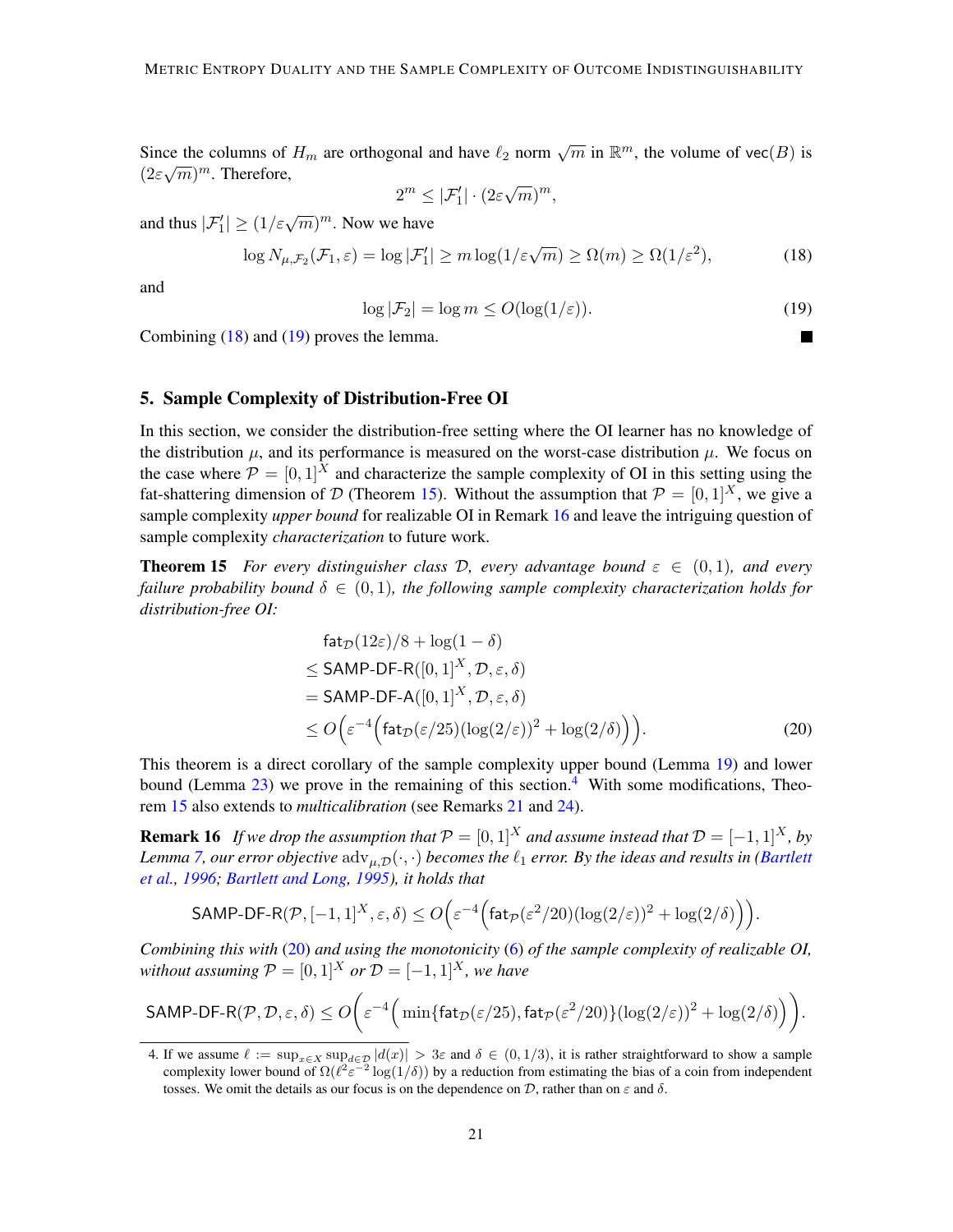Since the columns of $H_m$ are orthogonal and have $\ell_2$ norm $\sqrt{m}$ in $\mathbb{R}^m$, the volume of $\mathsf{vec}(B)$ is $(2\varepsilon\sqrt{m})^m$. Therefore,

$$2^m \le |\mathcal{F}_1'| \cdot (2\varepsilon\sqrt{m})^m,$$

and thus $|\mathcal{F}_1'| \ge (1/\varepsilon\sqrt{m})^m$. Now we have

$$\log N_{\mu,\mathcal{F}_2}(\mathcal{F}_1, \varepsilon) = \log |\mathcal{F}_1'| \ge m \log(1/\varepsilon\sqrt{m}) \ge \Omega(m) \ge \Omega(1/\varepsilon^2), \tag{18}$$

and

$$\log |\mathcal{F}_2| = \log m \le O(\log(1/\varepsilon)). \tag{19}$$

Combining (18) and (19) proves the lemma. ∎

## 5. Sample Complexity of Distribution-Free OI

In this section, we consider the distribution-free setting where the OI learner has no knowledge of the distribution $\mu$, and its performance is measured on the worst-case distribution $\mu$. We focus on the case where $\mathcal{P} = [0,1]^X$ and characterize the sample complexity of OI in this setting using the fat-shattering dimension of $\mathcal{D}$ (Theorem 15). Without the assumption that $\mathcal{P} = [0,1]^X$, we give a sample complexity *upper bound* for realizable OI in Remark 16 and leave the intriguing question of sample complexity *characterization* to future work.

**Theorem 15** *For every distinguisher class $\mathcal{D}$, every advantage bound $\varepsilon \in (0,1)$, and every failure probability bound $\delta \in (0,1)$, the following sample complexity characterization holds for distribution-free OI:*

$$\begin{aligned}
&\mathsf{fat}_{\mathcal{D}}(12\varepsilon)/8 + \log(1-\delta) \\
&\le \mathsf{SAMP\text{-}DF\text{-}R}([0,1]^X, \mathcal{D}, \varepsilon, \delta) \\
&= \mathsf{SAMP\text{-}DF\text{-}A}([0,1]^X, \mathcal{D}, \varepsilon, \delta) \\
&\le O\Big(\varepsilon^{-4}\Big(\mathsf{fat}_{\mathcal{D}}(\varepsilon/25)(\log(2/\varepsilon))^2 + \log(2/\delta)\Big)\Big).
\end{aligned} \tag{20}$$

This theorem is a direct corollary of the sample complexity upper bound (Lemma 19) and lower bound (Lemma 23) we prove in the remaining of this section.[4] With some modifications, Theorem 15 also extends to *multicalibration* (see Remarks 21 and 24).

**Remark 16** *If we drop the assumption that $\mathcal{P} = [0,1]^X$ and assume instead that $\mathcal{D} = [-1,1]^X$, by Lemma 7, our error objective $\mathrm{adv}_{\mu,\mathcal{D}}(\cdot,\cdot)$ becomes the $\ell_1$ error. By the ideas and results in (Bartlett et al., 1996; Bartlett and Long, 1995), it holds that*

$$\mathsf{SAMP\text{-}DF\text{-}R}(\mathcal{P}, [-1,1]^X, \varepsilon, \delta) \le O\Big(\varepsilon^{-4}\Big(\mathsf{fat}_{\mathcal{P}}(\varepsilon^2/20)(\log(2/\varepsilon))^2 + \log(2/\delta)\Big)\Big).$$

*Combining this with (20) and using the monotonicity (6) of the sample complexity of realizable OI, without assuming $\mathcal{P} = [0,1]^X$ or $\mathcal{D} = [-1,1]^X$, we have*

$$\mathsf{SAMP\text{-}DF\text{-}R}(\mathcal{P}, \mathcal{D}, \varepsilon, \delta) \le O\bigg(\varepsilon^{-4}\Big(\min\{\mathsf{fat}_{\mathcal{D}}(\varepsilon/25), \mathsf{fat}_{\mathcal{P}}(\varepsilon^2/20)\}(\log(2/\varepsilon))^2 + \log(2/\delta)\Big)\bigg).$$

---

4. If we assume $\ell := \sup_{x\in X}\sup_{d\in\mathcal{D}}|d(x)| > 3\varepsilon$ and $\delta \in (0, 1/3)$, it is rather straightforward to show a sample complexity lower bound of $\Omega(\ell^2\varepsilon^{-2}\log(1/\delta))$ by a reduction from estimating the bias of a coin from independent tosses. We omit the details as our focus is on the dependence on $\mathcal{D}$, rather than on $\varepsilon$ and $\delta$.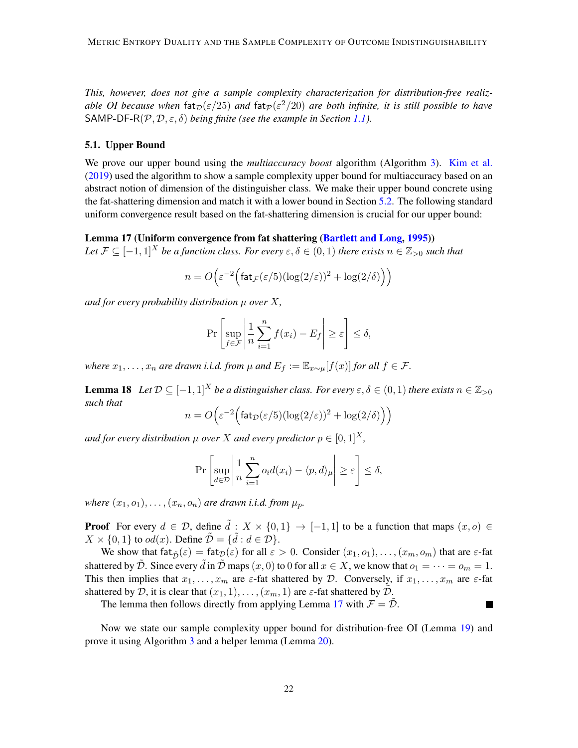*This, however, does not give a sample complexity characterization for distribution-free realizable OI because when $\mathsf{fat}_{\mathcal{D}}(\varepsilon/25)$ and $\mathsf{fat}_{\mathcal{P}}(\varepsilon^2/20)$ are both infinite, it is still possible to have $\mathsf{SAMP\text{-}DF\text{-}R}(\mathcal{P}, \mathcal{D}, \varepsilon, \delta)$ being finite (see the example in Section 1.1).*

## 5.1. Upper Bound

We prove our upper bound using the *multiaccuracy boost* algorithm (Algorithm 3). Kim et al. (2019) used the algorithm to show a sample complexity upper bound for multiaccuracy based on an abstract notion of dimension of the distinguisher class. We make their upper bound concrete using the fat-shattering dimension and match it with a lower bound in Section 5.2. The following standard uniform convergence result based on the fat-shattering dimension is crucial for our upper bound:

**Lemma 17 (Uniform convergence from fat shattering (Bartlett and Long, 1995))**
*Let $\mathcal{F} \subseteq [-1, 1]^X$ be a function class. For every $\varepsilon, \delta \in (0, 1)$ there exists $n \in \mathbb{Z}_{>0}$ such that*

$$n = O\Big(\varepsilon^{-2}\Big(\mathsf{fat}_{\mathcal{F}}(\varepsilon/5)(\log(2/\varepsilon))^2 + \log(2/\delta)\Big)\Big)$$

*and for every probability distribution $\mu$ over $X$,*

$$\Pr\left[\sup_{f \in \mathcal{F}} \left|\frac{1}{n}\sum_{i=1}^{n} f(x_i) - E_f\right| \geq \varepsilon\right] \leq \delta,$$

*where $x_1, \ldots, x_n$ are drawn i.i.d. from $\mu$ and $E_f := \mathbb{E}_{x\sim\mu}[f(x)]$ for all $f \in \mathcal{F}$.*

**Lemma 18** *Let $\mathcal{D} \subseteq [-1, 1]^X$ be a distinguisher class. For every $\varepsilon, \delta \in (0, 1)$ there exists $n \in \mathbb{Z}_{>0}$ such that*

$$n = O\Big(\varepsilon^{-2}\Big(\mathsf{fat}_{\mathcal{D}}(\varepsilon/5)(\log(2/\varepsilon))^2 + \log(2/\delta)\Big)\Big)$$

*and for every distribution $\mu$ over $X$ and every predictor $p \in [0, 1]^X$,*

$$\Pr\left[\sup_{d \in \mathcal{D}} \left|\frac{1}{n}\sum_{i=1}^{n} o_i d(x_i) - \langle p, d\rangle_\mu\right| \geq \varepsilon\right] \leq \delta,$$

*where $(x_1, o_1), \ldots, (x_n, o_n)$ are drawn i.i.d. from $\mu_p$.*

**Proof** For every $d \in \mathcal{D}$, define $\tilde{d} : X \times \{0, 1\} \to [-1, 1]$ to be a function that maps $(x, o) \in X \times \{0, 1\}$ to $od(x)$. Define $\tilde{\mathcal{D}} = \{\tilde{d} : d \in \mathcal{D}\}$.

We show that $\mathsf{fat}_{\tilde{\mathcal{D}}}(\varepsilon) = \mathsf{fat}_{\mathcal{D}}(\varepsilon)$ for all $\varepsilon > 0$. Consider $(x_1, o_1), \ldots, (x_m, o_m)$ that are $\varepsilon$-fat shattered by $\tilde{\mathcal{D}}$. Since every $\tilde{d}$ in $\tilde{\mathcal{D}}$ maps $(x, 0)$ to $0$ for all $x \in X$, we know that $o_1 = \cdots = o_m = 1$. This then implies that $x_1, \ldots, x_m$ are $\varepsilon$-fat shattered by $\mathcal{D}$. Conversely, if $x_1, \ldots, x_m$ are $\varepsilon$-fat shattered by $\mathcal{D}$, it is clear that $(x_1, 1), \ldots, (x_m, 1)$ are $\varepsilon$-fat shattered by $\tilde{\mathcal{D}}$.

The lemma then follows directly from applying Lemma 17 with $\mathcal{F} = \tilde{\mathcal{D}}$. ∎

Now we state our sample complexity upper bound for distribution-free OI (Lemma 19) and prove it using Algorithm 3 and a helper lemma (Lemma 20).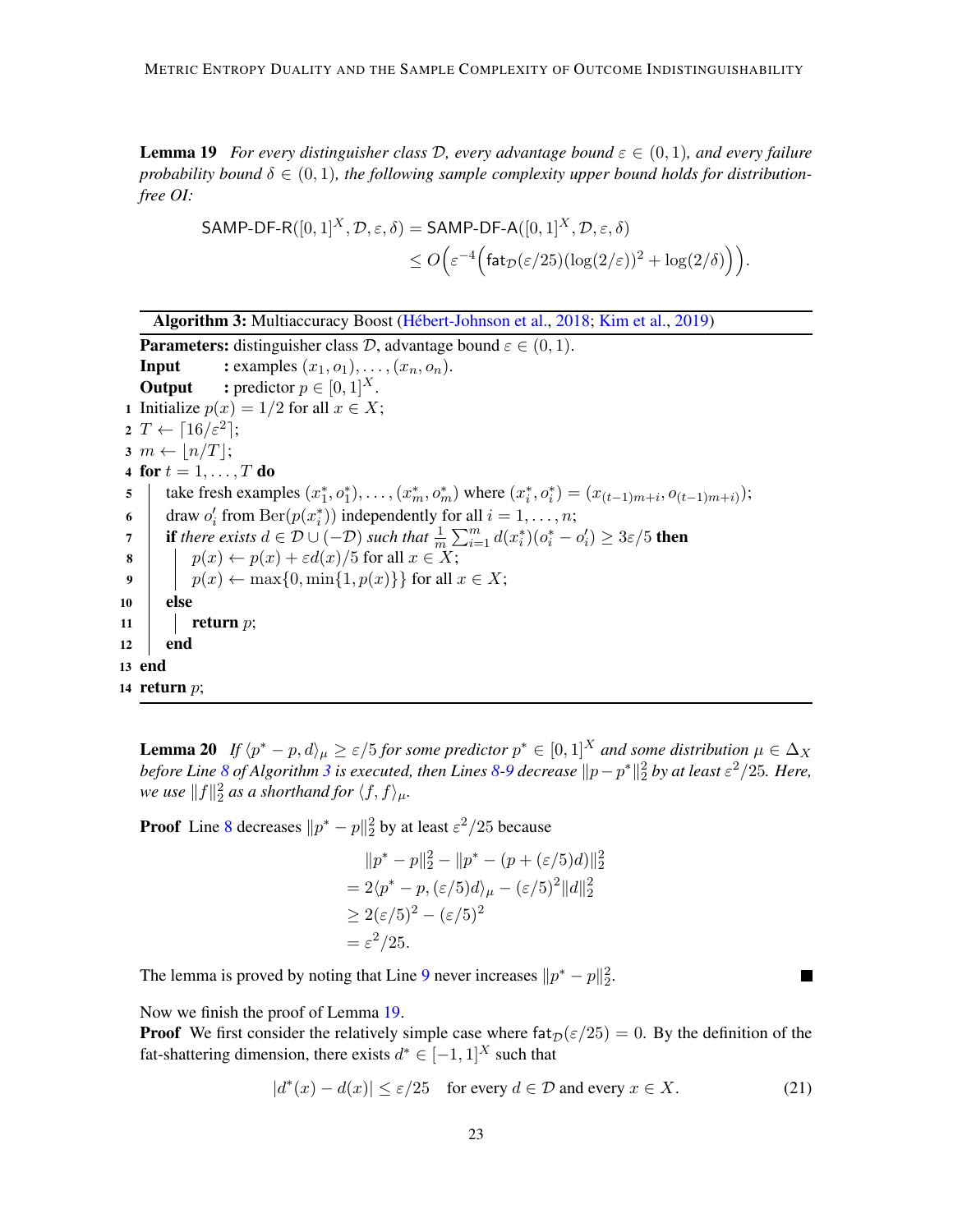**Lemma 19** *For every distinguisher class $\mathcal{D}$, every advantage bound $\varepsilon \in (0,1)$, and every failure probability bound $\delta \in (0,1)$, the following sample complexity upper bound holds for distribution-free OI:*

$$\begin{aligned}\mathsf{SAMP\text{-}DF\text{-}R}([0,1]^X, \mathcal{D}, \varepsilon, \delta) &= \mathsf{SAMP\text{-}DF\text{-}A}([0,1]^X, \mathcal{D}, \varepsilon, \delta) \\ &\le O\Big(\varepsilon^{-4}\Big(\mathsf{fat}_{\mathcal{D}}(\varepsilon/25)(\log(2/\varepsilon))^2 + \log(2/\delta)\Big)\Big).\end{aligned}$$

---

**Algorithm 3:** Multiaccuracy Boost (Hébert-Johnson et al., 2018; Kim et al., 2019)

**Parameters:** distinguisher class $\mathcal{D}$, advantage bound $\varepsilon \in (0,1)$.
**Input** : examples $(x_1, o_1), \ldots, (x_n, o_n)$.
**Output** : predictor $p \in [0,1]^X$.

```
1  Initialize p(x) = 1/2 for all x ∈ X;
2  T ← ⌈16/ε²⌉;
3  m ← ⌊n/T⌋;
4  for t = 1, ..., T do
5      take fresh examples (x*_1, o*_1), ..., (x*_m, o*_m) where (x*_i, o*_i) = (x_{(t-1)m+i}, o_{(t-1)m+i});
6      draw o'_i from Ber(p(x*_i)) independently for all i = 1, ..., n;
7      if there exists d ∈ D ∪ (−D) such that (1/m) Σ_{i=1}^m d(x*_i)(o*_i − o'_i) ≥ 3ε/5 then
8          p(x) ← p(x) + εd(x)/5 for all x ∈ X;
9          p(x) ← max{0, min{1, p(x)}} for all x ∈ X;
10     else
11         return p;
12     end
13 end
14 return p;
```

---

**Lemma 20** *If $\langle p^* - p, d\rangle_\mu \ge \varepsilon/5$ for some predictor $p^* \in [0,1]^X$ and some distribution $\mu \in \Delta_X$ before Line 8 of Algorithm 3 is executed, then Lines 8-9 decrease $\|p - p^*\|_2^2$ by at least $\varepsilon^2/25$. Here, we use $\|f\|_2^2$ as a shorthand for $\langle f, f\rangle_\mu$.*

**Proof** Line 8 decreases $\|p^* - p\|_2^2$ by at least $\varepsilon^2/25$ because

$$\begin{aligned}&\|p^* - p\|_2^2 - \|p^* - (p + (\varepsilon/5)d)\|_2^2 \\ = {}& 2\langle p^* - p, (\varepsilon/5)d\rangle_\mu - (\varepsilon/5)^2\|d\|_2^2 \\ \ge {}& 2(\varepsilon/5)^2 - (\varepsilon/5)^2 \\ = {}& \varepsilon^2/25.\end{aligned}$$

The lemma is proved by noting that Line 9 never increases $\|p^* - p\|_2^2$. ■

Now we finish the proof of Lemma 19.

**Proof** We first consider the relatively simple case where $\mathsf{fat}_{\mathcal{D}}(\varepsilon/25) = 0$. By the definition of the fat-shattering dimension, there exists $d^* \in [-1,1]^X$ such that

$$|d^*(x) - d(x)| \le \varepsilon/25 \quad \text{for every } d \in \mathcal{D} \text{ and every } x \in X. \tag{21}$$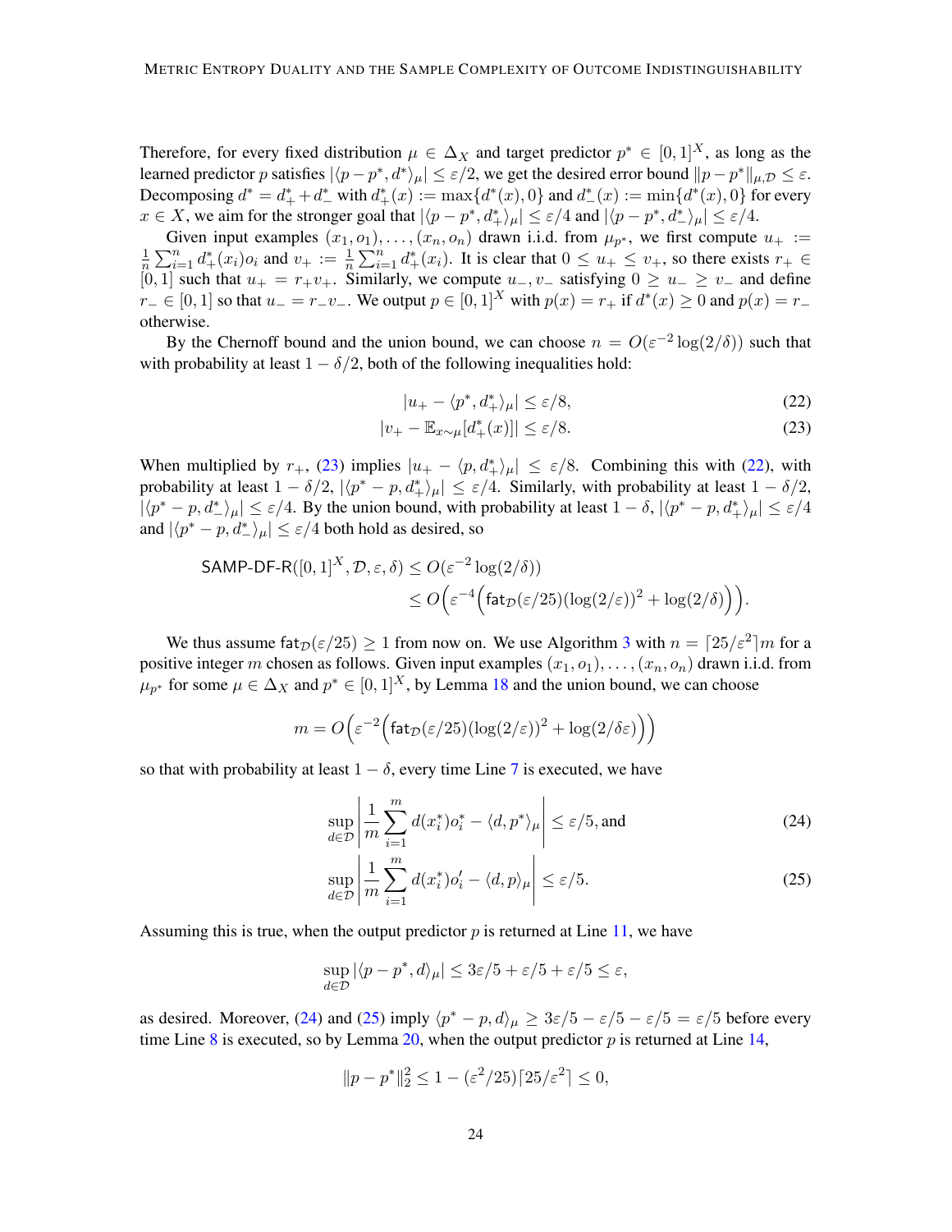Therefore, for every fixed distribution $\mu \in \Delta_X$ and target predictor $p^* \in [0,1]^X$, as long as the learned predictor $p$ satisfies $|\langle p - p^*, d^*\rangle_\mu| \le \varepsilon/2$, we get the desired error bound $\|p - p^*\|_{\mu,\mathcal{D}} \le \varepsilon$. Decomposing $d^* = d^*_+ + d^*_-$ with $d^*_+(x) := \max\{d^*(x), 0\}$ and $d^*_-(x) := \min\{d^*(x), 0\}$ for every $x \in X$, we aim for the stronger goal that $|\langle p - p^*, d^*_+\rangle_\mu| \le \varepsilon/4$ and $|\langle p - p^*, d^*_-\rangle_\mu| \le \varepsilon/4$.

Given input examples $(x_1, o_1), \ldots, (x_n, o_n)$ drawn i.i.d. from $\mu_{p^*}$, we first compute $u_+ := \frac{1}{n}\sum_{i=1}^n d^*_+(x_i) o_i$ and $v_+ := \frac{1}{n}\sum_{i=1}^n d^*_+(x_i)$. It is clear that $0 \le u_+ \le v_+$, so there exists $r_+ \in [0,1]$ such that $u_+ = r_+ v_+$. Similarly, we compute $u_-, v_-$ satisfying $0 \ge u_- \ge v_-$ and define $r_- \in [0,1]$ so that $u_- = r_- v_-$. We output $p \in [0,1]^X$ with $p(x) = r_+$ if $d^*(x) \ge 0$ and $p(x) = r_-$ otherwise.

By the Chernoff bound and the union bound, we can choose $n = O(\varepsilon^{-2}\log(2/\delta))$ such that with probability at least $1 - \delta/2$, both of the following inequalities hold:

$$|u_+ - \langle p^*, d^*_+\rangle_\mu| \le \varepsilon/8, \tag{22}$$

$$|v_+ - \mathbb{E}_{x\sim\mu}[d^*_+(x)]| \le \varepsilon/8. \tag{23}$$

When multiplied by $r_+$, (23) implies $|u_+ - \langle p, d^*_+\rangle_\mu| \le \varepsilon/8$. Combining this with (22), with probability at least $1 - \delta/2$, $|\langle p^* - p, d^*_+\rangle_\mu| \le \varepsilon/4$. Similarly, with probability at least $1 - \delta/2$, $|\langle p^* - p, d^*_-\rangle_\mu| \le \varepsilon/4$. By the union bound, with probability at least $1 - \delta$, $|\langle p^* - p, d^*_+\rangle_\mu| \le \varepsilon/4$ and $|\langle p^* - p, d^*_-\rangle_\mu| \le \varepsilon/4$ both hold as desired, so

$$\begin{aligned}\mathsf{SAMP\text{-}DF\text{-}R}([0,1]^X, \mathcal{D}, \varepsilon, \delta) &\le O(\varepsilon^{-2}\log(2/\delta)) \\ &\le O\Big(\varepsilon^{-4}\Big(\mathsf{fat}_{\mathcal{D}}(\varepsilon/25)(\log(2/\varepsilon))^2 + \log(2/\delta)\Big)\Big).\end{aligned}$$

We thus assume $\mathsf{fat}_{\mathcal{D}}(\varepsilon/25) \ge 1$ from now on. We use Algorithm 3 with $n = \lceil 25/\varepsilon^2\rceil m$ for a positive integer $m$ chosen as follows. Given input examples $(x_1, o_1), \ldots, (x_n, o_n)$ drawn i.i.d. from $\mu_{p^*}$ for some $\mu \in \Delta_X$ and $p^* \in [0,1]^X$, by Lemma 18 and the union bound, we can choose

$$m = O\Big(\varepsilon^{-2}\Big(\mathsf{fat}_{\mathcal{D}}(\varepsilon/25)(\log(2/\varepsilon))^2 + \log(2/\delta\varepsilon)\Big)\Big)$$

so that with probability at least $1 - \delta$, every time Line 7 is executed, we have

$$\sup_{d\in\mathcal{D}}\left|\frac{1}{m}\sum_{i=1}^m d(x^*_i)o^*_i - \langle d, p^*\rangle_\mu\right| \le \varepsilon/5, \text{and} \tag{24}$$

$$\sup_{d\in\mathcal{D}}\left|\frac{1}{m}\sum_{i=1}^m d(x^*_i)o'_i - \langle d, p\rangle_\mu\right| \le \varepsilon/5. \tag{25}$$

Assuming this is true, when the output predictor $p$ is returned at Line 11, we have

$$\sup_{d\in\mathcal{D}}|\langle p - p^*, d\rangle_\mu| \le 3\varepsilon/5 + \varepsilon/5 + \varepsilon/5 \le \varepsilon,$$

as desired. Moreover, (24) and (25) imply $\langle p^* - p, d\rangle_\mu \ge 3\varepsilon/5 - \varepsilon/5 - \varepsilon/5 = \varepsilon/5$ before every time Line 8 is executed, so by Lemma 20, when the output predictor $p$ is returned at Line 14,

$$\|p - p^*\|_2^2 \le 1 - (\varepsilon^2/25)\lceil 25/\varepsilon^2\rceil \le 0,$$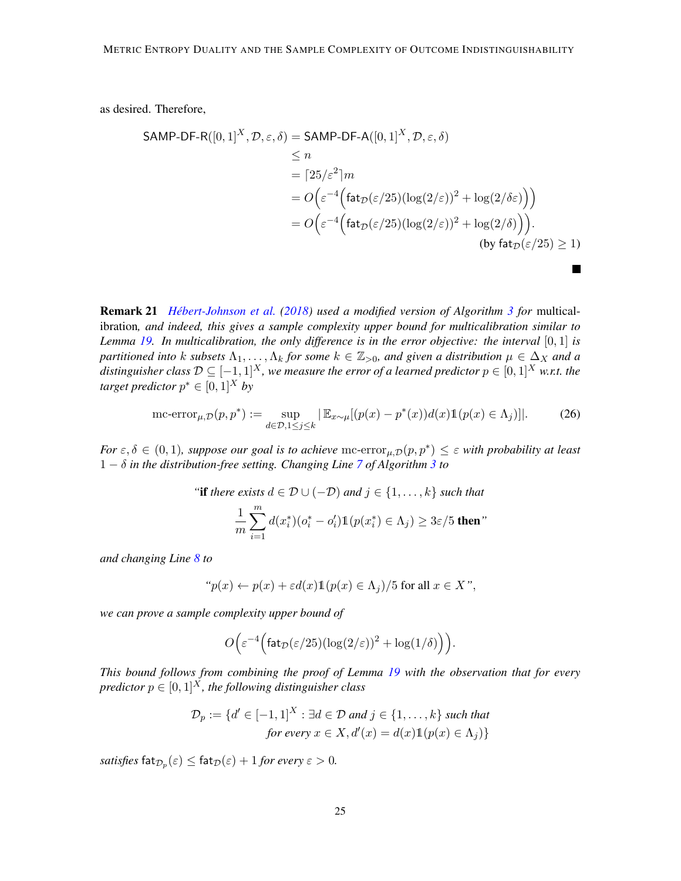as desired. Therefore,

$$
\begin{aligned}
\textsf{SAMP-DF-R}([0,1]^X, \mathcal{D}, \varepsilon, \delta) &= \textsf{SAMP-DF-A}([0,1]^X, \mathcal{D}, \varepsilon, \delta) \\
&\le n \\
&= \lceil 25/\varepsilon^2 \rceil m \\
&= O\Big(\varepsilon^{-4}\Big(\mathsf{fat}_{\mathcal{D}}(\varepsilon/25)(\log(2/\varepsilon))^2 + \log(2/\delta\varepsilon)\Big)\Big) \\
&= O\Big(\varepsilon^{-4}\Big(\mathsf{fat}_{\mathcal{D}}(\varepsilon/25)(\log(2/\varepsilon))^2 + \log(2/\delta)\Big)\Big). \\
&\hspace{10em} \text{(by } \mathsf{fat}_{\mathcal{D}}(\varepsilon/25) \ge 1\text{)}
\end{aligned}
$$

■

**Remark 21** *Hébert-Johnson et al. (2018) used a modified version of Algorithm 3 for* multicalibration*, and indeed, this gives a sample complexity upper bound for multicalibration similar to Lemma 19. In multicalibration, the only difference is in the error objective: the interval $[0,1]$ is partitioned into $k$ subsets $\Lambda_1, \dots, \Lambda_k$ for some $k \in \mathbb{Z}_{>0}$, and given a distribution $\mu \in \Delta_X$ and a distinguisher class $\mathcal{D} \subseteq [-1,1]^X$, we measure the error of a learned predictor $p \in [0,1]^X$ w.r.t. the target predictor $p^* \in [0,1]^X$ by*

$$
\text{mc-error}_{\mu,\mathcal{D}}(p, p^*) := \sup_{d \in \mathcal{D}, 1 \le j \le k} |\mathbb{E}_{x\sim\mu}[(p(x) - p^*(x))d(x)\mathbb{1}(p(x) \in \Lambda_j)]|. \tag{26}
$$

*For $\varepsilon, \delta \in (0,1)$, suppose our goal is to achieve $\text{mc-error}_{\mu,\mathcal{D}}(p, p^*) \le \varepsilon$ with probability at least $1-\delta$ in the distribution-free setting. Changing Line 7 of Algorithm 3 to*

*"**if** there exists $d \in \mathcal{D} \cup (-\mathcal{D})$ and $j \in \{1, \dots, k\}$ such that*

$$
\frac{1}{m}\sum_{i=1}^{m} d(x_i^*)(o_i^* - o_i')\mathbb{1}(p(x_i^*) \in \Lambda_j) \ge 3\varepsilon/5 \textbf{ then}\text{"}
$$

*and changing Line 8 to*

$$
\text{"}p(x) \leftarrow p(x) + \varepsilon d(x)\mathbb{1}(p(x) \in \Lambda_j)/5 \text{ for all } x \in X\text{"},
$$

*we can prove a sample complexity upper bound of*

$$
O\Big(\varepsilon^{-4}\Big(\mathsf{fat}_{\mathcal{D}}(\varepsilon/25)(\log(2/\varepsilon))^2 + \log(1/\delta)\Big)\Big).
$$

*This bound follows from combining the proof of Lemma 19 with the observation that for every predictor $p \in [0,1]^X$, the following distinguisher class*

$$
\begin{aligned}
\mathcal{D}_p := \{d' \in [-1,1]^X : \exists d \in \mathcal{D} \text{ and } j \in \{1, \dots, k\} \text{ such that} \\
\text{for every } x \in X, d'(x) = d(x)\mathbb{1}(p(x) \in \Lambda_j)\}
\end{aligned}
$$

*satisfies $\mathsf{fat}_{\mathcal{D}_p}(\varepsilon) \le \mathsf{fat}_{\mathcal{D}}(\varepsilon) + 1$ for every $\varepsilon > 0$.*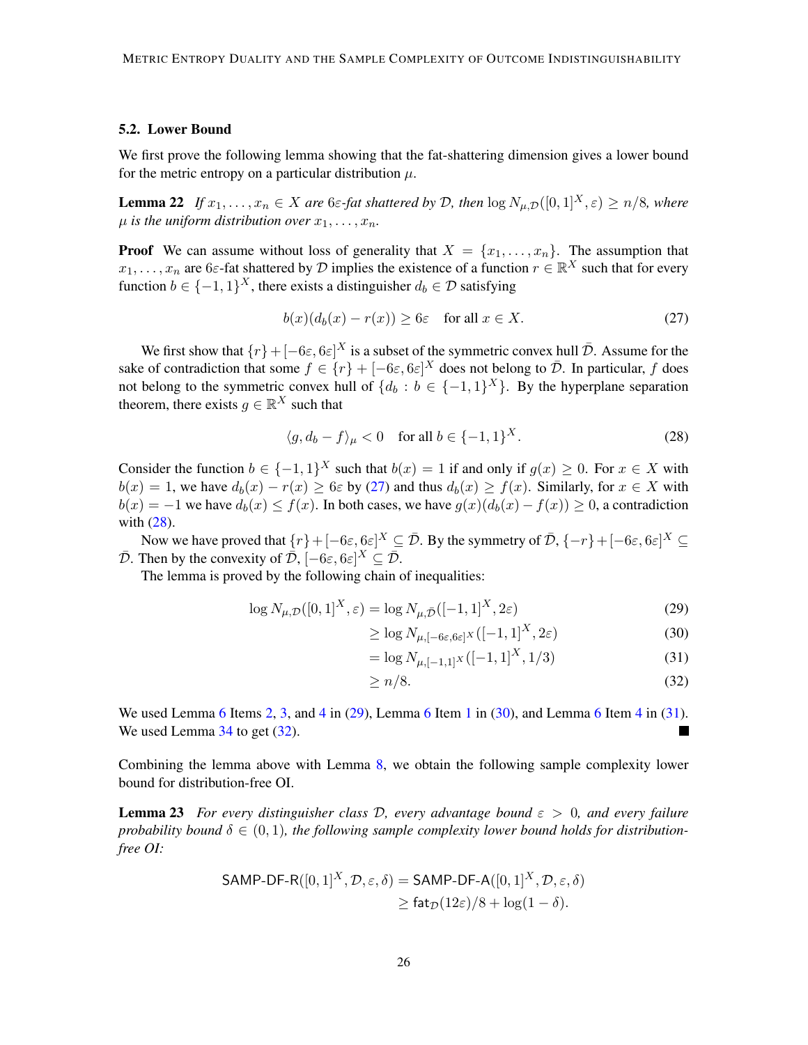### 5.2. Lower Bound

We first prove the following lemma showing that the fat-shattering dimension gives a lower bound for the metric entropy on a particular distribution $\mu$.

**Lemma 22** *If $x_1, \ldots, x_n \in X$ are $6\varepsilon$-fat shattered by $\mathcal{D}$, then $\log N_{\mu,\mathcal{D}}([0,1]^X, \varepsilon) \geq n/8$, where $\mu$ is the uniform distribution over $x_1, \ldots, x_n$.*

**Proof** We can assume without loss of generality that $X = \{x_1, \ldots, x_n\}$. The assumption that $x_1, \ldots, x_n$ are $6\varepsilon$-fat shattered by $\mathcal{D}$ implies the existence of a function $r \in \mathbb{R}^X$ such that for every function $b \in \{-1, 1\}^X$, there exists a distinguisher $d_b \in \mathcal{D}$ satisfying

$$b(x)(d_b(x) - r(x)) \geq 6\varepsilon \quad \text{for all } x \in X. \tag{27}$$

We first show that $\{r\} + [-6\varepsilon, 6\varepsilon]^X$ is a subset of the symmetric convex hull $\bar{\mathcal{D}}$. Assume for the sake of contradiction that some $f \in \{r\} + [-6\varepsilon, 6\varepsilon]^X$ does not belong to $\bar{\mathcal{D}}$. In particular, $f$ does not belong to the symmetric convex hull of $\{d_b : b \in \{-1,1\}^X\}$. By the hyperplane separation theorem, there exists $g \in \mathbb{R}^X$ such that

$$\langle g, d_b - f\rangle_\mu < 0 \quad \text{for all } b \in \{-1, 1\}^X. \tag{28}$$

Consider the function $b \in \{-1,1\}^X$ such that $b(x) = 1$ if and only if $g(x) \geq 0$. For $x \in X$ with $b(x) = 1$, we have $d_b(x) - r(x) \geq 6\varepsilon$ by (27) and thus $d_b(x) \geq f(x)$. Similarly, for $x \in X$ with $b(x) = -1$ we have $d_b(x) \leq f(x)$. In both cases, we have $g(x)(d_b(x) - f(x)) \geq 0$, a contradiction with (28).

Now we have proved that $\{r\} + [-6\varepsilon, 6\varepsilon]^X \subseteq \bar{\mathcal{D}}$. By the symmetry of $\bar{\mathcal{D}}$, $\{-r\} + [-6\varepsilon, 6\varepsilon]^X \subseteq \bar{\mathcal{D}}$. Then by the convexity of $\bar{\mathcal{D}}$, $[-6\varepsilon, 6\varepsilon]^X \subseteq \bar{\mathcal{D}}$.

The lemma is proved by the following chain of inequalities:

$$\log N_{\mu,\mathcal{D}}([0,1]^X, \varepsilon) = \log N_{\mu,\bar{\mathcal{D}}}([-1,1]^X, 2\varepsilon) \tag{29}$$

$$\geq \log N_{\mu,[-6\varepsilon,6\varepsilon]^X}([-1,1]^X, 2\varepsilon) \tag{30}$$

$$= \log N_{\mu,[-1,1]^X}([-1,1]^X, 1/3) \tag{31}$$

$$\geq n/8. \tag{32}$$

We used Lemma 6 Items 2, 3, and 4 in (29), Lemma 6 Item 1 in (30), and Lemma 6 Item 4 in (31). We used Lemma 34 to get (32). ■

Combining the lemma above with Lemma 8, we obtain the following sample complexity lower bound for distribution-free OI.

**Lemma 23** *For every distinguisher class $\mathcal{D}$, every advantage bound $\varepsilon > 0$, and every failure probability bound $\delta \in (0,1)$, the following sample complexity lower bound holds for distribution-free OI:*

$$\begin{aligned}\mathsf{SAMP\text{-}DF\text{-}R}([0,1]^X, \mathcal{D}, \varepsilon, \delta) &= \mathsf{SAMP\text{-}DF\text{-}A}([0,1]^X, \mathcal{D}, \varepsilon, \delta) \\ &\geq \mathsf{fat}_{\mathcal{D}}(12\varepsilon)/8 + \log(1-\delta).\end{aligned}$$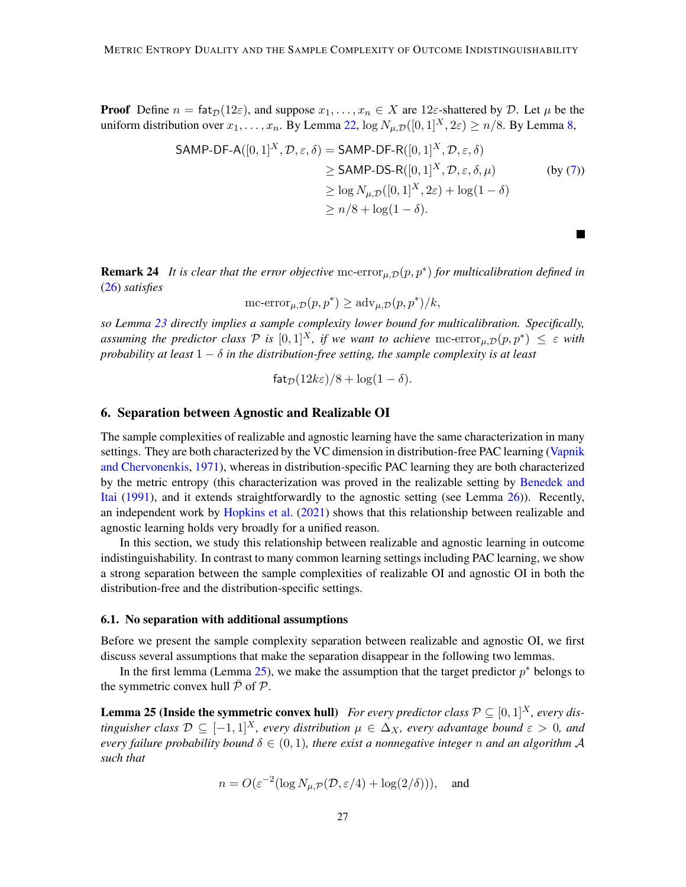**Proof** Define $n = \mathsf{fat}_{\mathcal{D}}(12\varepsilon)$, and suppose $x_1, \ldots, x_n \in X$ are $12\varepsilon$-shattered by $\mathcal{D}$. Let $\mu$ be the uniform distribution over $x_1, \ldots, x_n$. By Lemma 22, $\log N_{\mu,\mathcal{D}}([0,1]^X, 2\varepsilon) \geq n/8$. By Lemma 8,

$$
\begin{aligned}
\mathsf{SAMP\text{-}DF\text{-}A}([0,1]^X, \mathcal{D}, \varepsilon, \delta) &= \mathsf{SAMP\text{-}DF\text{-}R}([0,1]^X, \mathcal{D}, \varepsilon, \delta) \\
&\geq \mathsf{SAMP\text{-}DS\text{-}R}([0,1]^X, \mathcal{D}, \varepsilon, \delta, \mu) \qquad \text{(by (7))} \\
&\geq \log N_{\mu,\mathcal{D}}([0,1]^X, 2\varepsilon) + \log(1-\delta) \\
&\geq n/8 + \log(1-\delta).
\end{aligned}
$$

■

**Remark 24** *It is clear that the error objective* $\mathrm{mc\text{-}error}_{\mu,\mathcal{D}}(p, p^*)$ *for multicalibration defined in (26) satisfies*

$$
\mathrm{mc\text{-}error}_{\mu,\mathcal{D}}(p, p^*) \geq \mathrm{adv}_{\mu,\mathcal{D}}(p, p^*)/k,
$$

*so Lemma 23 directly implies a sample complexity lower bound for multicalibration. Specifically, assuming the predictor class* $\mathcal{P}$ *is* $[0,1]^X$*, if we want to achieve* $\mathrm{mc\text{-}error}_{\mu,\mathcal{D}}(p, p^*) \leq \varepsilon$ *with probability at least* $1-\delta$ *in the distribution-free setting, the sample complexity is at least*

$$
\mathsf{fat}_{\mathcal{D}}(12k\varepsilon)/8 + \log(1-\delta).
$$

## 6. Separation between Agnostic and Realizable OI

The sample complexities of realizable and agnostic learning have the same characterization in many settings. They are both characterized by the VC dimension in distribution-free PAC learning (Vapnik and Chervonenkis, 1971), whereas in distribution-specific PAC learning they are both characterized by the metric entropy (this characterization was proved in the realizable setting by Benedek and Itai (1991), and it extends straightforwardly to the agnostic setting (see Lemma 26)). Recently, an independent work by Hopkins et al. (2021) shows that this relationship between realizable and agnostic learning holds very broadly for a unified reason.

In this section, we study this relationship between realizable and agnostic learning in outcome indistinguishability. In contrast to many common learning settings including PAC learning, we show a strong separation between the sample complexities of realizable OI and agnostic OI in both the distribution-free and the distribution-specific settings.

### 6.1. No separation with additional assumptions

Before we present the sample complexity separation between realizable and agnostic OI, we first discuss several assumptions that make the separation disappear in the following two lemmas.

In the first lemma (Lemma 25), we make the assumption that the target predictor $p^*$ belongs to the symmetric convex hull $\bar{\mathcal{P}}$ of $\mathcal{P}$.

**Lemma 25 (Inside the symmetric convex hull)** *For every predictor class* $\mathcal{P} \subseteq [0,1]^X$*, every distinguisher class* $\mathcal{D} \subseteq [-1,1]^X$*, every distribution* $\mu \in \Delta_X$*, every advantage bound* $\varepsilon > 0$*, and every failure probability bound* $\delta \in (0,1)$*, there exist a nonnegative integer* $n$ *and an algorithm* $\mathcal{A}$ *such that*

$$
n = O(\varepsilon^{-2}(\log N_{\mu,\mathcal{P}}(\mathcal{D}, \varepsilon/4) + \log(2/\delta))), \quad \text{and}
$$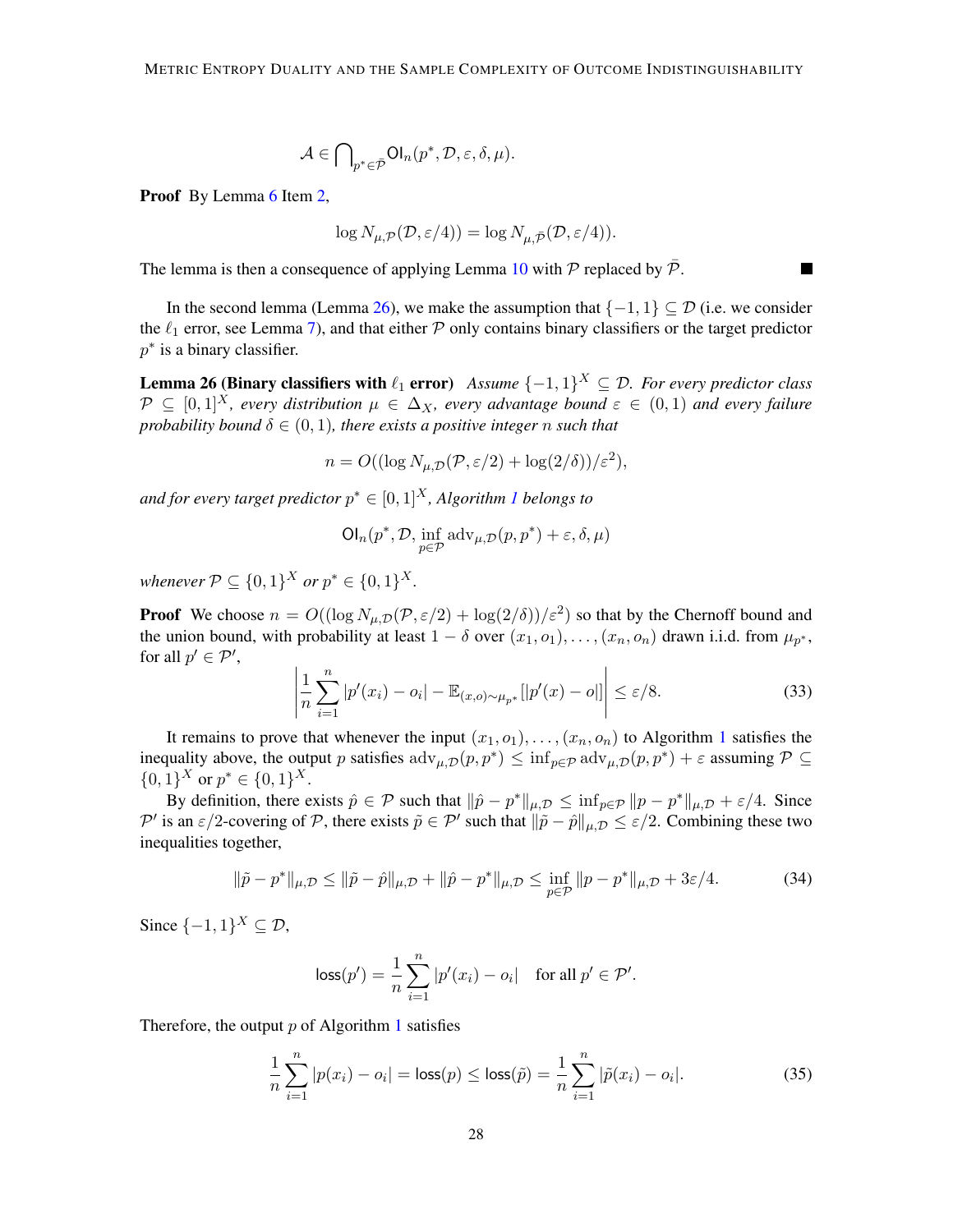$$\mathcal{A} \in \bigcap_{p^* \in \bar{\mathcal{P}}} \mathsf{OI}_n(p^*, \mathcal{D}, \varepsilon, \delta, \mu).$$

**Proof** By Lemma 6 Item 2,

$$\log N_{\mu,\mathcal{P}}(\mathcal{D}, \varepsilon/4)) = \log N_{\mu,\bar{\mathcal{P}}}(\mathcal{D}, \varepsilon/4)).$$

The lemma is then a consequence of applying Lemma 10 with $\mathcal{P}$ replaced by $\bar{\mathcal{P}}$. ■

In the second lemma (Lemma 26), we make the assumption that $\{-1, 1\} \subseteq \mathcal{D}$ (i.e. we consider the $\ell_1$ error, see Lemma 7), and that either $\mathcal{P}$ only contains binary classifiers or the target predictor $p^*$ is a binary classifier.

**Lemma 26 (Binary classifiers with $\ell_1$ error)** *Assume $\{-1, 1\}^X \subseteq \mathcal{D}$. For every predictor class $\mathcal{P} \subseteq [0, 1]^X$, every distribution $\mu \in \Delta_X$, every advantage bound $\varepsilon \in (0, 1)$ and every failure probability bound $\delta \in (0, 1)$, there exists a positive integer $n$ such that*

$$n = O((\log N_{\mu,\mathcal{D}}(\mathcal{P}, \varepsilon/2) + \log(2/\delta))/\varepsilon^2),$$

*and for every target predictor $p^* \in [0, 1]^X$, Algorithm 1 belongs to*

$$\mathsf{OI}_n(p^*, \mathcal{D}, \inf_{p \in \mathcal{P}} \mathrm{adv}_{\mu,\mathcal{D}}(p, p^*) + \varepsilon, \delta, \mu)$$

*whenever $\mathcal{P} \subseteq \{0, 1\}^X$ or $p^* \in \{0, 1\}^X$.*

**Proof** We choose $n = O((\log N_{\mu,\mathcal{D}}(\mathcal{P}, \varepsilon/2) + \log(2/\delta))/\varepsilon^2)$ so that by the Chernoff bound and the union bound, with probability at least $1 - \delta$ over $(x_1, o_1), \ldots, (x_n, o_n)$ drawn i.i.d. from $\mu_{p^*}$, for all $p' \in \mathcal{P}'$,

$$\left| \frac{1}{n} \sum_{i=1}^{n} |p'(x_i) - o_i| - \mathbb{E}_{(x,o) \sim \mu_{p^*}}[|p'(x) - o|] \right| \leq \varepsilon/8. \tag{33}$$

It remains to prove that whenever the input $(x_1, o_1), \ldots, (x_n, o_n)$ to Algorithm 1 satisfies the inequality above, the output $p$ satisfies $\mathrm{adv}_{\mu,\mathcal{D}}(p, p^*) \leq \inf_{p \in \mathcal{P}} \mathrm{adv}_{\mu,\mathcal{D}}(p, p^*) + \varepsilon$ assuming $\mathcal{P} \subseteq \{0, 1\}^X$ or $p^* \in \{0, 1\}^X$.

By definition, there exists $\hat{p} \in \mathcal{P}$ such that $\|\hat{p} - p^*\|_{\mu,\mathcal{D}} \leq \inf_{p \in \mathcal{P}} \|p - p^*\|_{\mu,\mathcal{D}} + \varepsilon/4$. Since $\mathcal{P}'$ is an $\varepsilon/2$-covering of $\mathcal{P}$, there exists $\tilde{p} \in \mathcal{P}'$ such that $\|\tilde{p} - \hat{p}\|_{\mu,\mathcal{D}} \leq \varepsilon/2$. Combining these two inequalities together,

$$\|\tilde{p} - p^*\|_{\mu,\mathcal{D}} \leq \|\tilde{p} - \hat{p}\|_{\mu,\mathcal{D}} + \|\hat{p} - p^*\|_{\mu,\mathcal{D}} \leq \inf_{p \in \mathcal{P}} \|p - p^*\|_{\mu,\mathcal{D}} + 3\varepsilon/4. \tag{34}$$

Since $\{-1, 1\}^X \subseteq \mathcal{D}$,

$$\mathsf{loss}(p') = \frac{1}{n} \sum_{i=1}^{n} |p'(x_i) - o_i| \quad \text{for all } p' \in \mathcal{P}'.$$

Therefore, the output $p$ of Algorithm 1 satisfies

$$\frac{1}{n} \sum_{i=1}^{n} |p(x_i) - o_i| = \mathsf{loss}(p) \leq \mathsf{loss}(\tilde{p}) = \frac{1}{n} \sum_{i=1}^{n} |\tilde{p}(x_i) - o_i|. \tag{35}$$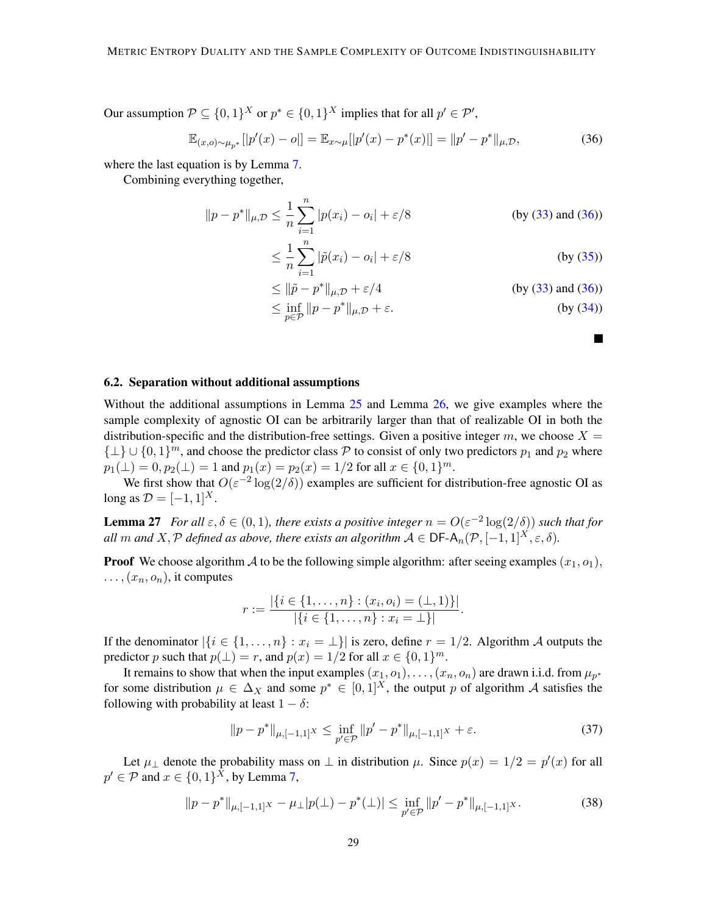Our assumption $\mathcal{P} \subseteq \{0,1\}^X$ or $p^* \in \{0,1\}^X$ implies that for all $p' \in \mathcal{P}'$,

$$\mathbb{E}_{(x,o)\sim\mu_{p^*}}[|p'(x) - o|] = \mathbb{E}_{x\sim\mu}[|p'(x) - p^*(x)|] = \|p' - p^*\|_{\mu,\mathcal{D}}, \tag{36}$$

where the last equation is by Lemma 7.

Combining everything together,

$$
\begin{aligned}
\|p - p^*\|_{\mu,\mathcal{D}} &\le \frac{1}{n}\sum_{i=1}^{n} |p(x_i) - o_i| + \varepsilon/8 && \text{(by (33) and (36))}\\
&\le \frac{1}{n}\sum_{i=1}^{n} |\tilde{p}(x_i) - o_i| + \varepsilon/8 && \text{(by (35))}\\
&\le \|\tilde{p} - p^*\|_{\mu,\mathcal{D}} + \varepsilon/4 && \text{(by (33) and (36))}\\
&\le \inf_{p\in\mathcal{P}} \|p - p^*\|_{\mu,\mathcal{D}} + \varepsilon. && \text{(by (34))}
\end{aligned}
$$

■

### 6.2. Separation without additional assumptions

Without the additional assumptions in Lemma 25 and Lemma 26, we give examples where the sample complexity of agnostic OI can be arbitrarily larger than that of realizable OI in both the distribution-specific and the distribution-free settings. Given a positive integer $m$, we choose $X = \{\perp\} \cup \{0,1\}^m$, and choose the predictor class $\mathcal{P}$ to consist of only two predictors $p_1$ and $p_2$ where $p_1(\perp) = 0, p_2(\perp) = 1$ and $p_1(x) = p_2(x) = 1/2$ for all $x \in \{0,1\}^m$.

We first show that $O(\varepsilon^{-2}\log(2/\delta))$ examples are sufficient for distribution-free agnostic OI as long as $\mathcal{D} = [-1,1]^X$.

**Lemma 27** *For all $\varepsilon, \delta \in (0,1)$, there exists a positive integer $n = O(\varepsilon^{-2}\log(2/\delta))$ such that for all $m$ and $X, \mathcal{P}$ defined as above, there exists an algorithm $\mathcal{A} \in \mathsf{DF\text{-}A}_n(\mathcal{P}, [-1,1]^X, \varepsilon, \delta)$.*

**Proof** We choose algorithm $\mathcal{A}$ to be the following simple algorithm: after seeing examples $(x_1, o_1)$, $\dots, (x_n, o_n)$, it computes

$$r := \frac{|\{i \in \{1,\dots,n\} : (x_i, o_i) = (\perp, 1)\}|}{|\{i \in \{1,\dots,n\} : x_i = \perp\}|}.$$

If the denominator $|\{i \in \{1,\dots,n\} : x_i = \perp\}|$ is zero, define $r = 1/2$. Algorithm $\mathcal{A}$ outputs the predictor $p$ such that $p(\perp) = r$, and $p(x) = 1/2$ for all $x \in \{0,1\}^m$.

It remains to show that when the input examples $(x_1, o_1), \dots, (x_n, o_n)$ are drawn i.i.d. from $\mu_{p^*}$ for some distribution $\mu \in \Delta_X$ and some $p^* \in [0,1]^X$, the output $p$ of algorithm $\mathcal{A}$ satisfies the following with probability at least $1 - \delta$:

$$\|p - p^*\|_{\mu,[-1,1]^X} \le \inf_{p'\in\mathcal{P}} \|p' - p^*\|_{\mu,[-1,1]^X} + \varepsilon. \tag{37}$$

Let $\mu_\perp$ denote the probability mass on $\perp$ in distribution $\mu$. Since $p(x) = 1/2 = p'(x)$ for all $p' \in \mathcal{P}$ and $x \in \{0,1\}^X$, by Lemma 7,

$$\|p - p^*\|_{\mu,[-1,1]^X} - \mu_\perp |p(\perp) - p^*(\perp)| \le \inf_{p'\in\mathcal{P}} \|p' - p^*\|_{\mu,[-1,1]^X}. \tag{38}$$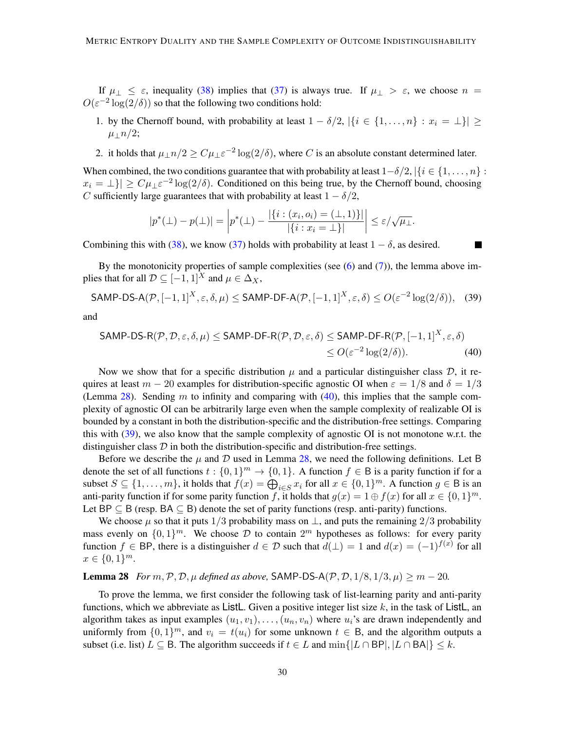If $\mu_\perp \le \varepsilon$, inequality (38) implies that (37) is always true. If $\mu_\perp > \varepsilon$, we choose $n = O(\varepsilon^{-2}\log(2/\delta))$ so that the following two conditions hold:

1. by the Chernoff bound, with probability at least $1 - \delta/2$, $|\{i \in \{1,\ldots,n\} : x_i = \perp\}| \ge \mu_\perp n/2$;
2. it holds that $\mu_\perp n/2 \ge C\mu_\perp \varepsilon^{-2}\log(2/\delta)$, where $C$ is an absolute constant determined later.

When combined, the two conditions guarantee that with probability at least $1-\delta/2$, $|\{i \in \{1,\ldots,n\} : x_i = \perp\}| \ge C\mu_\perp\varepsilon^{-2}\log(2/\delta)$. Conditioned on this being true, by the Chernoff bound, choosing $C$ sufficiently large guarantees that with probability at least $1 - \delta/2$,

$$|p^*(\perp) - p(\perp)| = \left| p^*(\perp) - \frac{|\{i : (x_i, o_i) = (\perp, 1)\}|}{|\{i : x_i = \perp\}|} \right| \le \varepsilon/\sqrt{\mu_\perp}.$$

Combining this with (38), we know (37) holds with probability at least $1 - \delta$, as desired. ∎

By the monotonicity properties of sample complexities (see (6) and (7)), the lemma above implies that for all $\mathcal{D} \subseteq [-1,1]^X$ and $\mu \in \Delta_X$,

$$\mathsf{SAMP\text{-}DS\text{-}A}(\mathcal{P}, [-1,1]^X, \varepsilon, \delta, \mu) \le \mathsf{SAMP\text{-}DF\text{-}A}(\mathcal{P}, [-1,1]^X, \varepsilon, \delta) \le O(\varepsilon^{-2}\log(2/\delta)), \quad (39)$$

and

$$\begin{aligned}\mathsf{SAMP\text{-}DS\text{-}R}(\mathcal{P}, \mathcal{D}, \varepsilon, \delta, \mu) \le \mathsf{SAMP\text{-}DF\text{-}R}(\mathcal{P}, \mathcal{D}, \varepsilon, \delta) &\le \mathsf{SAMP\text{-}DF\text{-}R}(\mathcal{P}, [-1,1]^X, \varepsilon, \delta) \\ &\le O(\varepsilon^{-2}\log(2/\delta)). \quad (40)\end{aligned}$$

Now we show that for a specific distribution $\mu$ and a particular distinguisher class $\mathcal{D}$, it requires at least $m - 20$ examples for distribution-specific agnostic OI when $\varepsilon = 1/8$ and $\delta = 1/3$ (Lemma 28). Sending $m$ to infinity and comparing with (40), this implies that the sample complexity of agnostic OI can be arbitrarily large even when the sample complexity of realizable OI is bounded by a constant in both the distribution-specific and the distribution-free settings. Comparing this with (39), we also know that the sample complexity of agnostic OI is not monotone w.r.t. the distinguisher class $\mathcal{D}$ in both the distribution-specific and distribution-free settings.

Before we describe the $\mu$ and $\mathcal{D}$ used in Lemma 28, we need the following definitions. Let $\mathsf{B}$ denote the set of all functions $t : \{0,1\}^m \to \{0,1\}$. A function $f \in \mathsf{B}$ is a parity function if for a subset $S \subseteq \{1,\ldots,m\}$, it holds that $f(x) = \bigoplus_{i\in S} x_i$ for all $x \in \{0,1\}^m$. A function $g \in \mathsf{B}$ is an anti-parity function if for some parity function $f$, it holds that $g(x) = 1 \oplus f(x)$ for all $x \in \{0,1\}^m$. Let $\mathsf{BP} \subseteq \mathsf{B}$ (resp. $\mathsf{BA} \subseteq \mathsf{B}$) denote the set of parity functions (resp. anti-parity) functions.

We choose $\mu$ so that it puts $1/3$ probability mass on $\perp$, and puts the remaining $2/3$ probability mass evenly on $\{0,1\}^m$. We choose $\mathcal{D}$ to contain $2^m$ hypotheses as follows: for every parity function $f \in \mathsf{BP}$, there is a distinguisher $d \in \mathcal{D}$ such that $d(\perp) = 1$ and $d(x) = (-1)^{f(x)}$ for all $x \in \{0,1\}^m$.

**Lemma 28** *For $m, \mathcal{P}, \mathcal{D}, \mu$ defined as above,* $\mathsf{SAMP\text{-}DS\text{-}A}(\mathcal{P}, \mathcal{D}, 1/8, 1/3, \mu) \ge m - 20$.

To prove the lemma, we first consider the following task of list-learning parity and anti-parity functions, which we abbreviate as $\mathsf{ListL}$. Given a positive integer list size $k$, in the task of $\mathsf{ListL}$, an algorithm takes as input examples $(u_1, v_1), \ldots, (u_n, v_n)$ where $u_i$'s are drawn independently and uniformly from $\{0,1\}^m$, and $v_i = t(u_i)$ for some unknown $t \in \mathsf{B}$, and the algorithm outputs a subset (i.e. list) $L \subseteq \mathsf{B}$. The algorithm succeeds if $t \in L$ and $\min\{|L \cap \mathsf{BP}|, |L \cap \mathsf{BA}|\} \le k$.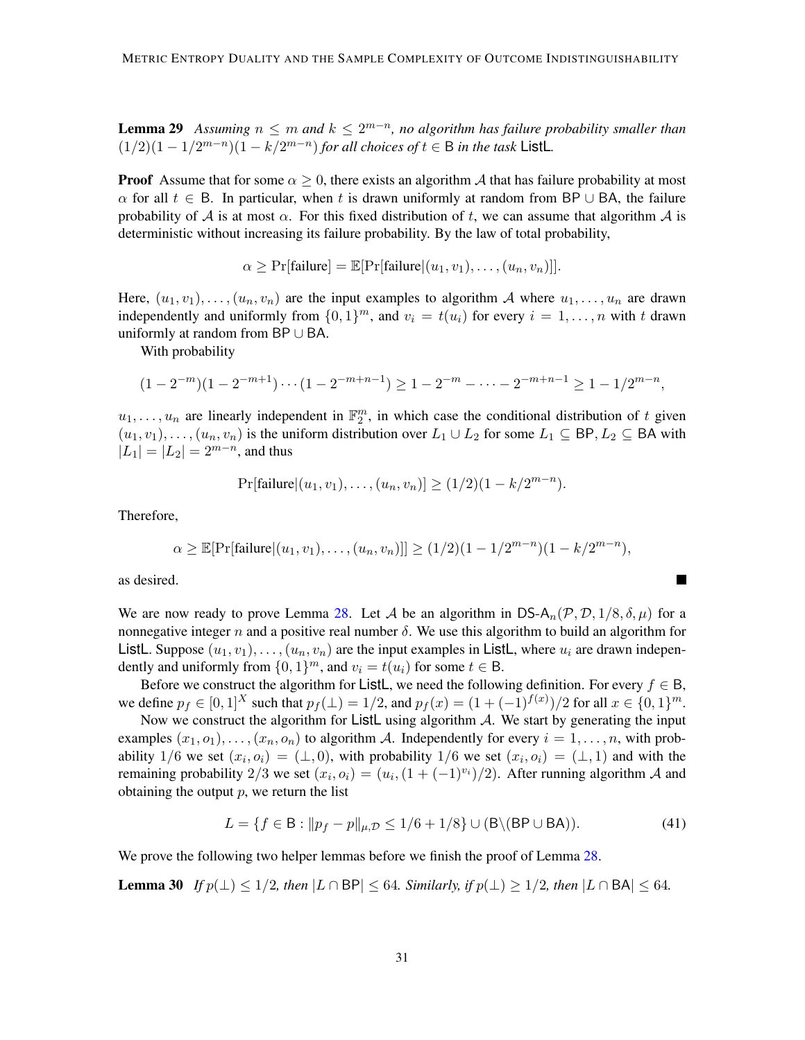**Lemma 29** *Assuming $n \le m$ and $k \le 2^{m-n}$, no algorithm has failure probability smaller than $(1/2)(1 - 1/2^{m-n})(1 - k/2^{m-n})$ for all choices of $t \in \mathsf{B}$ in the task* $\mathsf{ListL}$.

**Proof** Assume that for some $\alpha \ge 0$, there exists an algorithm $\mathcal{A}$ that has failure probability at most $\alpha$ for all $t \in \mathsf{B}$. In particular, when $t$ is drawn uniformly at random from $\mathsf{BP} \cup \mathsf{BA}$, the failure probability of $\mathcal{A}$ is at most $\alpha$. For this fixed distribution of $t$, we can assume that algorithm $\mathcal{A}$ is deterministic without increasing its failure probability. By the law of total probability,

$$\alpha \ge \Pr[\text{failure}] = \mathbb{E}[\Pr[\text{failure}|(u_1, v_1), \ldots, (u_n, v_n)]].$$

Here, $(u_1, v_1), \ldots, (u_n, v_n)$ are the input examples to algorithm $\mathcal{A}$ where $u_1, \ldots, u_n$ are drawn independently and uniformly from $\{0,1\}^m$, and $v_i = t(u_i)$ for every $i = 1, \ldots, n$ with $t$ drawn uniformly at random from $\mathsf{BP} \cup \mathsf{BA}$.

With probability

$$(1 - 2^{-m})(1 - 2^{-m+1}) \cdots (1 - 2^{-m+n-1}) \ge 1 - 2^{-m} - \cdots - 2^{-m+n-1} \ge 1 - 1/2^{m-n},$$

$u_1, \ldots, u_n$ are linearly independent in $\mathbb{F}_2^m$, in which case the conditional distribution of $t$ given $(u_1, v_1), \ldots, (u_n, v_n)$ is the uniform distribution over $L_1 \cup L_2$ for some $L_1 \subseteq \mathsf{BP}, L_2 \subseteq \mathsf{BA}$ with $|L_1| = |L_2| = 2^{m-n}$, and thus

$$\Pr[\text{failure}|(u_1, v_1), \ldots, (u_n, v_n)] \ge (1/2)(1 - k/2^{m-n}).$$

Therefore,

$$\alpha \ge \mathbb{E}[\Pr[\text{failure}|(u_1, v_1), \ldots, (u_n, v_n)]] \ge (1/2)(1 - 1/2^{m-n})(1 - k/2^{m-n}),$$

as desired. ■

We are now ready to prove Lemma 28. Let $\mathcal{A}$ be an algorithm in $\mathsf{DS\text{-}A}_n(\mathcal{P}, \mathcal{D}, 1/8, \delta, \mu)$ for a nonnegative integer $n$ and a positive real number $\delta$. We use this algorithm to build an algorithm for $\mathsf{ListL}$. Suppose $(u_1, v_1), \ldots, (u_n, v_n)$ are the input examples in $\mathsf{ListL}$, where $u_i$ are drawn independently and uniformly from $\{0,1\}^m$, and $v_i = t(u_i)$ for some $t \in \mathsf{B}$.

Before we construct the algorithm for $\mathsf{ListL}$, we need the following definition. For every $f \in \mathsf{B}$, we define $p_f \in [0,1]^X$ such that $p_f(\perp) = 1/2$, and $p_f(x) = (1 + (-1)^{f(x)})/2$ for all $x \in \{0,1\}^m$.

Now we construct the algorithm for $\mathsf{ListL}$ using algorithm $\mathcal{A}$. We start by generating the input examples $(x_1, o_1), \ldots, (x_n, o_n)$ to algorithm $\mathcal{A}$. Independently for every $i = 1, \ldots, n$, with probability $1/6$ we set $(x_i, o_i) = (\perp, 0)$, with probability $1/6$ we set $(x_i, o_i) = (\perp, 1)$ and with the remaining probability $2/3$ we set $(x_i, o_i) = (u_i, (1 + (-1)^{v_i})/2)$. After running algorithm $\mathcal{A}$ and obtaining the output $p$, we return the list

$$L = \{f \in \mathsf{B} : \|p_f - p\|_{\mu,\mathcal{D}} \le 1/6 + 1/8\} \cup (\mathsf{B} \backslash (\mathsf{BP} \cup \mathsf{BA})). \tag{41}$$

We prove the following two helper lemmas before we finish the proof of Lemma 28.

**Lemma 30** *If $p(\perp) \le 1/2$, then $|L \cap \mathsf{BP}| \le 64$. Similarly, if $p(\perp) \ge 1/2$, then $|L \cap \mathsf{BA}| \le 64$.*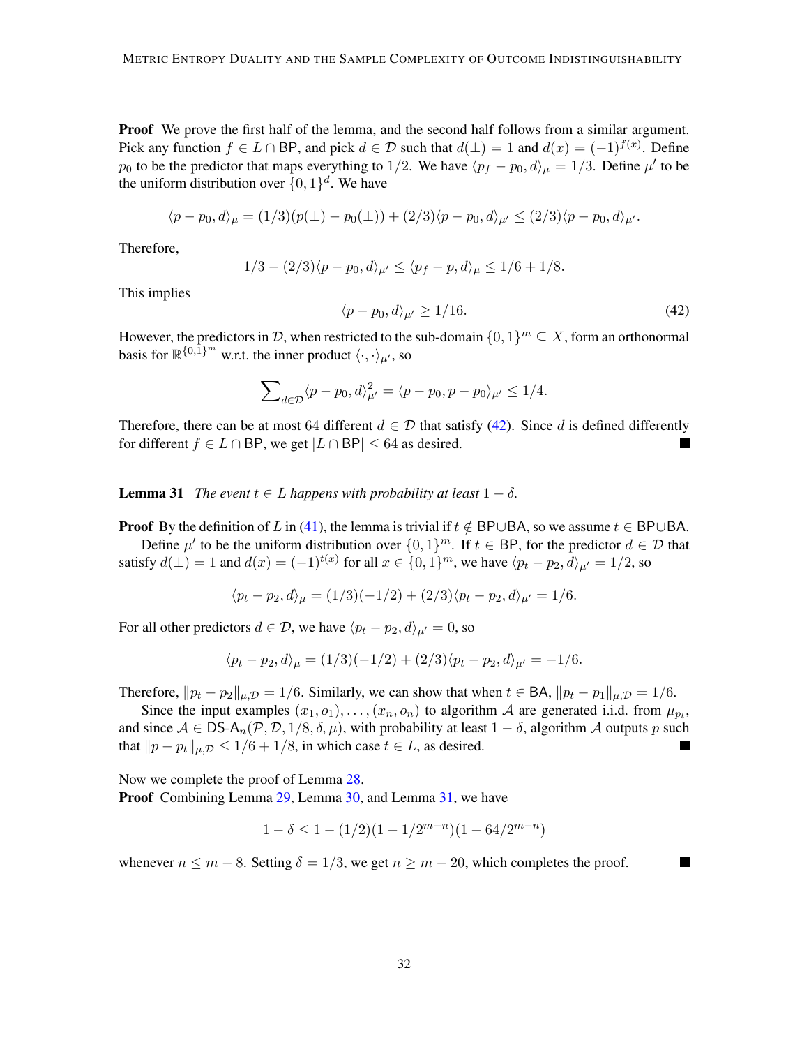**Proof** We prove the first half of the lemma, and the second half follows from a similar argument. Pick any function $f \in L \cap \mathsf{BP}$, and pick $d \in \mathcal{D}$ such that $d(\perp) = 1$ and $d(x) = (-1)^{f(x)}$. Define $p_0$ to be the predictor that maps everything to $1/2$. We have $\langle p_f - p_0, d \rangle_\mu = 1/3$. Define $\mu'$ to be the uniform distribution over $\{0,1\}^d$. We have

$$\langle p - p_0, d \rangle_\mu = (1/3)(p(\perp) - p_0(\perp)) + (2/3)\langle p - p_0, d \rangle_{\mu'} \le (2/3)\langle p - p_0, d \rangle_{\mu'}.$$

Therefore,

$$1/3 - (2/3)\langle p - p_0, d \rangle_{\mu'} \le \langle p_f - p, d \rangle_\mu \le 1/6 + 1/8.$$

This implies

$$\langle p - p_0, d \rangle_{\mu'} \ge 1/16. \tag{42}$$

However, the predictors in $\mathcal{D}$, when restricted to the sub-domain $\{0,1\}^m \subseteq X$, form an orthonormal basis for $\mathbb{R}^{\{0,1\}^m}$ w.r.t. the inner product $\langle \cdot, \cdot \rangle_{\mu'}$, so

$$\sum\nolimits_{d \in \mathcal{D}} \langle p - p_0, d \rangle_{\mu'}^2 = \langle p - p_0, p - p_0 \rangle_{\mu'} \le 1/4.$$

Therefore, there can be at most 64 different $d \in \mathcal{D}$ that satisfy (42). Since $d$ is defined differently for different $f \in L \cap \mathsf{BP}$, we get $|L \cap \mathsf{BP}| \le 64$ as desired. ∎

**Lemma 31** *The event $t \in L$ happens with probability at least $1 - \delta$.*

**Proof** By the definition of $L$ in (41), the lemma is trivial if $t \notin \mathsf{BP} \cup \mathsf{BA}$, so we assume $t \in \mathsf{BP} \cup \mathsf{BA}$.

Define $\mu'$ to be the uniform distribution over $\{0,1\}^m$. If $t \in \mathsf{BP}$, for the predictor $d \in \mathcal{D}$ that satisfy $d(\perp) = 1$ and $d(x) = (-1)^{t(x)}$ for all $x \in \{0,1\}^m$, we have $\langle p_t - p_2, d \rangle_{\mu'} = 1/2$, so

$$\langle p_t - p_2, d \rangle_\mu = (1/3)(-1/2) + (2/3)\langle p_t - p_2, d \rangle_{\mu'} = 1/6.$$

For all other predictors $d \in \mathcal{D}$, we have $\langle p_t - p_2, d \rangle_{\mu'} = 0$, so

$$\langle p_t - p_2, d \rangle_\mu = (1/3)(-1/2) + (2/3)\langle p_t - p_2, d \rangle_{\mu'} = -1/6.$$

Therefore, $\|p_t - p_2\|_{\mu, \mathcal{D}} = 1/6$. Similarly, we can show that when $t \in \mathsf{BA}$, $\|p_t - p_1\|_{\mu, \mathcal{D}} = 1/6$.

Since the input examples $(x_1, o_1), \ldots, (x_n, o_n)$ to algorithm $\mathcal{A}$ are generated i.i.d. from $\mu_{p_t}$, and since $\mathcal{A} \in \mathsf{DS\text{-}A}_n(\mathcal{P}, \mathcal{D}, 1/8, \delta, \mu)$, with probability at least $1 - \delta$, algorithm $\mathcal{A}$ outputs $p$ such that $\|p - p_t\|_{\mu, \mathcal{D}} \le 1/6 + 1/8$, in which case $t \in L$, as desired. ∎

Now we complete the proof of Lemma 28.

**Proof** Combining Lemma 29, Lemma 30, and Lemma 31, we have

$$1 - \delta \le 1 - (1/2)(1 - 1/2^{m-n})(1 - 64/2^{m-n})$$

whenever $n \le m - 8$. Setting $\delta = 1/3$, we get $n \ge m - 20$, which completes the proof. ∎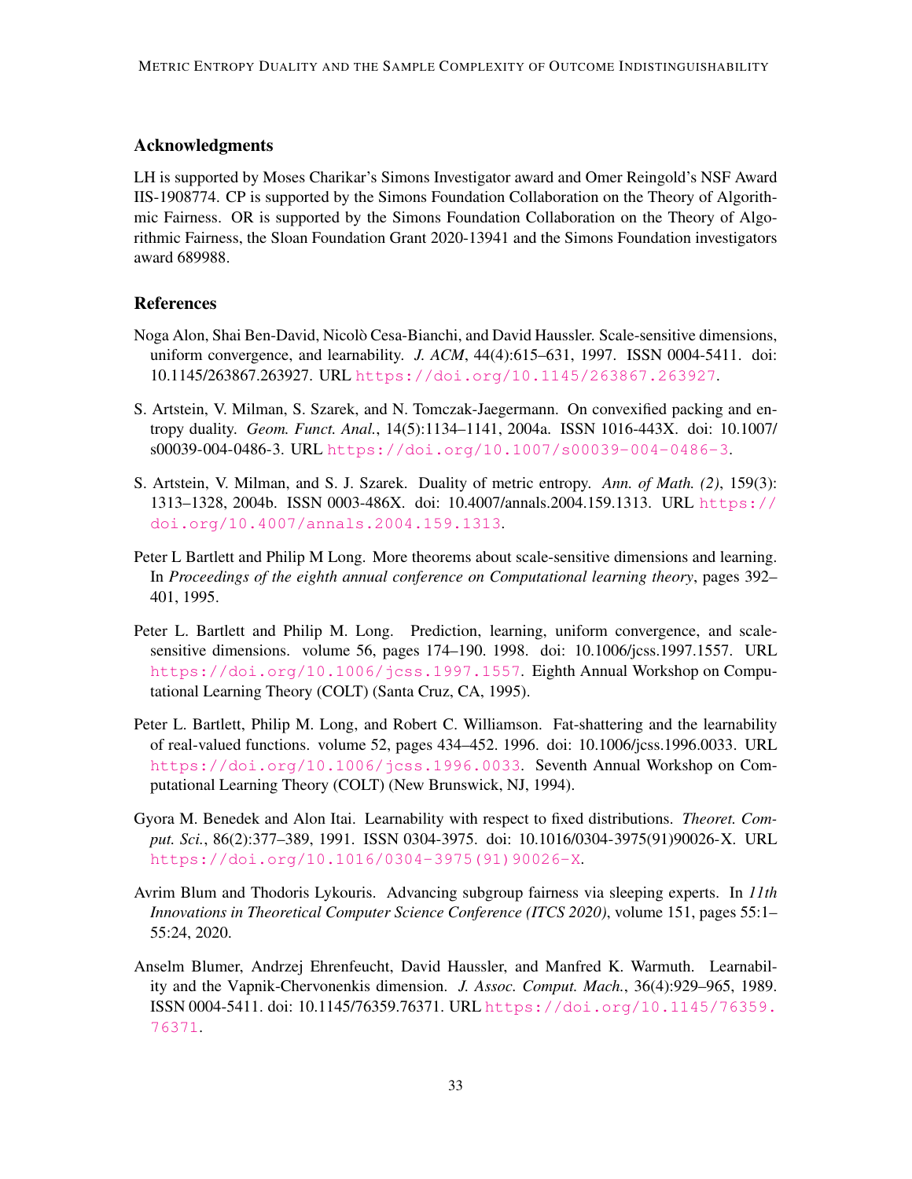## Acknowledgments

LH is supported by Moses Charikar's Simons Investigator award and Omer Reingold's NSF Award IIS-1908774. CP is supported by the Simons Foundation Collaboration on the Theory of Algorithmic Fairness. OR is supported by the Simons Foundation Collaboration on the Theory of Algorithmic Fairness, the Sloan Foundation Grant 2020-13941 and the Simons Foundation investigators award 689988.

## References

Noga Alon, Shai Ben-David, Nicolò Cesa-Bianchi, and David Haussler. Scale-sensitive dimensions, uniform convergence, and learnability. *J. ACM*, 44(4):615–631, 1997. ISSN 0004-5411. doi: 10.1145/263867.263927. URL https://doi.org/10.1145/263867.263927.

S. Artstein, V. Milman, S. Szarek, and N. Tomczak-Jaegermann. On convexified packing and entropy duality. *Geom. Funct. Anal.*, 14(5):1134–1141, 2004a. ISSN 1016-443X. doi: 10.1007/s00039-004-0486-3. URL https://doi.org/10.1007/s00039-004-0486-3.

S. Artstein, V. Milman, and S. J. Szarek. Duality of metric entropy. *Ann. of Math. (2)*, 159(3): 1313–1328, 2004b. ISSN 0003-486X. doi: 10.4007/annals.2004.159.1313. URL https://doi.org/10.4007/annals.2004.159.1313.

Peter L Bartlett and Philip M Long. More theorems about scale-sensitive dimensions and learning. In *Proceedings of the eighth annual conference on Computational learning theory*, pages 392–401, 1995.

Peter L. Bartlett and Philip M. Long. Prediction, learning, uniform convergence, and scale-sensitive dimensions. volume 56, pages 174–190. 1998. doi: 10.1006/jcss.1997.1557. URL https://doi.org/10.1006/jcss.1997.1557. Eighth Annual Workshop on Computational Learning Theory (COLT) (Santa Cruz, CA, 1995).

Peter L. Bartlett, Philip M. Long, and Robert C. Williamson. Fat-shattering and the learnability of real-valued functions. volume 52, pages 434–452. 1996. doi: 10.1006/jcss.1996.0033. URL https://doi.org/10.1006/jcss.1996.0033. Seventh Annual Workshop on Computational Learning Theory (COLT) (New Brunswick, NJ, 1994).

Gyora M. Benedek and Alon Itai. Learnability with respect to fixed distributions. *Theoret. Comput. Sci.*, 86(2):377–389, 1991. ISSN 0304-3975. doi: 10.1016/0304-3975(91)90026-X. URL https://doi.org/10.1016/0304-3975(91)90026-X.

Avrim Blum and Thodoris Lykouris. Advancing subgroup fairness via sleeping experts. In *11th Innovations in Theoretical Computer Science Conference (ITCS 2020)*, volume 151, pages 55:1–55:24, 2020.

Anselm Blumer, Andrzej Ehrenfeucht, David Haussler, and Manfred K. Warmuth. Learnability and the Vapnik-Chervonenkis dimension. *J. Assoc. Comput. Mach.*, 36(4):929–965, 1989. ISSN 0004-5411. doi: 10.1145/76359.76371. URL https://doi.org/10.1145/76359.76371.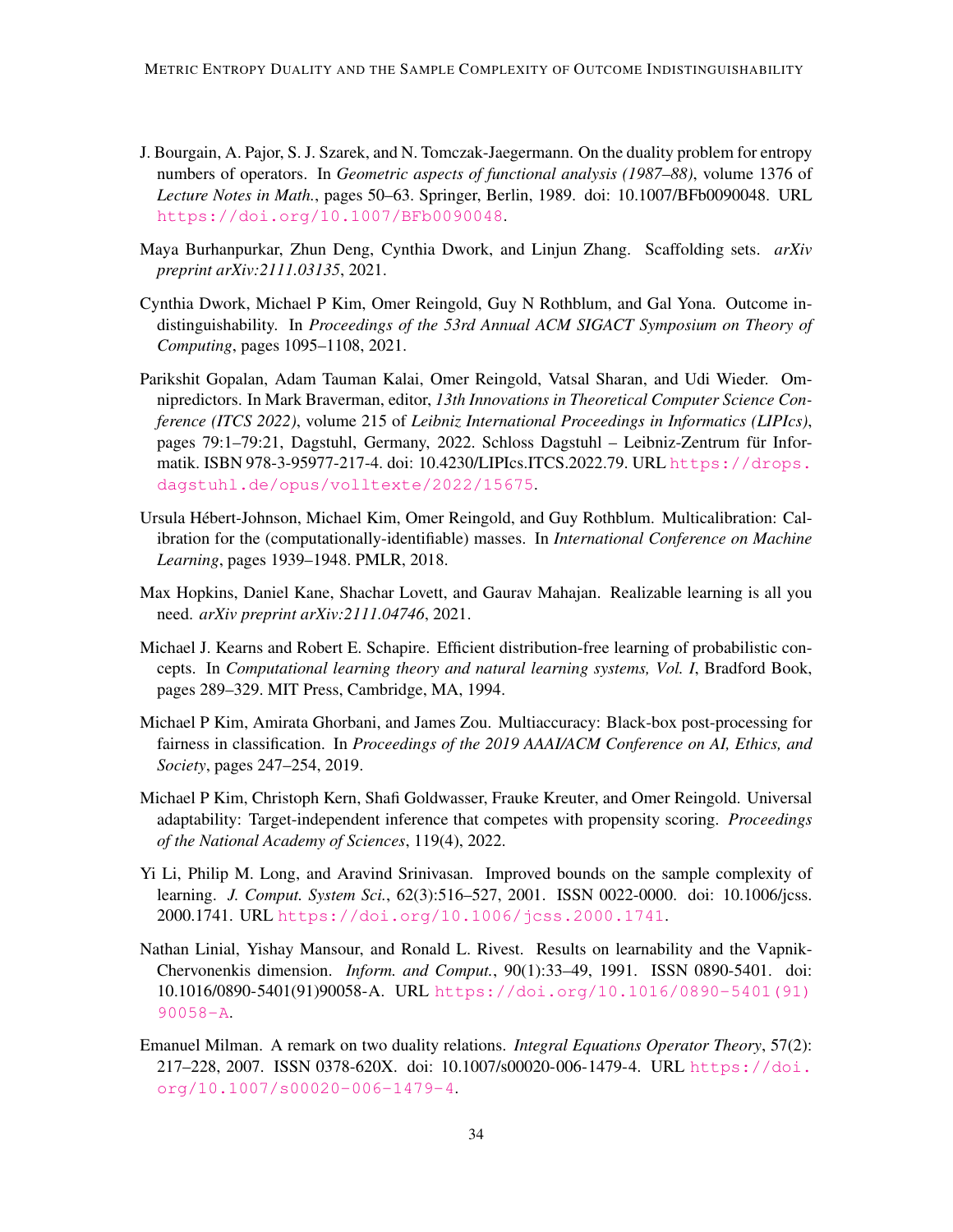J. Bourgain, A. Pajor, S. J. Szarek, and N. Tomczak-Jaegermann. On the duality problem for entropy numbers of operators. In *Geometric aspects of functional analysis (1987–88)*, volume 1376 of *Lecture Notes in Math.*, pages 50–63. Springer, Berlin, 1989. doi: 10.1007/BFb0090048. URL https://doi.org/10.1007/BFb0090048.

Maya Burhanpurkar, Zhun Deng, Cynthia Dwork, and Linjun Zhang. Scaffolding sets. *arXiv preprint arXiv:2111.03135*, 2021.

Cynthia Dwork, Michael P Kim, Omer Reingold, Guy N Rothblum, and Gal Yona. Outcome indistinguishability. In *Proceedings of the 53rd Annual ACM SIGACT Symposium on Theory of Computing*, pages 1095–1108, 2021.

Parikshit Gopalan, Adam Tauman Kalai, Omer Reingold, Vatsal Sharan, and Udi Wieder. Omnipredictors. In Mark Braverman, editor, *13th Innovations in Theoretical Computer Science Conference (ITCS 2022)*, volume 215 of *Leibniz International Proceedings in Informatics (LIPIcs)*, pages 79:1–79:21, Dagstuhl, Germany, 2022. Schloss Dagstuhl – Leibniz-Zentrum für Informatik. ISBN 978-3-95977-217-4. doi: 10.4230/LIPIcs.ITCS.2022.79. URL https://drops.dagstuhl.de/opus/volltexte/2022/15675.

Ursula Hébert-Johnson, Michael Kim, Omer Reingold, and Guy Rothblum. Multicalibration: Calibration for the (computationally-identifiable) masses. In *International Conference on Machine Learning*, pages 1939–1948. PMLR, 2018.

Max Hopkins, Daniel Kane, Shachar Lovett, and Gaurav Mahajan. Realizable learning is all you need. *arXiv preprint arXiv:2111.04746*, 2021.

Michael J. Kearns and Robert E. Schapire. Efficient distribution-free learning of probabilistic concepts. In *Computational learning theory and natural learning systems, Vol. I*, Bradford Book, pages 289–329. MIT Press, Cambridge, MA, 1994.

Michael P Kim, Amirata Ghorbani, and James Zou. Multiaccuracy: Black-box post-processing for fairness in classification. In *Proceedings of the 2019 AAAI/ACM Conference on AI, Ethics, and Society*, pages 247–254, 2019.

Michael P Kim, Christoph Kern, Shafi Goldwasser, Frauke Kreuter, and Omer Reingold. Universal adaptability: Target-independent inference that competes with propensity scoring. *Proceedings of the National Academy of Sciences*, 119(4), 2022.

Yi Li, Philip M. Long, and Aravind Srinivasan. Improved bounds on the sample complexity of learning. *J. Comput. System Sci.*, 62(3):516–527, 2001. ISSN 0022-0000. doi: 10.1006/jcss.2000.1741. URL https://doi.org/10.1006/jcss.2000.1741.

Nathan Linial, Yishay Mansour, and Ronald L. Rivest. Results on learnability and the Vapnik-Chervonenkis dimension. *Inform. and Comput.*, 90(1):33–49, 1991. ISSN 0890-5401. doi: 10.1016/0890-5401(91)90058-A. URL https://doi.org/10.1016/0890-5401(91)90058-A.

Emanuel Milman. A remark on two duality relations. *Integral Equations Operator Theory*, 57(2): 217–228, 2007. ISSN 0378-620X. doi: 10.1007/s00020-006-1479-4. URL https://doi.org/10.1007/s00020-006-1479-4.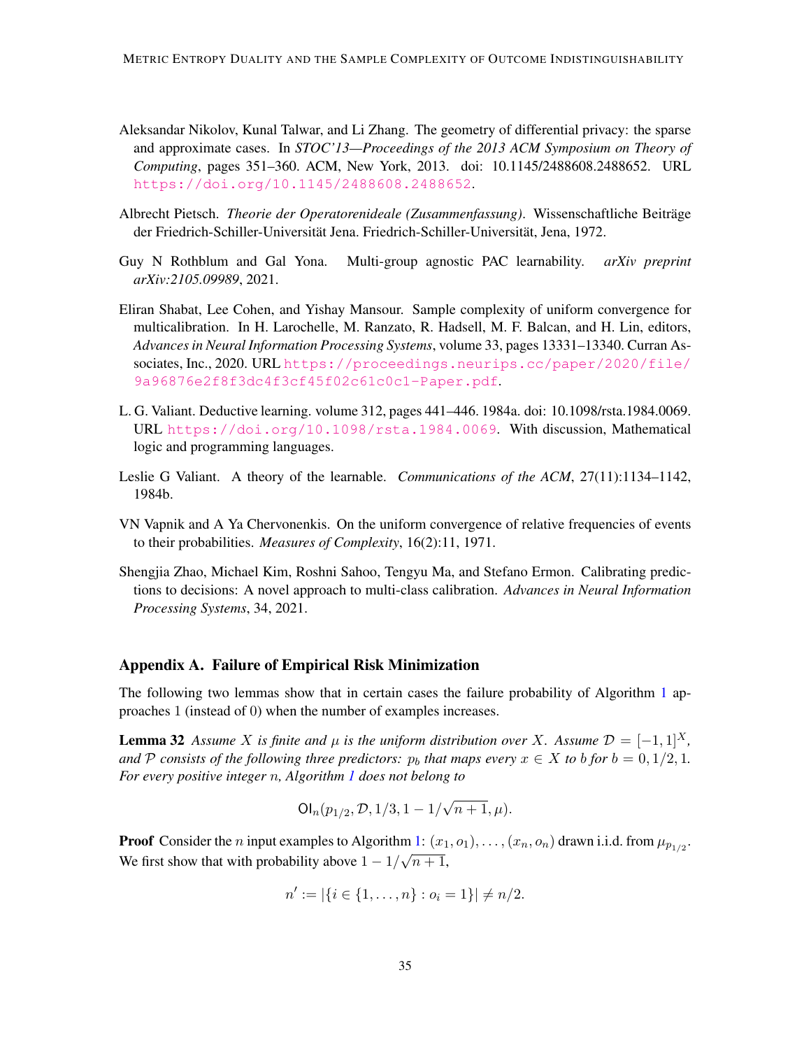Aleksandar Nikolov, Kunal Talwar, and Li Zhang. The geometry of differential privacy: the sparse and approximate cases. In *STOC'13—Proceedings of the 2013 ACM Symposium on Theory of Computing*, pages 351–360. ACM, New York, 2013. doi: 10.1145/2488608.2488652. URL https://doi.org/10.1145/2488608.2488652.

Albrecht Pietsch. *Theorie der Operatorenideale (Zusammenfassung)*. Wissenschaftliche Beiträge der Friedrich-Schiller-Universität Jena. Friedrich-Schiller-Universität, Jena, 1972.

Guy N Rothblum and Gal Yona. Multi-group agnostic PAC learnability. *arXiv preprint arXiv:2105.09989*, 2021.

Eliran Shabat, Lee Cohen, and Yishay Mansour. Sample complexity of uniform convergence for multicalibration. In H. Larochelle, M. Ranzato, R. Hadsell, M. F. Balcan, and H. Lin, editors, *Advances in Neural Information Processing Systems*, volume 33, pages 13331–13340. Curran Associates, Inc., 2020. URL https://proceedings.neurips.cc/paper/2020/file/9a96876e2f8f3dc4f3cf45f02c61c0c1-Paper.pdf.

L. G. Valiant. Deductive learning. volume 312, pages 441–446. 1984a. doi: 10.1098/rsta.1984.0069. URL https://doi.org/10.1098/rsta.1984.0069. With discussion, Mathematical logic and programming languages.

Leslie G Valiant. A theory of the learnable. *Communications of the ACM*, 27(11):1134–1142, 1984b.

VN Vapnik and A Ya Chervonenkis. On the uniform convergence of relative frequencies of events to their probabilities. *Measures of Complexity*, 16(2):11, 1971.

Shengjia Zhao, Michael Kim, Roshni Sahoo, Tengyu Ma, and Stefano Ermon. Calibrating predictions to decisions: A novel approach to multi-class calibration. *Advances in Neural Information Processing Systems*, 34, 2021.

## Appendix A. Failure of Empirical Risk Minimization

The following two lemmas show that in certain cases the failure probability of Algorithm 1 approaches 1 (instead of 0) when the number of examples increases.

**Lemma 32** *Assume $X$ is finite and $\mu$ is the uniform distribution over $X$. Assume $\mathcal{D} = [-1, 1]^X$, and $\mathcal{P}$ consists of the following three predictors: $p_b$ that maps every $x \in X$ to $b$ for $b = 0, 1/2, 1$. For every positive integer $n$, Algorithm 1 does not belong to*

$$\mathsf{OI}_n(p_{1/2}, \mathcal{D}, 1/3, 1 - 1/\sqrt{n+1}, \mu).$$

**Proof** Consider the $n$ input examples to Algorithm 1: $(x_1, o_1), \ldots, (x_n, o_n)$ drawn i.i.d. from $\mu_{p_{1/2}}$. We first show that with probability above $1 - 1/\sqrt{n+1}$,

$$n' := |\{i \in \{1, \ldots, n\} : o_i = 1\}| \neq n/2.$$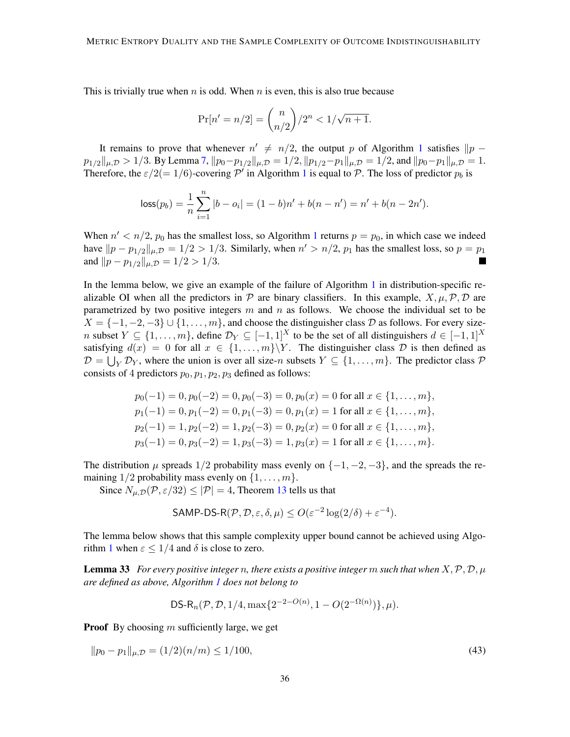This is trivially true when $n$ is odd. When $n$ is even, this is also true because

$$\Pr[n' = n/2] = \binom{n}{n/2}/2^n < 1/\sqrt{n+1}.$$

It remains to prove that whenever $n' \neq n/2$, the output $p$ of Algorithm 1 satisfies $\|p - p_{1/2}\|_{\mu,\mathcal{D}} > 1/3$. By Lemma 7, $\|p_0 - p_{1/2}\|_{\mu,\mathcal{D}} = 1/2$, $\|p_{1/2} - p_1\|_{\mu,\mathcal{D}} = 1/2$, and $\|p_0 - p_1\|_{\mu,\mathcal{D}} = 1$. Therefore, the $\varepsilon/2 (= 1/6)$-covering $\mathcal{P}'$ in Algorithm 1 is equal to $\mathcal{P}$. The loss of predictor $p_b$ is

$$\mathsf{loss}(p_b) = \frac{1}{n}\sum_{i=1}^{n} |b - o_i| = (1-b)n' + b(n - n') = n' + b(n - 2n').$$

When $n' < n/2$, $p_0$ has the smallest loss, so Algorithm 1 returns $p = p_0$, in which case we indeed have $\|p - p_{1/2}\|_{\mu,\mathcal{D}} = 1/2 > 1/3$. Similarly, when $n' > n/2$, $p_1$ has the smallest loss, so $p = p_1$ and $\|p - p_{1/2}\|_{\mu,\mathcal{D}} = 1/2 > 1/3$. ∎

In the lemma below, we give an example of the failure of Algorithm 1 in distribution-specific realizable OI when all the predictors in $\mathcal{P}$ are binary classifiers. In this example, $X, \mu, \mathcal{P}, \mathcal{D}$ are parametrized by two positive integers $m$ and $n$ as follows. We choose the individual set to be $X = \{-1, -2, -3\} \cup \{1, \ldots, m\}$, and choose the distinguisher class $\mathcal{D}$ as follows. For every size-$n$ subset $Y \subseteq \{1, \ldots, m\}$, define $\mathcal{D}_Y \subseteq [-1,1]^X$ to be the set of all distinguishers $d \in [-1,1]^X$ satisfying $d(x) = 0$ for all $x \in \{1, \ldots, m\} \backslash Y$. The distinguisher class $\mathcal{D}$ is then defined as $\mathcal{D} = \bigcup_Y \mathcal{D}_Y$, where the union is over all size-$n$ subsets $Y \subseteq \{1, \ldots, m\}$. The predictor class $\mathcal{P}$ consists of 4 predictors $p_0, p_1, p_2, p_3$ defined as follows:

$$\begin{aligned}
&p_0(-1) = 0, p_0(-2) = 0, p_0(-3) = 0, p_0(x) = 0 \text{ for all } x \in \{1, \ldots, m\},\\
&p_1(-1) = 0, p_1(-2) = 0, p_1(-3) = 0, p_1(x) = 1 \text{ for all } x \in \{1, \ldots, m\},\\
&p_2(-1) = 1, p_2(-2) = 1, p_2(-3) = 0, p_2(x) = 0 \text{ for all } x \in \{1, \ldots, m\},\\
&p_3(-1) = 0, p_3(-2) = 1, p_3(-3) = 1, p_3(x) = 1 \text{ for all } x \in \{1, \ldots, m\}.
\end{aligned}$$

The distribution $\mu$ spreads $1/2$ probability mass evenly on $\{-1, -2, -3\}$, and the spreads the remaining $1/2$ probability mass evenly on $\{1, \ldots, m\}$.

Since $N_{\mu,\mathcal{D}}(\mathcal{P}, \varepsilon/32) \leq |\mathcal{P}| = 4$, Theorem 13 tells us that

$$\mathsf{SAMP\text{-}DS\text{-}R}(\mathcal{P}, \mathcal{D}, \varepsilon, \delta, \mu) \leq O(\varepsilon^{-2}\log(2/\delta) + \varepsilon^{-4}).$$

The lemma below shows that this sample complexity upper bound cannot be achieved using Algorithm 1 when $\varepsilon \leq 1/4$ and $\delta$ is close to zero.

**Lemma 33** *For every positive integer $n$, there exists a positive integer $m$ such that when $X, \mathcal{P}, \mathcal{D}, \mu$ are defined as above, Algorithm 1 does not belong to*

$$\mathsf{DS\text{-}R}_n(\mathcal{P}, \mathcal{D}, 1/4, \max\{2^{-2-O(n)}, 1 - O(2^{-\Omega(n)})\}, \mu).$$

**Proof** By choosing $m$ sufficiently large, we get

$$\|p_0 - p_1\|_{\mu,\mathcal{D}} = (1/2)(n/m) \leq 1/100, \tag{43}$$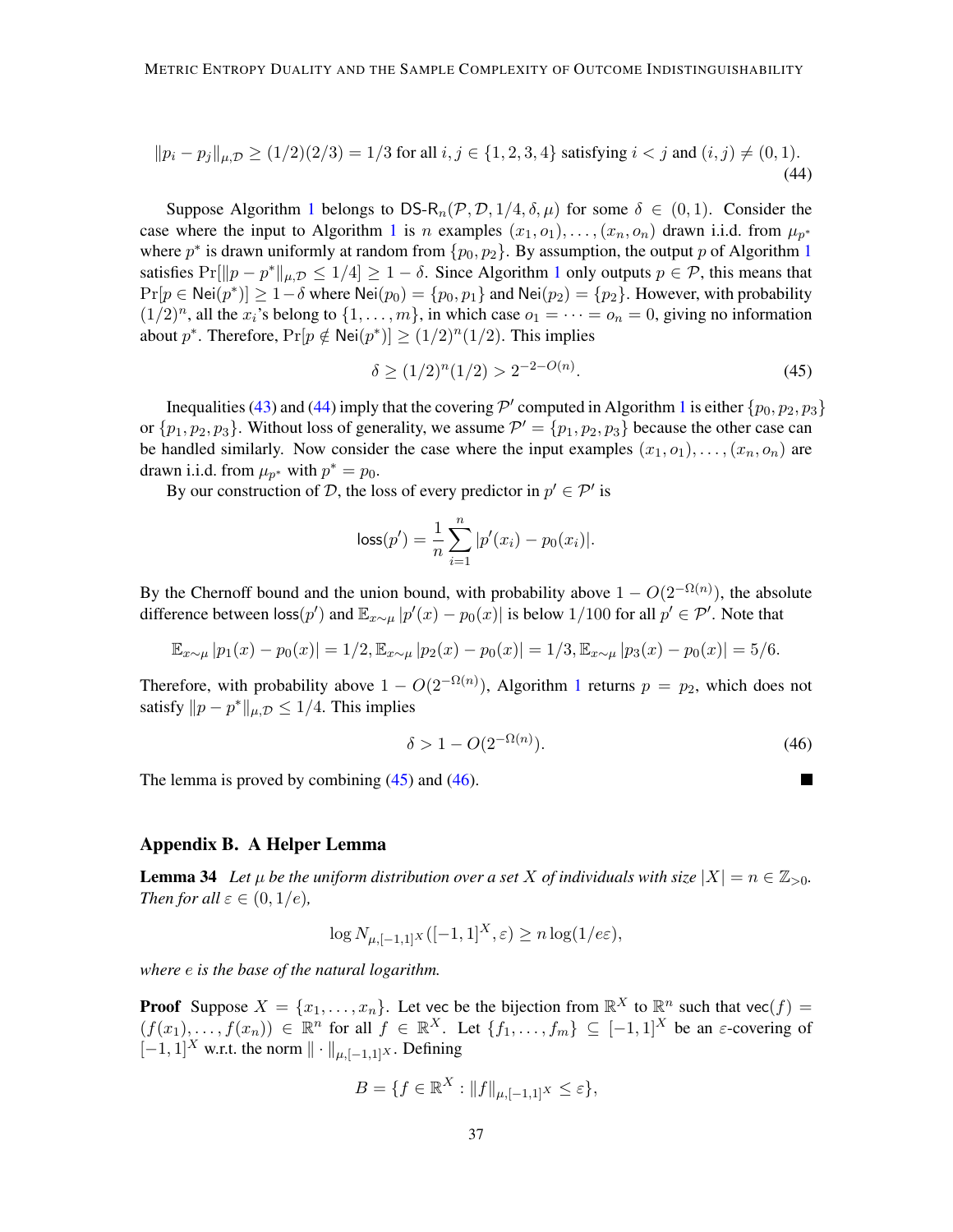$$\|p_i - p_j\|_{\mu,\mathcal{D}} \geq (1/2)(2/3) = 1/3 \text{ for all } i,j \in \{1,2,3,4\} \text{ satisfying } i < j \text{ and } (i,j) \neq (0,1). \tag{44}$$

Suppose Algorithm 1 belongs to $\mathsf{DS\text{-}R}_n(\mathcal{P}, \mathcal{D}, 1/4, \delta, \mu)$ for some $\delta \in (0,1)$. Consider the case where the input to Algorithm 1 is $n$ examples $(x_1, o_1), \ldots, (x_n, o_n)$ drawn i.i.d. from $\mu_{p^*}$ where $p^*$ is drawn uniformly at random from $\{p_0, p_2\}$. By assumption, the output $p$ of Algorithm 1 satisfies $\Pr[\|p - p^*\|_{\mu,\mathcal{D}} \leq 1/4] \geq 1 - \delta$. Since Algorithm 1 only outputs $p \in \mathcal{P}$, this means that $\Pr[p \in \mathsf{Nei}(p^*)] \geq 1 - \delta$ where $\mathsf{Nei}(p_0) = \{p_0, p_1\}$ and $\mathsf{Nei}(p_2) = \{p_2\}$. However, with probability $(1/2)^n$, all the $x_i$'s belong to $\{1, \ldots, m\}$, in which case $o_1 = \cdots = o_n = 0$, giving no information about $p^*$. Therefore, $\Pr[p \notin \mathsf{Nei}(p^*)] \geq (1/2)^n (1/2)$. This implies

$$\delta \geq (1/2)^n (1/2) > 2^{-2-O(n)}. \tag{45}$$

Inequalities (43) and (44) imply that the covering $\mathcal{P}'$ computed in Algorithm 1 is either $\{p_0, p_2, p_3\}$ or $\{p_1, p_2, p_3\}$. Without loss of generality, we assume $\mathcal{P}' = \{p_1, p_2, p_3\}$ because the other case can be handled similarly. Now consider the case where the input examples $(x_1, o_1), \ldots, (x_n, o_n)$ are drawn i.i.d. from $\mu_{p^*}$ with $p^* = p_0$.

By our construction of $\mathcal{D}$, the loss of every predictor in $p' \in \mathcal{P}'$ is

$$\mathsf{loss}(p') = \frac{1}{n} \sum_{i=1}^{n} |p'(x_i) - p_0(x_i)|.$$

By the Chernoff bound and the union bound, with probability above $1 - O(2^{-\Omega(n)})$, the absolute difference between $\mathsf{loss}(p')$ and $\mathbb{E}_{x\sim\mu} |p'(x) - p_0(x)|$ is below $1/100$ for all $p' \in \mathcal{P}'$. Note that

$$\mathbb{E}_{x\sim\mu} |p_1(x) - p_0(x)| = 1/2, \mathbb{E}_{x\sim\mu} |p_2(x) - p_0(x)| = 1/3, \mathbb{E}_{x\sim\mu} |p_3(x) - p_0(x)| = 5/6.$$

Therefore, with probability above $1 - O(2^{-\Omega(n)})$, Algorithm 1 returns $p = p_2$, which does not satisfy $\|p - p^*\|_{\mu,\mathcal{D}} \leq 1/4$. This implies

$$\delta > 1 - O(2^{-\Omega(n)}). \tag{46}$$

The lemma is proved by combining (45) and (46). ■

## Appendix B. A Helper Lemma

**Lemma 34** *Let $\mu$ be the uniform distribution over a set $X$ of individuals with size $|X| = n \in \mathbb{Z}_{>0}$. Then for all $\varepsilon \in (0, 1/e)$,*

$$\log N_{\mu,[-1,1]^X}([-1,1]^X, \varepsilon) \geq n \log(1/e\varepsilon),$$

*where $e$ is the base of the natural logarithm.*

**Proof** Suppose $X = \{x_1, \ldots, x_n\}$. Let $\mathsf{vec}$ be the bijection from $\mathbb{R}^X$ to $\mathbb{R}^n$ such that $\mathsf{vec}(f) = (f(x_1), \ldots, f(x_n)) \in \mathbb{R}^n$ for all $f \in \mathbb{R}^X$. Let $\{f_1, \ldots, f_m\} \subseteq [-1,1]^X$ be an $\varepsilon$-covering of $[-1,1]^X$ w.r.t. the norm $\|\cdot\|_{\mu,[-1,1]^X}$. Defining

$$B = \{f \in \mathbb{R}^X : \|f\|_{\mu,[-1,1]^X} \leq \varepsilon\},$$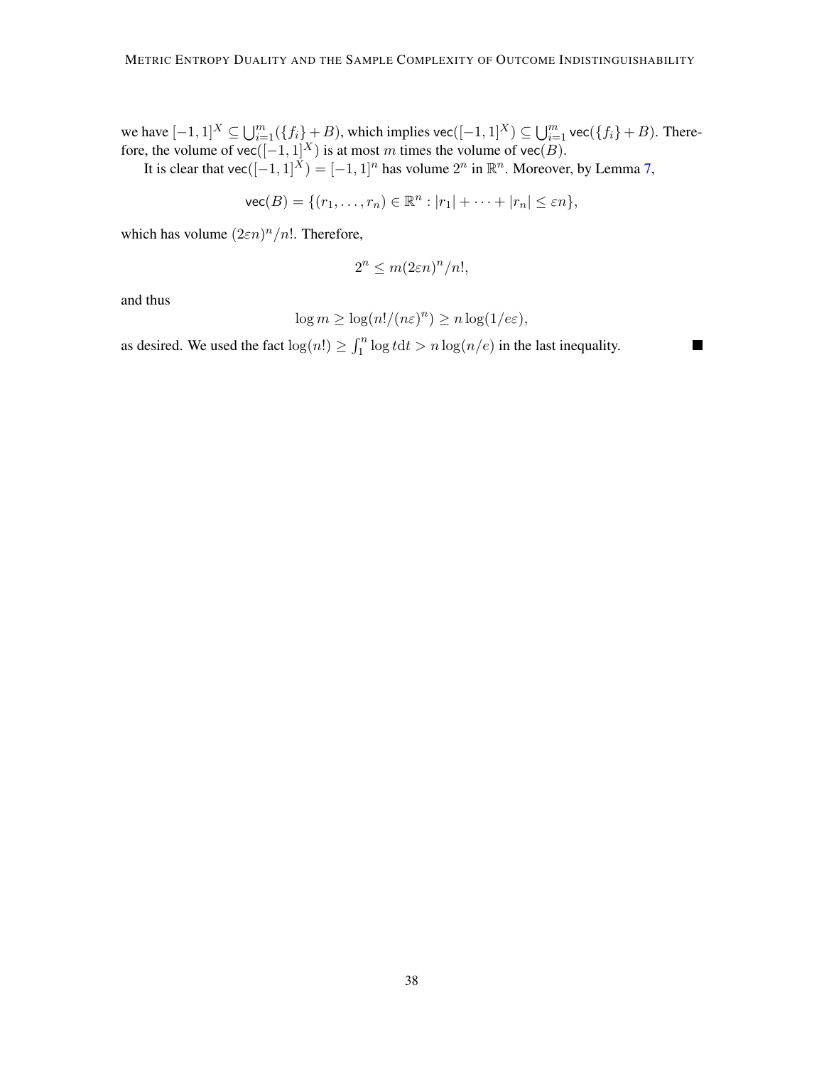we have $[-1, 1]^X \subseteq \bigcup_{i=1}^m (\{f_i\} + B)$, which implies $\mathsf{vec}([-1, 1]^X) \subseteq \bigcup_{i=1}^m \mathsf{vec}(\{f_i\} + B)$. Therefore, the volume of $\mathsf{vec}([-1, 1]^X)$ is at most $m$ times the volume of $\mathsf{vec}(B)$.

It is clear that $\mathsf{vec}([-1, 1]^X) = [-1, 1]^n$ has volume $2^n$ in $\mathbb{R}^n$. Moreover, by Lemma 7,

$$\mathsf{vec}(B) = \{(r_1, \ldots, r_n) \in \mathbb{R}^n : |r_1| + \cdots + |r_n| \leq \varepsilon n\},$$

which has volume $(2\varepsilon n)^n / n!$. Therefore,

$$2^n \leq m(2\varepsilon n)^n / n!,$$

and thus

$$\log m \geq \log(n!/(n\varepsilon)^n) \geq n \log(1/e\varepsilon),$$

as desired. We used the fact $\log(n!) \geq \int_1^n \log t \mathrm{d}t > n \log(n/e)$ in the last inequality. ∎